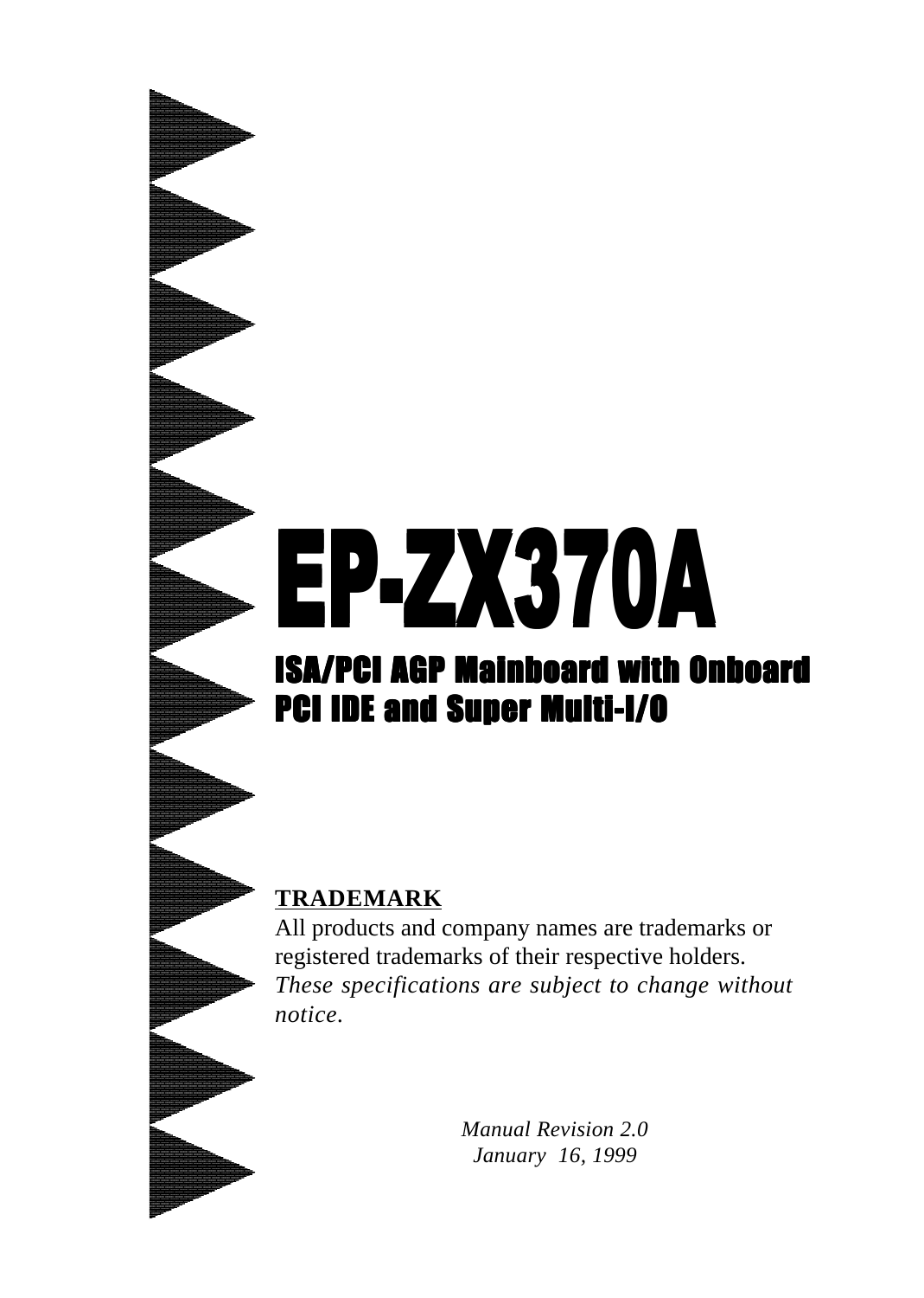# EP-ZX370A

## ISA/PCI AGP Mainboard with Onboard PCI IDE and Super Multi-I/O

**TRADEMARK**

All products and company names are trademarks or registered trademarks of their respective holders.

*These specifications are subject to change without notice.*

*Manual Revision 2.0*
*January 16, 1999*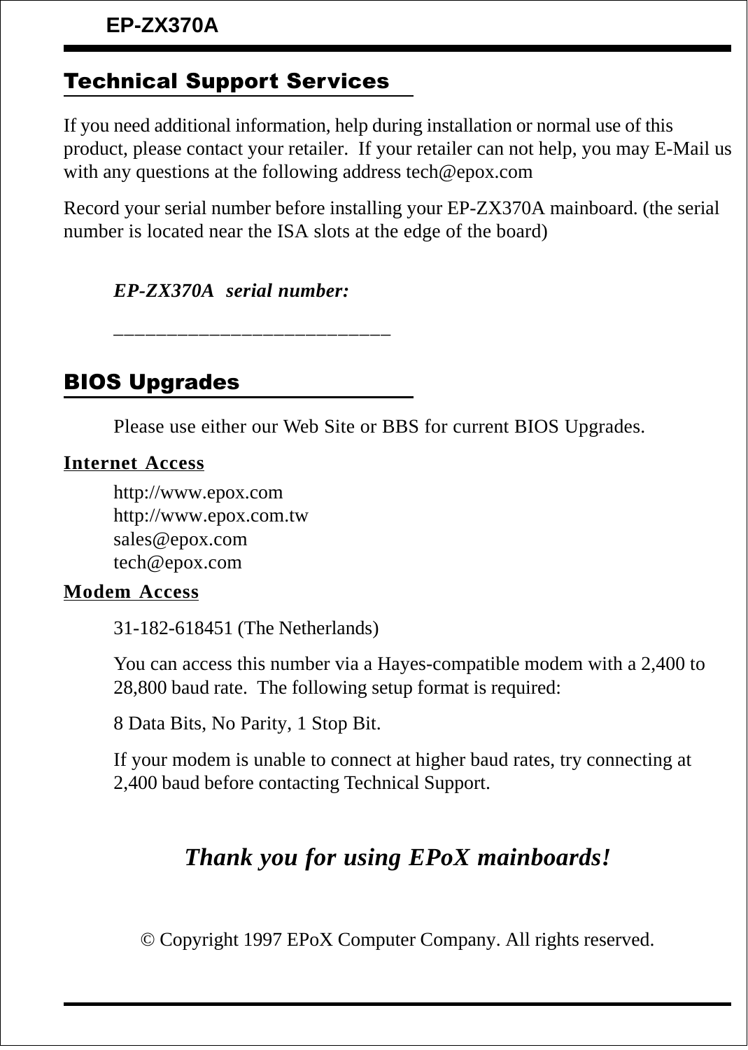## Technical Support Services

If you need additional information, help during installation or normal use of this product, please contact your retailer. If your retailer can not help, you may E-Mail us with any questions at the following address tech@epox.com

Record your serial number before installing your EP-ZX370A mainboard. (the serial number is located near the ISA slots at the edge of the board)

***EP-ZX370A serial number:***

__________________________

## BIOS Upgrades

Please use either our Web Site or BBS for current BIOS Upgrades.

**Internet Access**

http://www.epox.com
http://www.epox.com.tw
sales@epox.com
tech@epox.com

**Modem Access**

31-182-618451 (The Netherlands)

You can access this number via a Hayes-compatible modem with a 2,400 to 28,800 baud rate. The following setup format is required:

8 Data Bits, No Parity, 1 Stop Bit.

If your modem is unable to connect at higher baud rates, try connecting at 2,400 baud before contacting Technical Support.

***Thank you for using EPoX mainboards!***

© Copyright 1997 EPoX Computer Company. All rights reserved.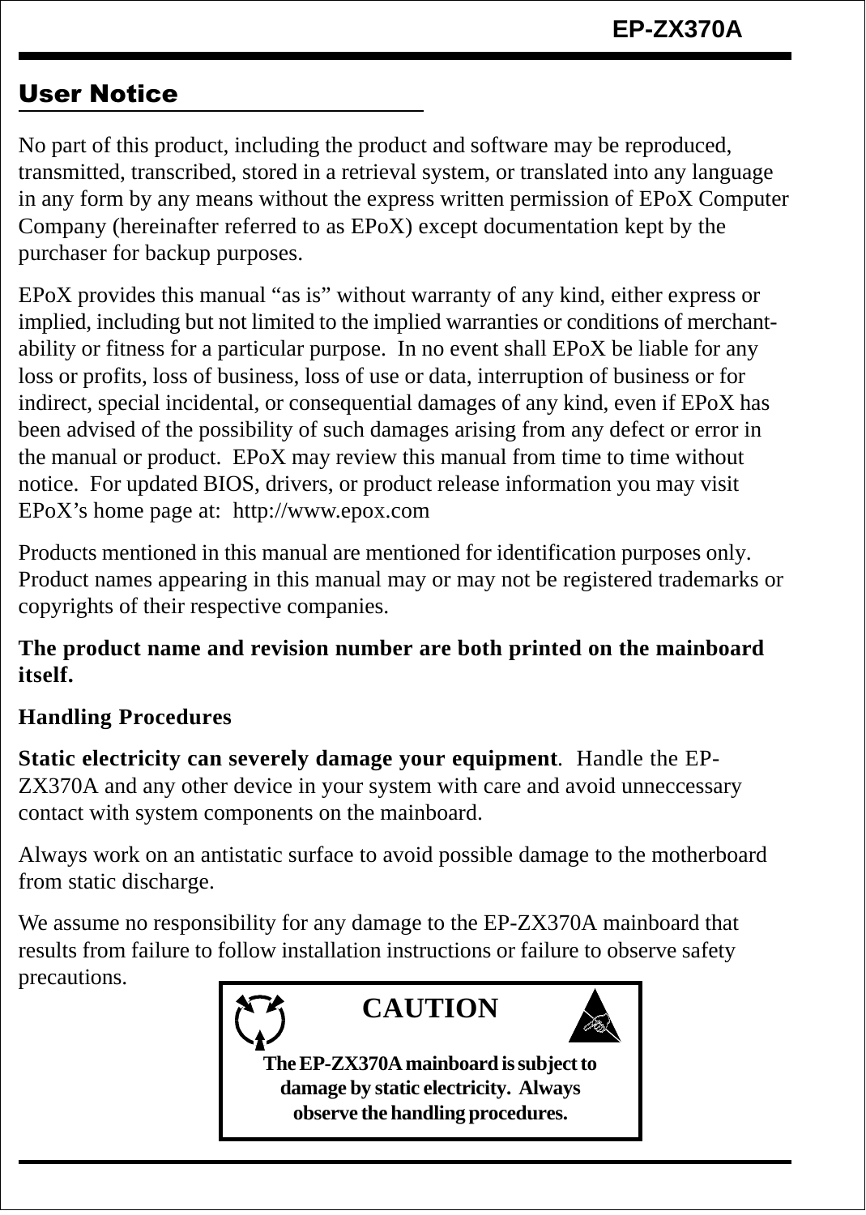## User Notice

No part of this product, including the product and software may be reproduced, transmitted, transcribed, stored in a retrieval system, or translated into any language in any form by any means without the express written permission of EPoX Computer Company (hereinafter referred to as EPoX) except documentation kept by the purchaser for backup purposes.

EPoX provides this manual “as is” without warranty of any kind, either express or implied, including but not limited to the implied warranties or conditions of merchant-ability or fitness for a particular purpose. In no event shall EPoX be liable for any loss or profits, loss of business, loss of use or data, interruption of business or for indirect, special incidental, or consequential damages of any kind, even if EPoX has been advised of the possibility of such damages arising from any defect or error in the manual or product. EPoX may review this manual from time to time without notice. For updated BIOS, drivers, or product release information you may visit EPoX’s home page at: http://www.epox.com

Products mentioned in this manual are mentioned for identification purposes only. Product names appearing in this manual may or may not be registered trademarks or copyrights of their respective companies.

**The product name and revision number are both printed on the mainboard itself.**

**Handling Procedures**

**Static electricity can severely damage your equipment**. Handle the EP-ZX370A and any other device in your system with care and avoid unneccessary contact with system components on the mainboard.

Always work on an antistatic surface to avoid possible damage to the motherboard from static discharge.

We assume no responsibility for any damage to the EP-ZX370A mainboard that results from failure to follow installation instructions or failure to observe safety precautions.

**CAUTION**

**The EP-ZX370A mainboard is subject to damage by static electricity. Always observe the handling procedures.**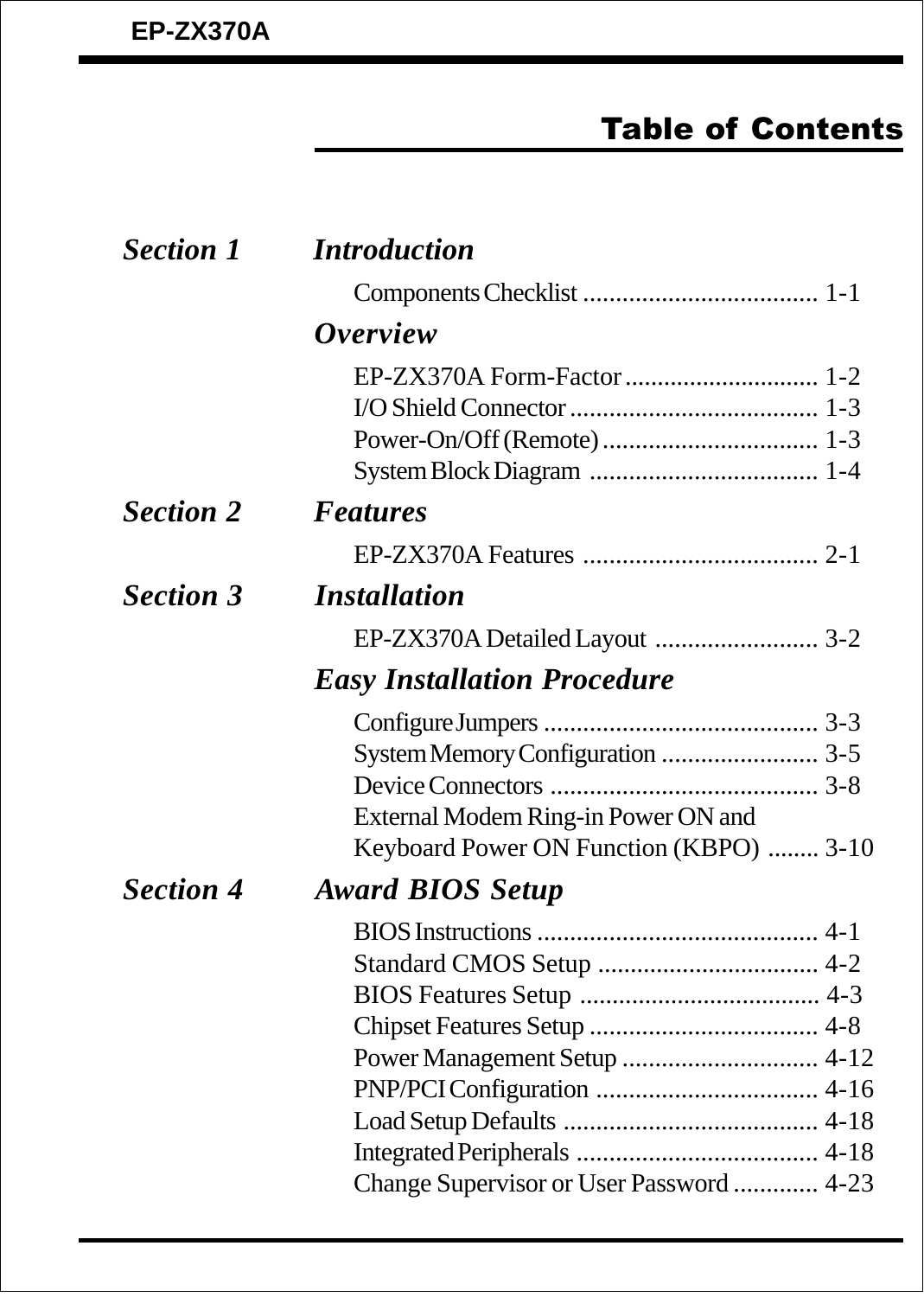# Table of Contents

| | | |
|---|---|---|
| ***Section 1*** | ***Introduction*** | |
| | Components Checklist | 1-1 |
| | ***Overview*** | |
| | EP-ZX370A Form-Factor | 1-2 |
| | I/O Shield Connector | 1-3 |
| | Power-On/Off (Remote) | 1-3 |
| | System Block Diagram | 1-4 |
| ***Section 2*** | ***Features*** | |
| | EP-ZX370A Features | 2-1 |
| ***Section 3*** | ***Installation*** | |
| | EP-ZX370A Detailed Layout | 3-2 |
| | ***Easy Installation Procedure*** | |
| | Configure Jumpers | 3-3 |
| | System Memory Configuration | 3-5 |
| | Device Connectors | 3-8 |
| | External Modem Ring-in Power ON and Keyboard Power ON Function (KBPO) | 3-10 |
| ***Section 4*** | ***Award BIOS Setup*** | |
| | BIOS Instructions | 4-1 |
| | Standard CMOS Setup | 4-2 |
| | BIOS Features Setup | 4-3 |
| | Chipset Features Setup | 4-8 |
| | Power Management Setup | 4-12 |
| | PNP/PCI Configuration | 4-16 |
| | Load Setup Defaults | 4-18 |
| | Integrated Peripherals | 4-18 |
| | Change Supervisor or User Password | 4-23 |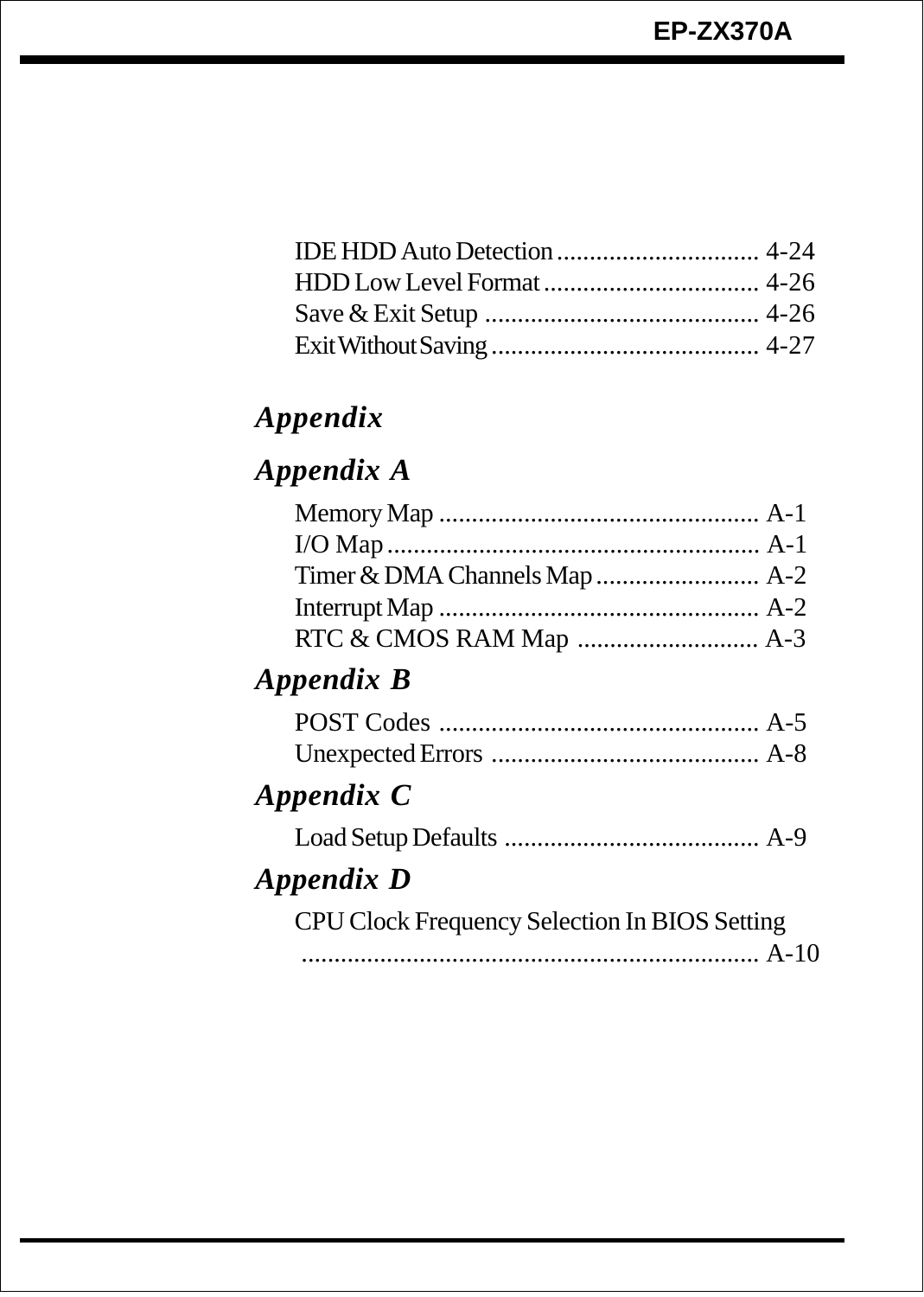IDE HDD Auto Detection ............................... 4-24
HDD Low Level Format ................................. 4-26
Save & Exit Setup .......................................... 4-26
Exit Without Saving ......................................... 4-27

## *Appendix*

### *Appendix A*

Memory Map ................................................. A-1
I/O Map ......................................................... A-1
Timer & DMA Channels Map ......................... A-2
Interrupt Map ................................................. A-2
RTC & CMOS RAM Map ............................ A-3

### *Appendix B*

POST Codes ................................................. A-5
Unexpected Errors .......................................... A-8

### *Appendix C*

Load Setup Defaults ....................................... A-9

### *Appendix D*

CPU Clock Frequency Selection In BIOS Setting
...................................................................... A-10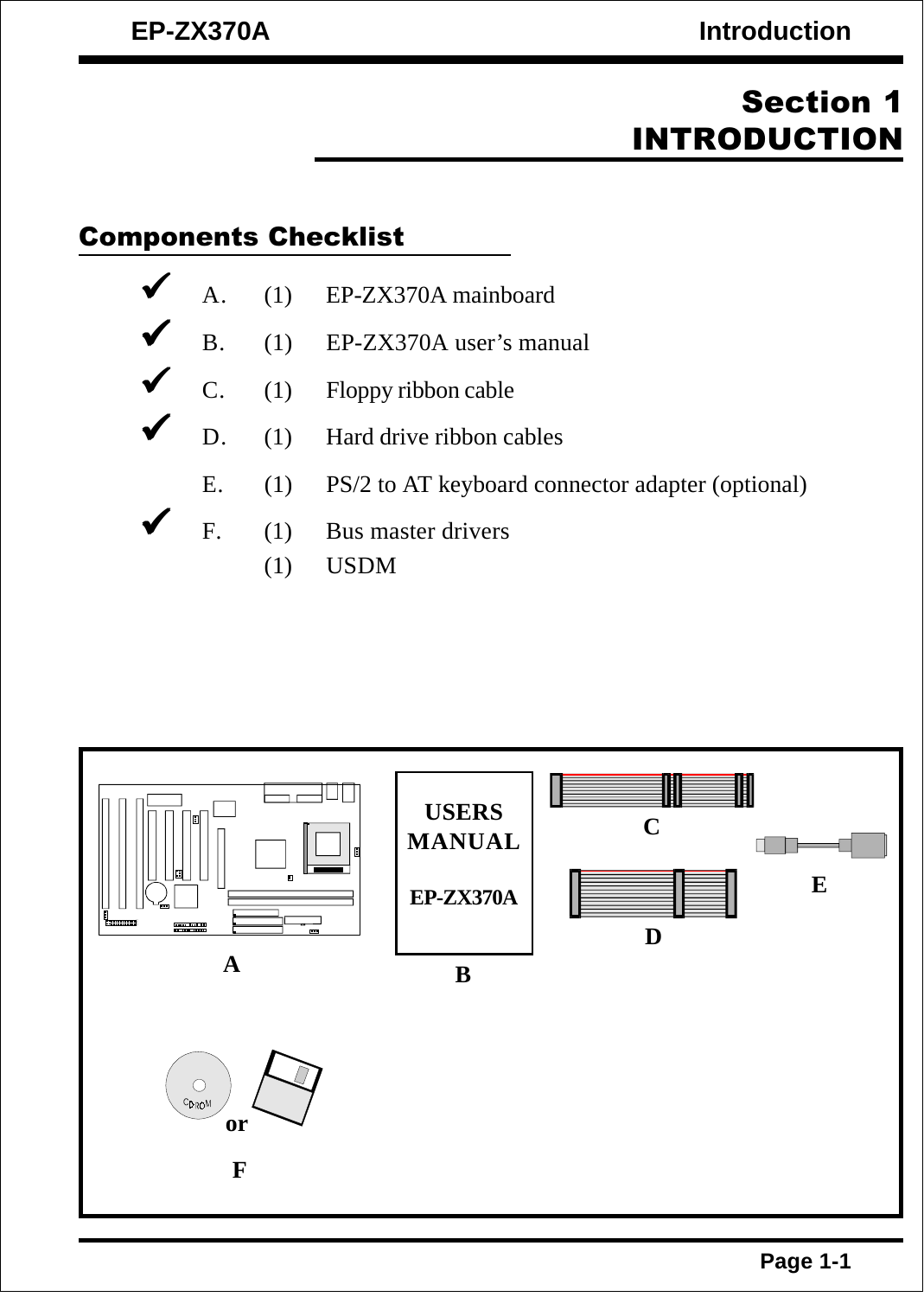# Section 1
# INTRODUCTION

## Components Checklist

- ✔ A. (1) EP-ZX370A mainboard
- ✔ B. (1) EP-ZX370A user's manual
- ✔ C. (1) Floppy ribbon cable
- ✔ D. (1) Hard drive ribbon cables
- E. (1) PS/2 to AT keyboard connector adapter (optional)
- ✔ F. (1) Bus master drivers
  (1) USDM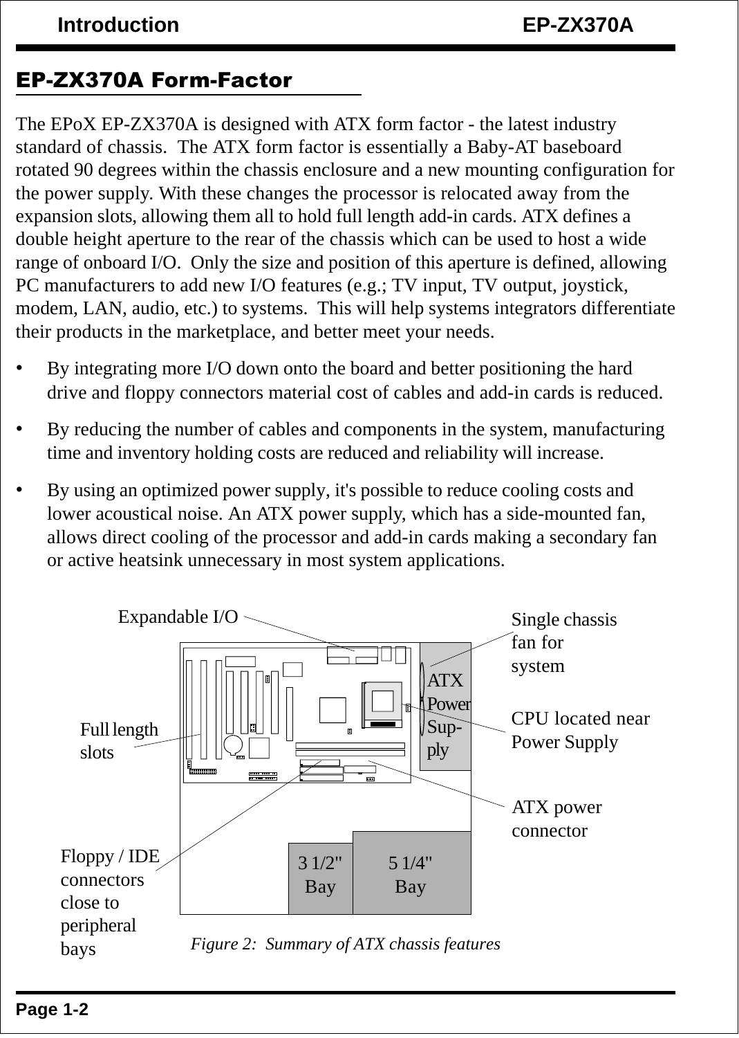## EP-ZX370A Form-Factor

The EPoX EP-ZX370A is designed with ATX form factor - the latest industry standard of chassis. The ATX form factor is essentially a Baby-AT baseboard rotated 90 degrees within the chassis enclosure and a new mounting configuration for the power supply. With these changes the processor is relocated away from the expansion slots, allowing them all to hold full length add-in cards. ATX defines a double height aperture to the rear of the chassis which can be used to host a wide range of onboard I/O. Only the size and position of this aperture is defined, allowing PC manufacturers to add new I/O features (e.g.; TV input, TV output, joystick, modem, LAN, audio, etc.) to systems. This will help systems integrators differentiate their products in the marketplace, and better meet your needs.

- By integrating more I/O down onto the board and better positioning the hard drive and floppy connectors material cost of cables and add-in cards is reduced.
- By reducing the number of cables and components in the system, manufacturing time and inventory holding costs are reduced and reliability will increase.
- By using an optimized power supply, it's possible to reduce cooling costs and lower acoustical noise. An ATX power supply, which has a side-mounted fan, allows direct cooling of the processor and add-in cards making a secondary fan or active heatsink unnecessary in most system applications.

Expandable I/O

Single chassis fan for system

ATX Power Supply

CPU located near Power Supply

Full length slots

ATX power connector

Floppy / IDE connectors close to peripheral bays

3 1/2" Bay

5 1/4" Bay

*Figure 2: Summary of ATX chassis features*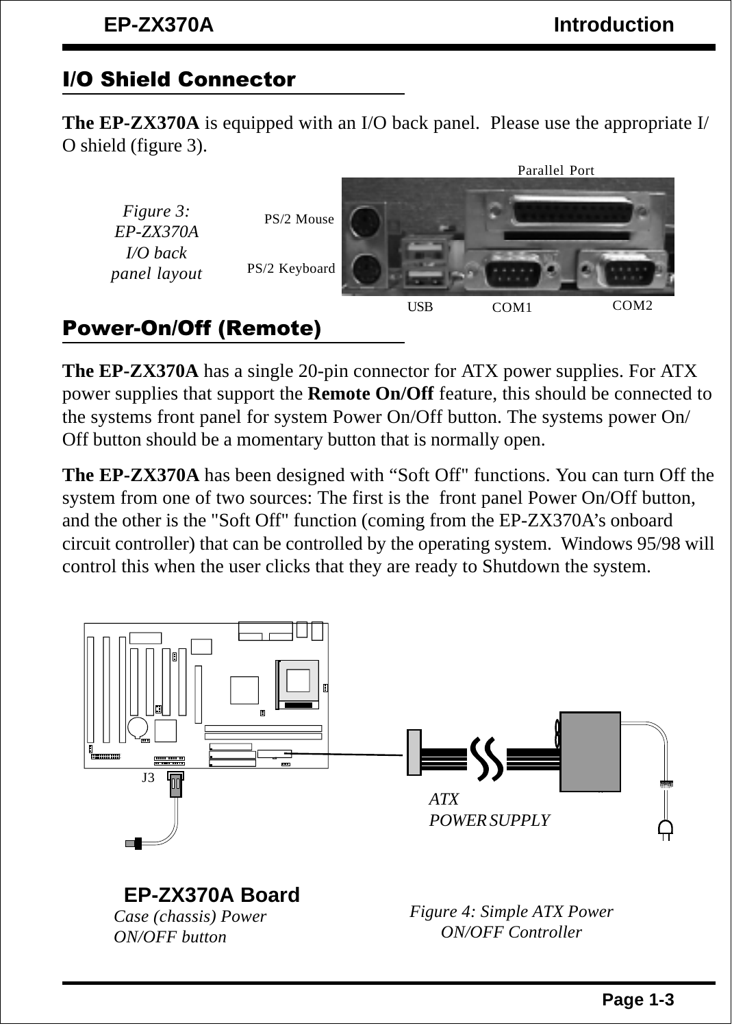## I/O Shield Connector

**The EP-ZX370A** is equipped with an I/O back panel. Please use the appropriate I/O shield (figure 3).

*Figure 3: EP-ZX370A I/O back panel layout*

Parallel Port

PS/2 Mouse

PS/2 Keyboard

USB COM1 COM2

## Power-On/Off (Remote)

**The EP-ZX370A** has a single 20-pin connector for ATX power supplies. For ATX power supplies that support the **Remote On/Off** feature, this should be connected to the systems front panel for system Power On/Off button. The systems power On/Off button should be a momentary button that is normally open.

**The EP-ZX370A** has been designed with “Soft Off" functions. You can turn Off the system from one of two sources: The first is the front panel Power On/Off button, and the other is the "Soft Off" function (coming from the EP-ZX370A’s onboard circuit controller) that can be controlled by the operating system. Windows 95/98 will control this when the user clicks that they are ready to Shutdown the system.

J3

*ATX POWER SUPPLY*

**EP-ZX370A Board**

*Case (chassis) Power ON/OFF button*

*Figure 4: Simple ATX Power ON/OFF Controller*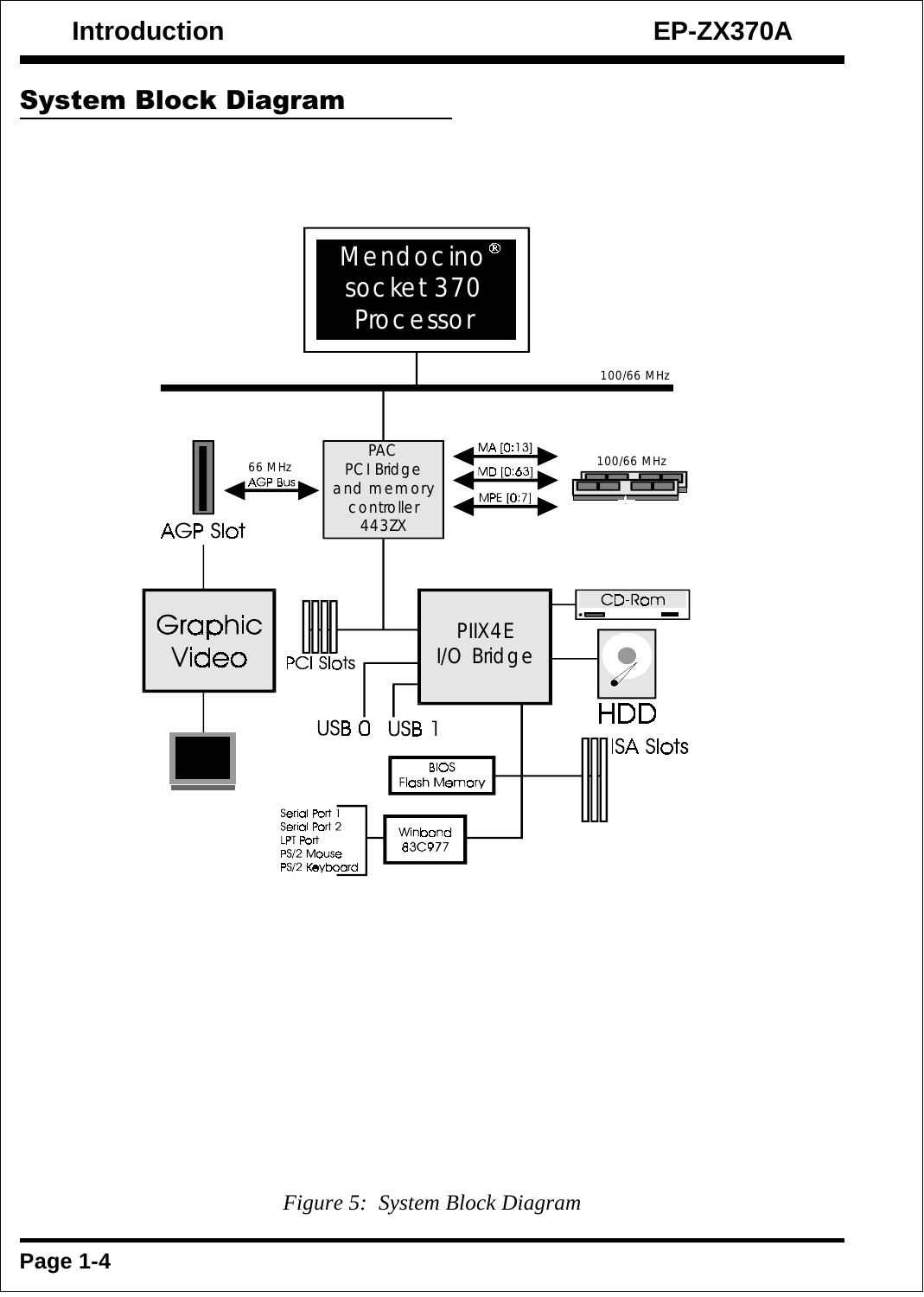## System Block Diagram

Mendocino®
socket 370
Processor

100/66 MHz

66 MHz
AGP Bus

AGP Slot

PAC
PCI Bridge
and memory
controller
443ZX

MA [0:13]
MD [0:63]
MPE [0:7]

100/66 MHz

Graphic
Video

PCI Slots

PIIX4E
I/O Bridge

CD-Rom

HDD

ISA Slots

USB 0 USB 1

BIOS
Flash Memory

Serial Port 1
Serial Port 2
LPT Port
PS/2 Mouse
PS/2 Keyboard

Winbond
83C977

*Figure 5: System Block Diagram*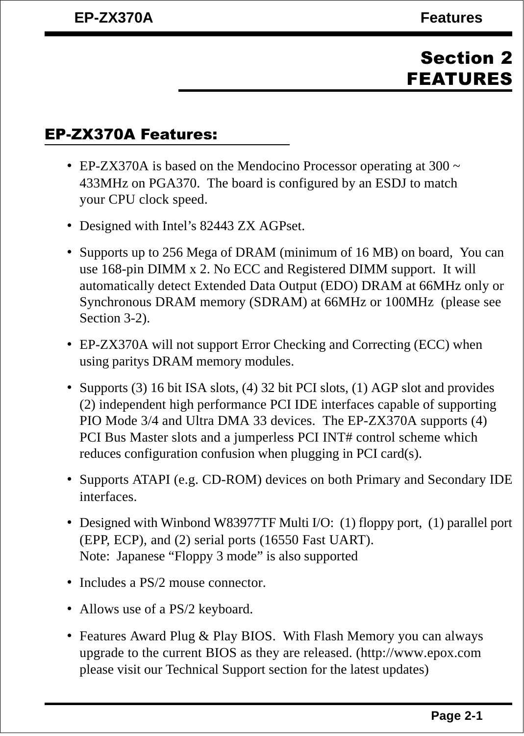# Section 2
# FEATURES

## EP-ZX370A Features:

- EP-ZX370A is based on the Mendocino Processor operating at 300 ~ 433MHz on PGA370. The board is configured by an ESDJ to match your CPU clock speed.
- Designed with Intel's 82443 ZX AGPset.
- Supports up to 256 Mega of DRAM (minimum of 16 MB) on board, You can use 168-pin DIMM x 2. No ECC and Registered DIMM support. It will automatically detect Extended Data Output (EDO) DRAM at 66MHz only or Synchronous DRAM memory (SDRAM) at 66MHz or 100MHz (please see Section 3-2).
- EP-ZX370A will not support Error Checking and Correcting (ECC) when using paritys DRAM memory modules.
- Supports (3) 16 bit ISA slots, (4) 32 bit PCI slots, (1) AGP slot and provides (2) independent high performance PCI IDE interfaces capable of supporting PIO Mode 3/4 and Ultra DMA 33 devices. The EP-ZX370A supports (4) PCI Bus Master slots and a jumperless PCI INT# control scheme which reduces configuration confusion when plugging in PCI card(s).
- Supports ATAPI (e.g. CD-ROM) devices on both Primary and Secondary IDE interfaces.
- Designed with Winbond W83977TF Multi I/O: (1) floppy port, (1) parallel port (EPP, ECP), and (2) serial ports (16550 Fast UART).
  Note: Japanese "Floppy 3 mode" is also supported
- Includes a PS/2 mouse connector.
- Allows use of a PS/2 keyboard.
- Features Award Plug & Play BIOS. With Flash Memory you can always upgrade to the current BIOS as they are released. (http://www.epox.com please visit our Technical Support section for the latest updates)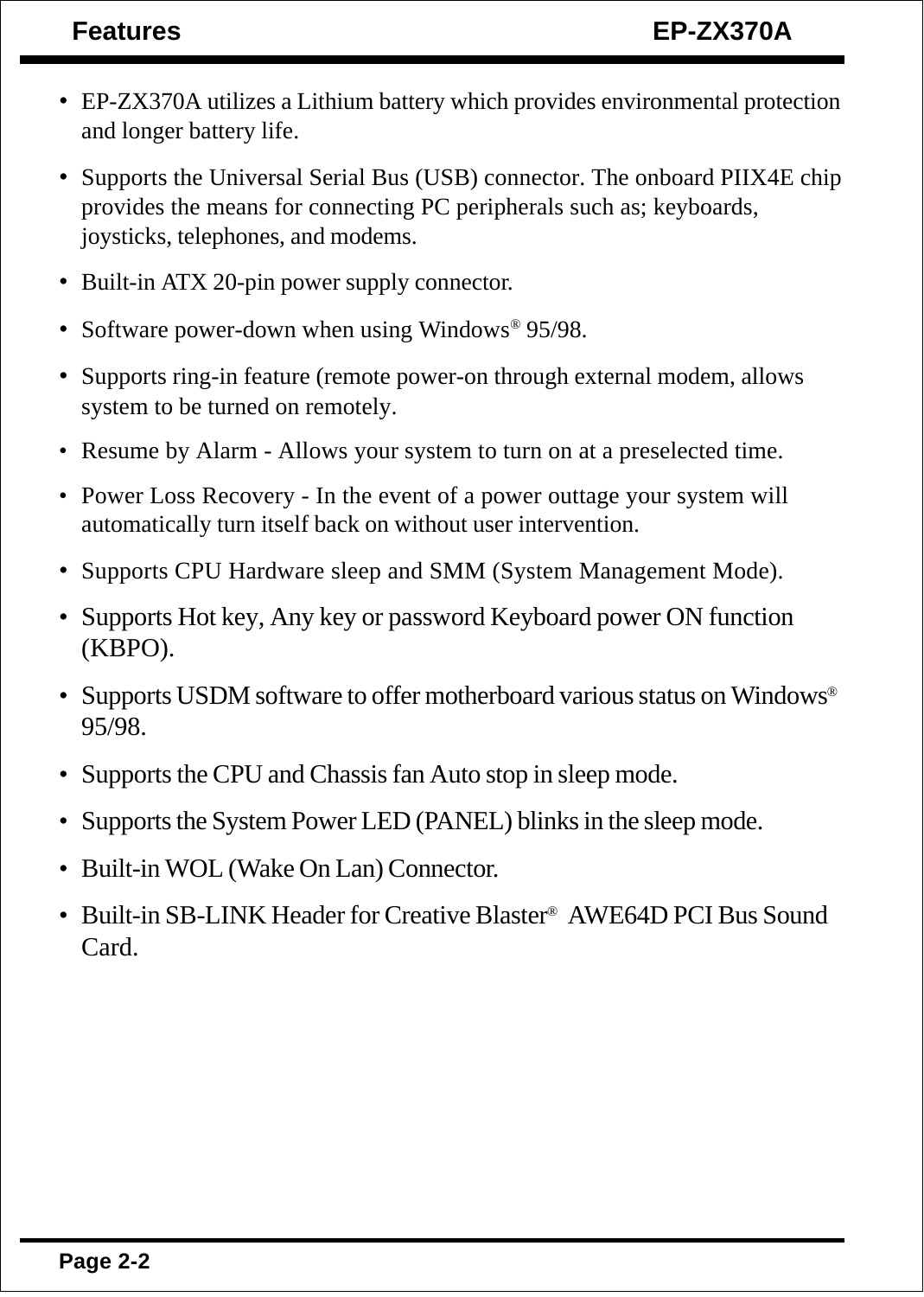- EP-ZX370A utilizes a Lithium battery which provides environmental protection and longer battery life.
- Supports the Universal Serial Bus (USB) connector. The onboard PIIX4E chip provides the means for connecting PC peripherals such as; keyboards, joysticks, telephones, and modems.
- Built-in ATX 20-pin power supply connector.
- Software power-down when using Windows® 95/98.
- Supports ring-in feature (remote power-on through external modem, allows system to be turned on remotely.
- Resume by Alarm - Allows your system to turn on at a preselected time.
- Power Loss Recovery - In the event of a power outtage your system will automatically turn itself back on without user intervention.
- Supports CPU Hardware sleep and SMM (System Management Mode).
- Supports Hot key, Any key or password Keyboard power ON function (KBPO).
- Supports USDM software to offer motherboard various status on Windows® 95/98.
- Supports the CPU and Chassis fan Auto stop in sleep mode.
- Supports the System Power LED (PANEL) blinks in the sleep mode.
- Built-in WOL (Wake On Lan) Connector.
- Built-in SB-LINK Header for Creative Blaster® AWE64D PCI Bus Sound Card.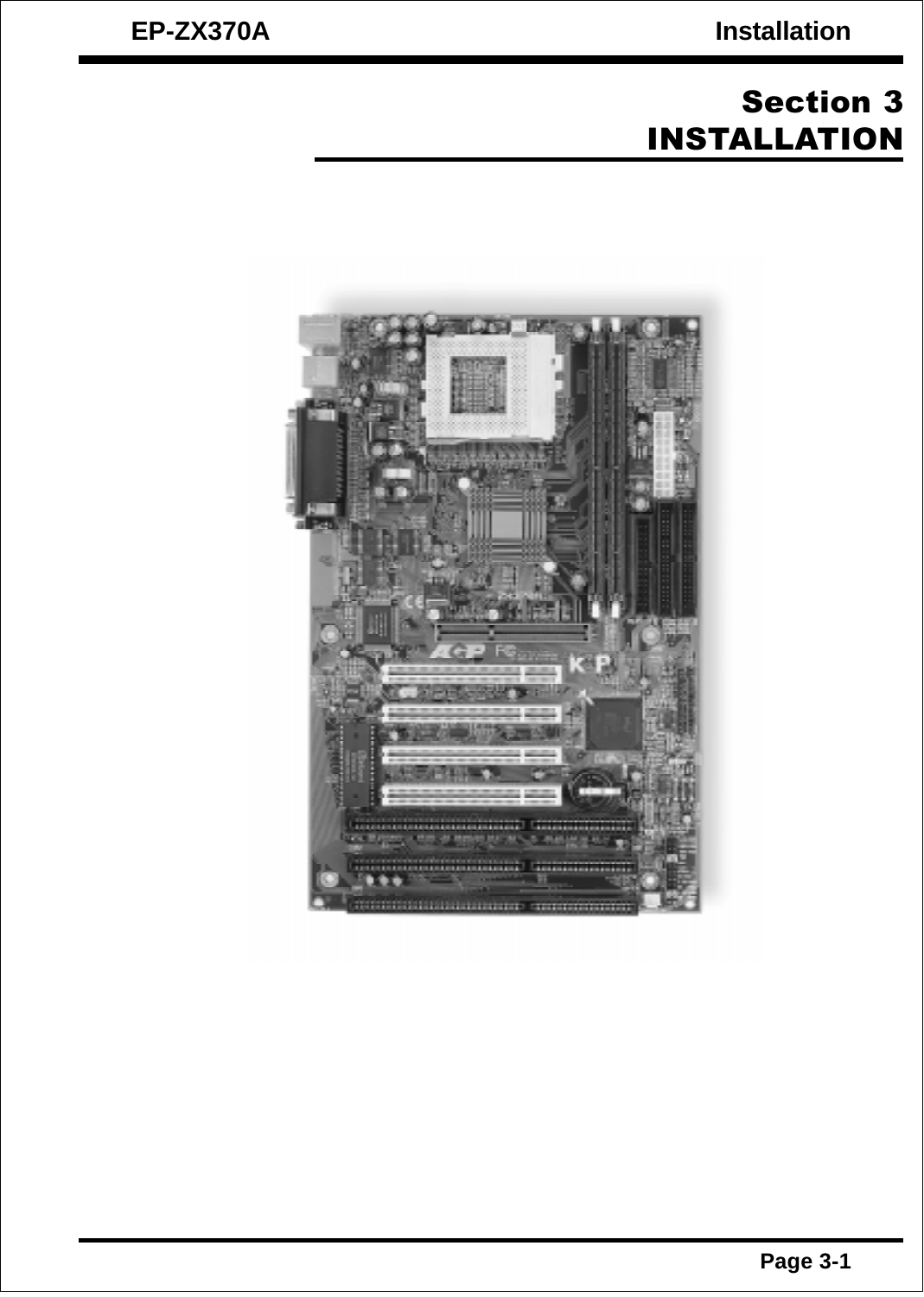# Section 3
# INSTALLATION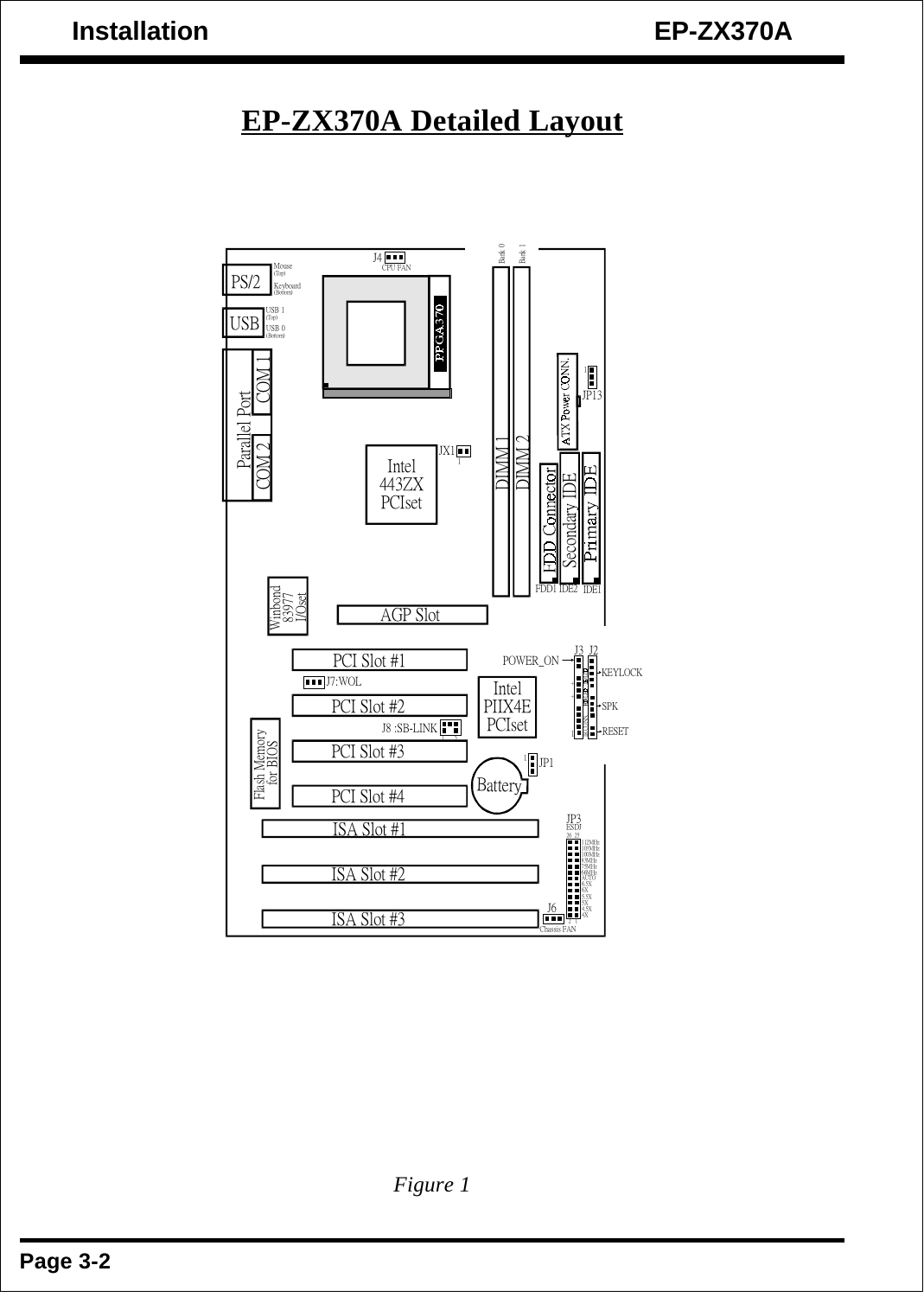# EP-ZX370A Detailed Layout

PS/2 Mouse (Top) Keyboard (Bottom)

USB USB 1 (Top) USB 0 (Bottom)

Parallel Port COM 1 COM 2

J4 CPU FAN

PPGA370

Bank 0 Bank 1

DIMM 1 DIMM 2

ATX Power CONN.

JP13

JX1

Intel 443ZX PCIset

FDD Connector Secondary IDE Primary IDE

FDD1 IDE2 IDE1

Winbond 83977 I/Oset

AGP Slot

PCI Slot #1

J7:WOL

PCI Slot #2

J8 :SB-LINK

PCI Slot #3

PCI Slot #4

Flash Memory for BIOS

Intel PIIX4E PCIset

POWER_ON J3 J2 KEYLOCK SPK RESET

JP1

Battery

JP3 ESDJ

112MHz 105MHz 100MHz 83MHz 75MHz 66MHz AUTO 6.5X 6X 5.5X 5X 4.5X 4X

ISA Slot #1

ISA Slot #2

ISA Slot #3

J6 Chassis FAN

*Figure 1*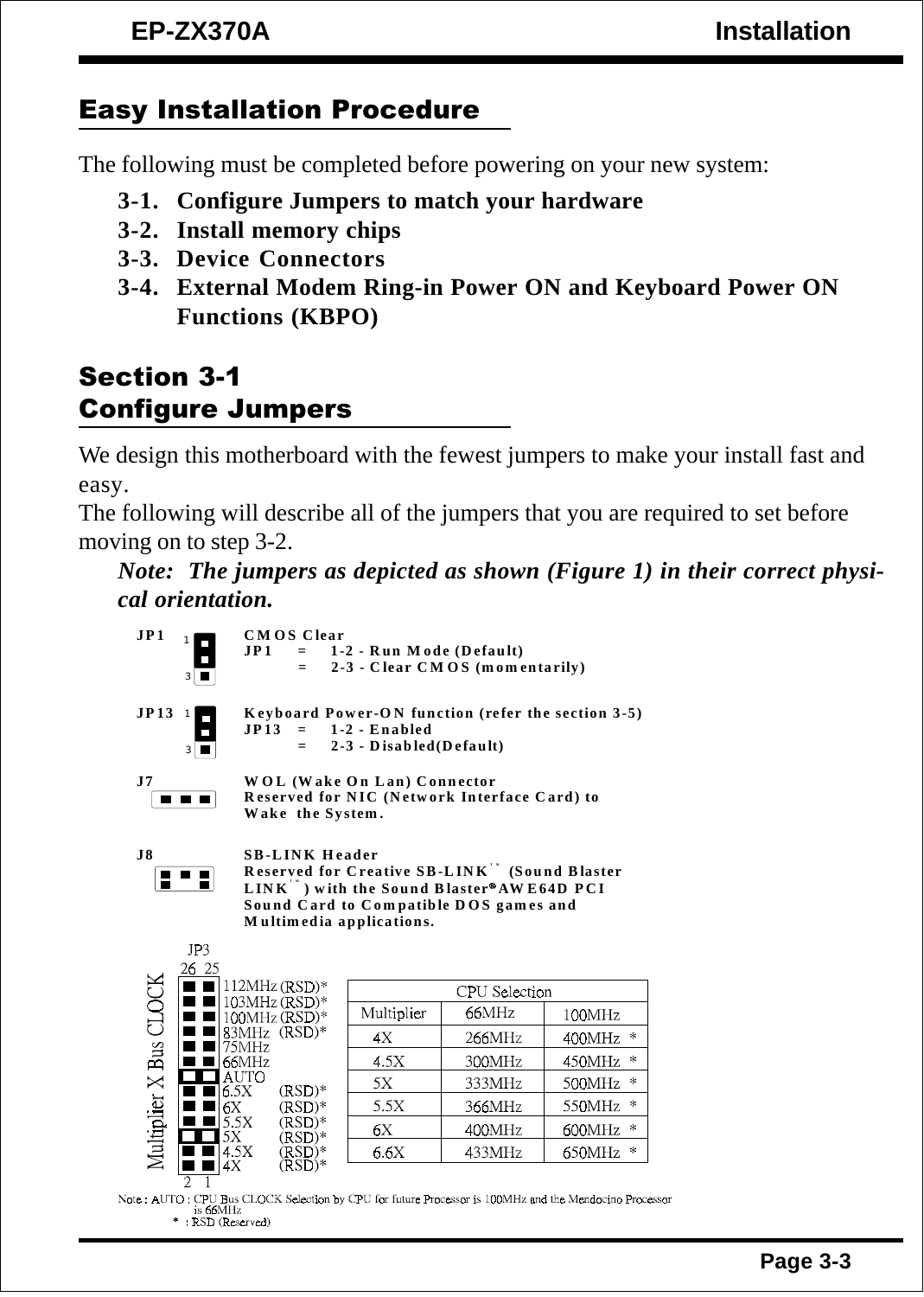## Easy Installation Procedure

The following must be completed before powering on your new system:

**3-1. Configure Jumpers to match your hardware**
**3-2. Install memory chips**
**3-3. Device Connectors**
**3-4. External Modem Ring-in Power ON and Keyboard Power ON Functions (KBPO)**

## Section 3-1
## Configure Jumpers

We design this motherboard with the fewest jumpers to make your install fast and easy.
The following will describe all of the jumpers that you are required to set before moving on to step 3-2.

***Note: The jumpers as depicted as shown (Figure 1) in their correct physical orientation.***

**JP1** — **CMOS Clear**
JP1 = 1-2 - Run Mode (Default)
= 2-3 - Clear CMOS (momentarily)

**JP13** — **Keyboard Power-ON function (refer the section 3-5)**
JP13 = 1-2 - Enabled
= 2-3 - Disabled(Default)

**J7** — **WOL (Wake On Lan) Connector**
Reserved for NIC (Network Interface Card) to Wake the System.

**J8** — **SB-LINK Header**
Reserved for Creative SB-LINK™ (Sound Blaster LINK™) with the Sound Blaster® AWE64D PCI Sound Card to Compatible DOS games and Multimedia applications.

**JP3** (pins 26 25 … 2 1) — Multiplier X Bus CLOCK

- 112MHz (RSD)*
- 103MHz (RSD)*
- 100MHz (RSD)*
- 83MHz (RSD)*
- 75MHz
- 66MHz
- AUTO
- 6.5X (RSD)*
- 6X (RSD)*
- 5.5X (RSD)*
- 5X (RSD)*
- 4.5X (RSD)*
- 4X (RSD)*

| CPU Selection | | |
|---|---|---|
| Multiplier | 66MHz | 100MHz |
| 4X | 266MHz | 400MHz * |
| 4.5X | 300MHz | 450MHz * |
| 5X | 333MHz | 500MHz * |
| 5.5X | 366MHz | 550MHz * |
| 6X | 400MHz | 600MHz * |
| 6.6X | 433MHz | 650MHz * |

Note : AUTO : CPU Bus CLOCK Selection by CPU for future Processor is 100MHz and the Mendocino Processor is 66MHz
\* : RSD (Reserved)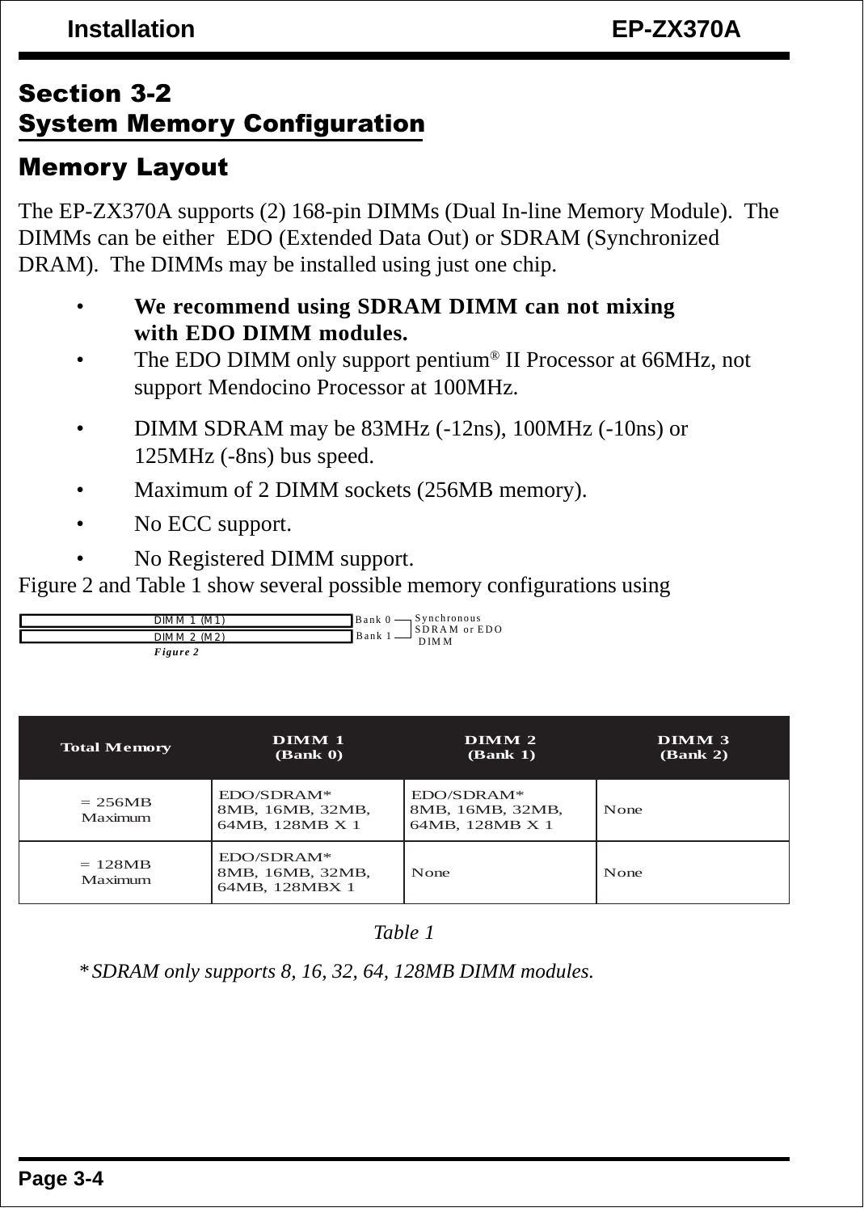## Section 3-2
## System Memory Configuration

### Memory Layout

The EP-ZX370A supports (2) 168-pin DIMMs (Dual In-line Memory Module). The DIMMs can be either EDO (Extended Data Out) or SDRAM (Synchronized DRAM). The DIMMs may be installed using just one chip.

- **We recommend using SDRAM DIMM can not mixing with EDO DIMM modules.**
- The EDO DIMM only support pentium® II Processor at 66MHz, not support Mendocino Processor at 100MHz.
- DIMM SDRAM may be 83MHz (-12ns), 100MHz (-10ns) or 125MHz (-8ns) bus speed.
- Maximum of 2 DIMM sockets (256MB memory).
- No ECC support.
- No Registered DIMM support.

Figure 2 and Table 1 show several possible memory configurations using

DIMM 1 (M1) — Bank 0
DIMM 2 (M2) — Bank 1
Synchronous SDRAM or EDO DIMM

*Figure 2*

| Total Memory | DIMM 1 (Bank 0) | DIMM 2 (Bank 1) | DIMM 3 (Bank 2) |
|---|---|---|---|
| = 256MB Maximum | EDO/SDRAM* 8MB, 16MB, 32MB, 64MB, 128MB X 1 | EDO/SDRAM* 8MB, 16MB, 32MB, 64MB, 128MB X 1 | None |
| = 128MB Maximum | EDO/SDRAM* 8MB, 16MB, 32MB, 64MB, 128MBX 1 | None | None |

*Table 1*

*\* SDRAM only supports 8, 16, 32, 64, 128MB DIMM modules.*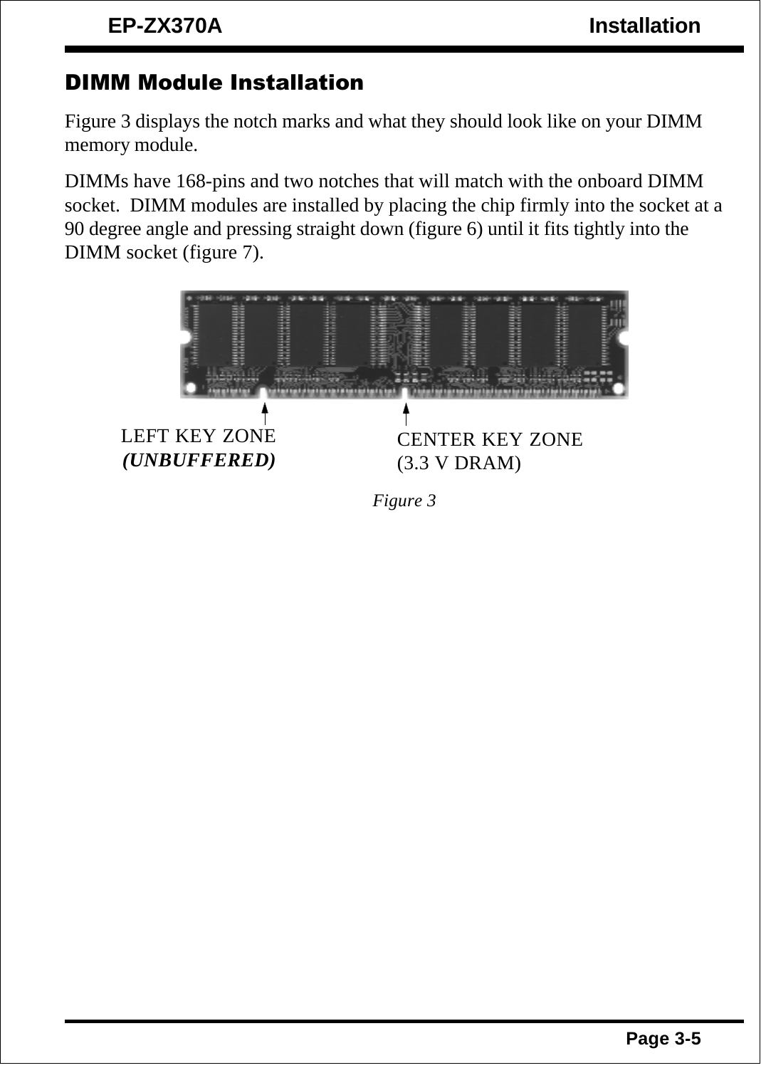## DIMM Module Installation

Figure 3 displays the notch marks and what they should look like on your DIMM memory module.

DIMMs have 168-pins and two notches that will match with the onboard DIMM socket. DIMM modules are installed by placing the chip firmly into the socket at a 90 degree angle and pressing straight down (figure 6) until it fits tightly into the DIMM socket (figure 7).

LEFT KEY ZONE
***(UNBUFFERED)***

CENTER KEY ZONE
(3.3 V DRAM)

*Figure 3*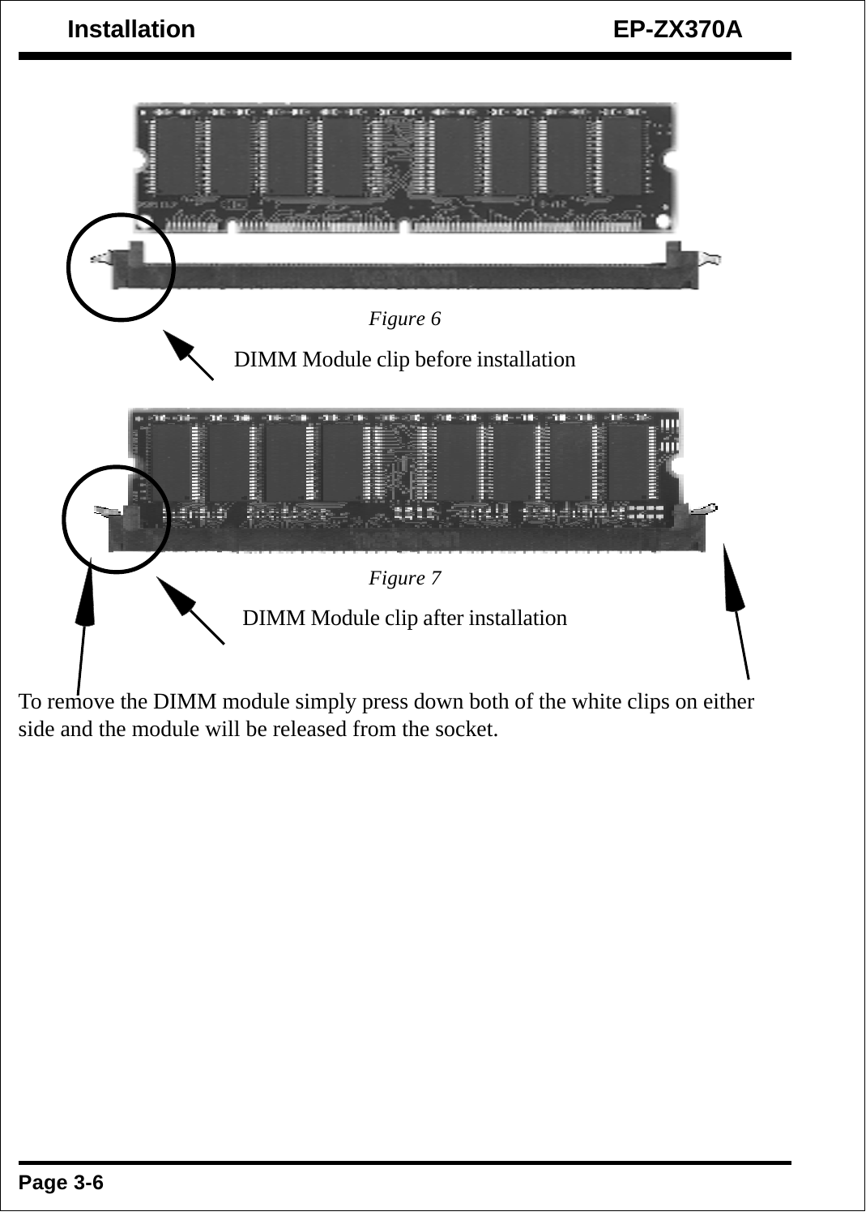*Figure 6*

DIMM Module clip before installation

*Figure 7*

DIMM Module clip after installation

To remove the DIMM module simply press down both of the white clips on either side and the module will be released from the socket.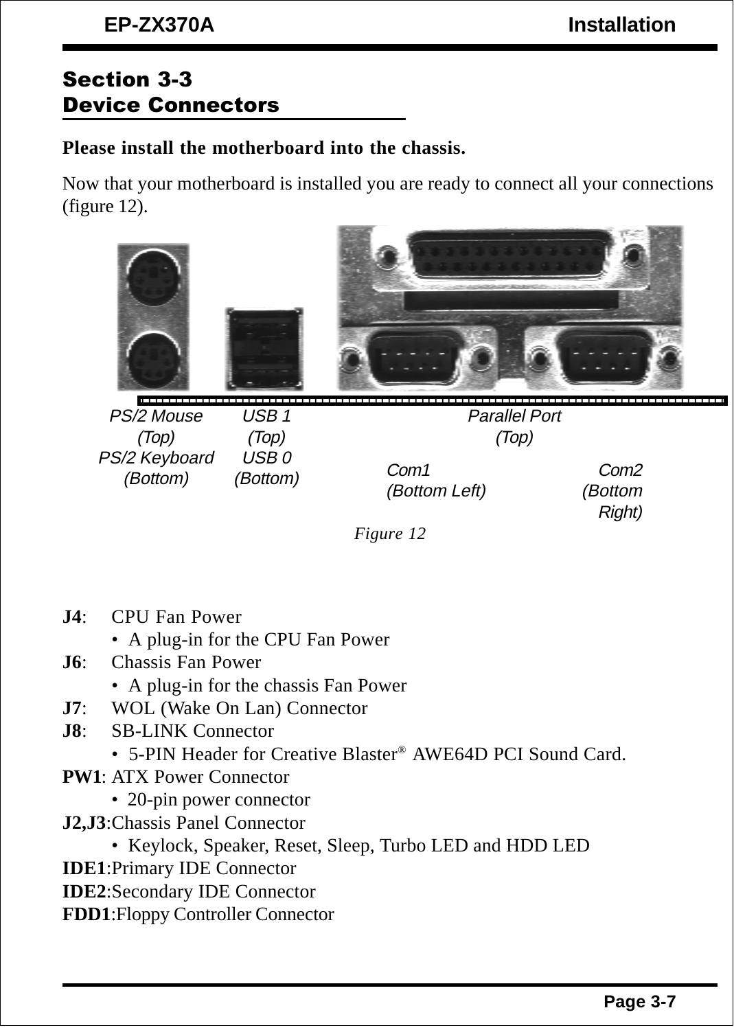## Section 3-3
## Device Connectors

**Please install the motherboard into the chassis.**

Now that your motherboard is installed you are ready to connect all your connections (figure 12).

PS/2 Mouse (Top)
PS/2 Keyboard (Bottom)

USB 1 (Top)
USB 0 (Bottom)

Parallel Port (Top)

Com1 (Bottom Left)

Com2 (Bottom Right)

*Figure 12*

**J4**: CPU Fan Power
- A plug-in for the CPU Fan Power

**J6**: Chassis Fan Power
- A plug-in for the chassis Fan Power

**J7**: WOL (Wake On Lan) Connector

**J8**: SB-LINK Connector
- 5-PIN Header for Creative Blaster® AWE64D PCI Sound Card.

**PW1**: ATX Power Connector
- 20-pin power connector

**J2,J3**:Chassis Panel Connector
- Keylock, Speaker, Reset, Sleep, Turbo LED and HDD LED

**IDE1**:Primary IDE Connector

**IDE2**:Secondary IDE Connector

**FDD1**:Floppy Controller Connector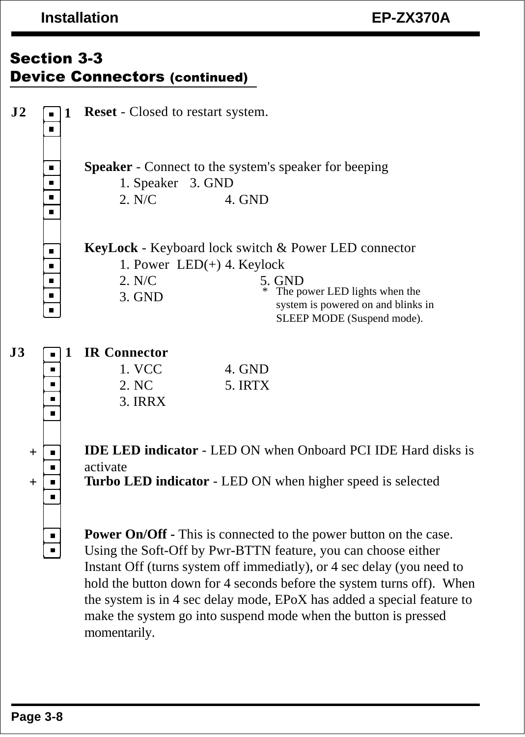## Section 3-3
## Device Connectors (continued)

**J2** 1

**Reset** - Closed to restart system.

**Speaker** - Connect to the system's speaker for beeping
1. Speaker 3. GND
2. N/C 4. GND

**KeyLock** - Keyboard lock switch & Power LED connector
1. Power LED(+) 4. Keylock
2. N/C 5. GND
3. GND

* The power LED lights when the system is powered on and blinks in SLEEP MODE (Suspend mode).

**J3** 1

**IR Connector**
1. VCC 4. GND
2. NC 5. IRTX
3. IRRX

+ **IDE LED indicator** - LED ON when Onboard PCI IDE Hard disks is activate

+ **Turbo LED indicator** - LED ON when higher speed is selected

**Power On/Off -** This is connected to the power button on the case. Using the Soft-Off by Pwr-BTTN feature, you can choose either Instant Off (turns system off immediatly), or 4 sec delay (you need to hold the button down for 4 seconds before the system turns off). When the system is in 4 sec delay mode, EPoX has added a special feature to make the system go into suspend mode when the button is pressed momentarily.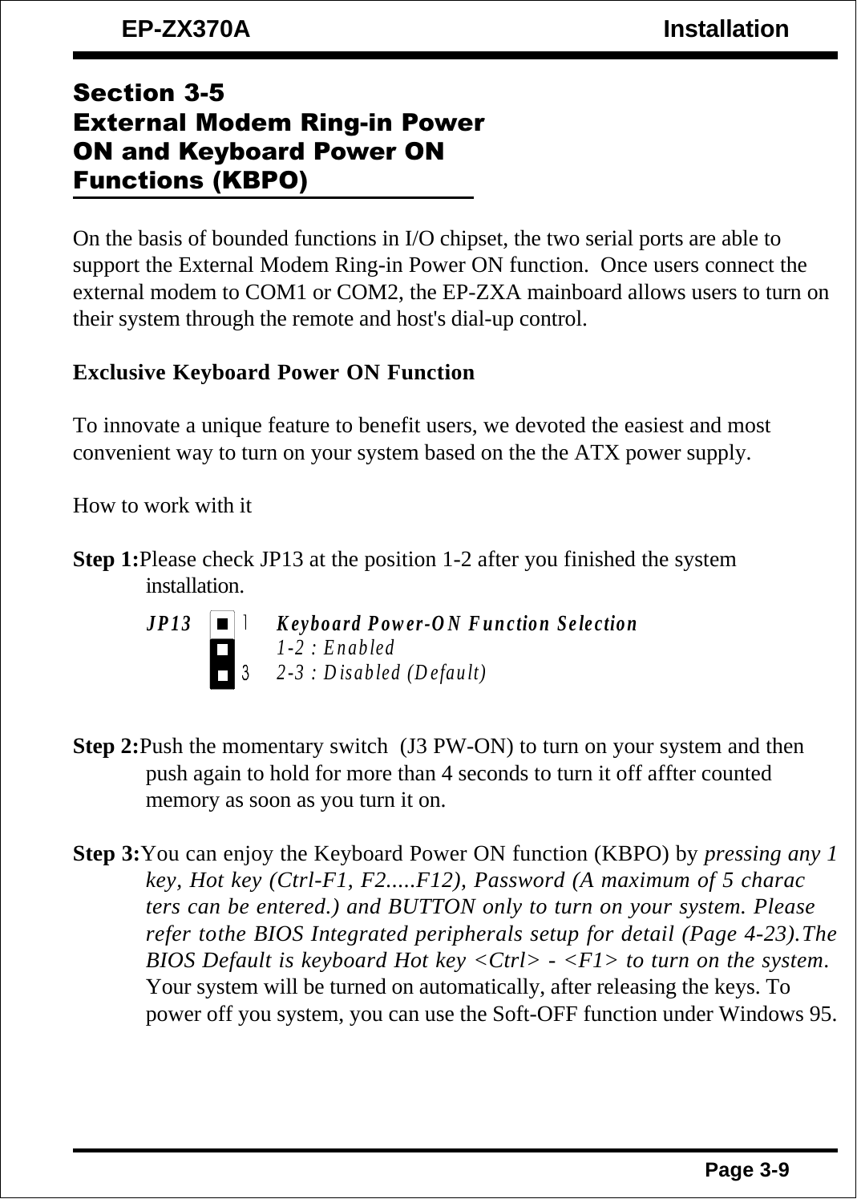## Section 3-5
## External Modem Ring-in Power ON and Keyboard Power ON Functions (KBPO)

On the basis of bounded functions in I/O chipset, the two serial ports are able to support the External Modem Ring-in Power ON function. Once users connect the external modem to COM1 or COM2, the EP-ZXA mainboard allows users to turn on their system through the remote and host's dial-up control.

**Exclusive Keyboard Power ON Function**

To innovate a unique feature to benefit users, we devoted the easiest and most convenient way to turn on your system based on the the ATX power supply.

How to work with it

**Step 1:** Please check JP13 at the position 1-2 after you finished the system installation.

*JP13* — ***Keyboard Power-ON Function Selection***
*1-2 : Enabled*
*2-3 : Disabled (Default)*

**Step 2:** Push the momentary switch (J3 PW-ON) to turn on your system and then push again to hold for more than 4 seconds to turn it off affter counted memory as soon as you turn it on.

**Step 3:** You can enjoy the Keyboard Power ON function (KBPO) by *pressing any 1 key, Hot key (Ctrl-F1, F2.....F12), Password (A maximum of 5 charac ters can be entered.) and BUTTON only to turn on your system. Please refer tothe BIOS Integrated peripherals setup for detail (Page 4-23).The BIOS Default is keyboard Hot key <Ctrl> - <F1> to turn on the system.* Your system will be turned on automatically, after releasing the keys. To power off you system, you can use the Soft-OFF function under Windows 95.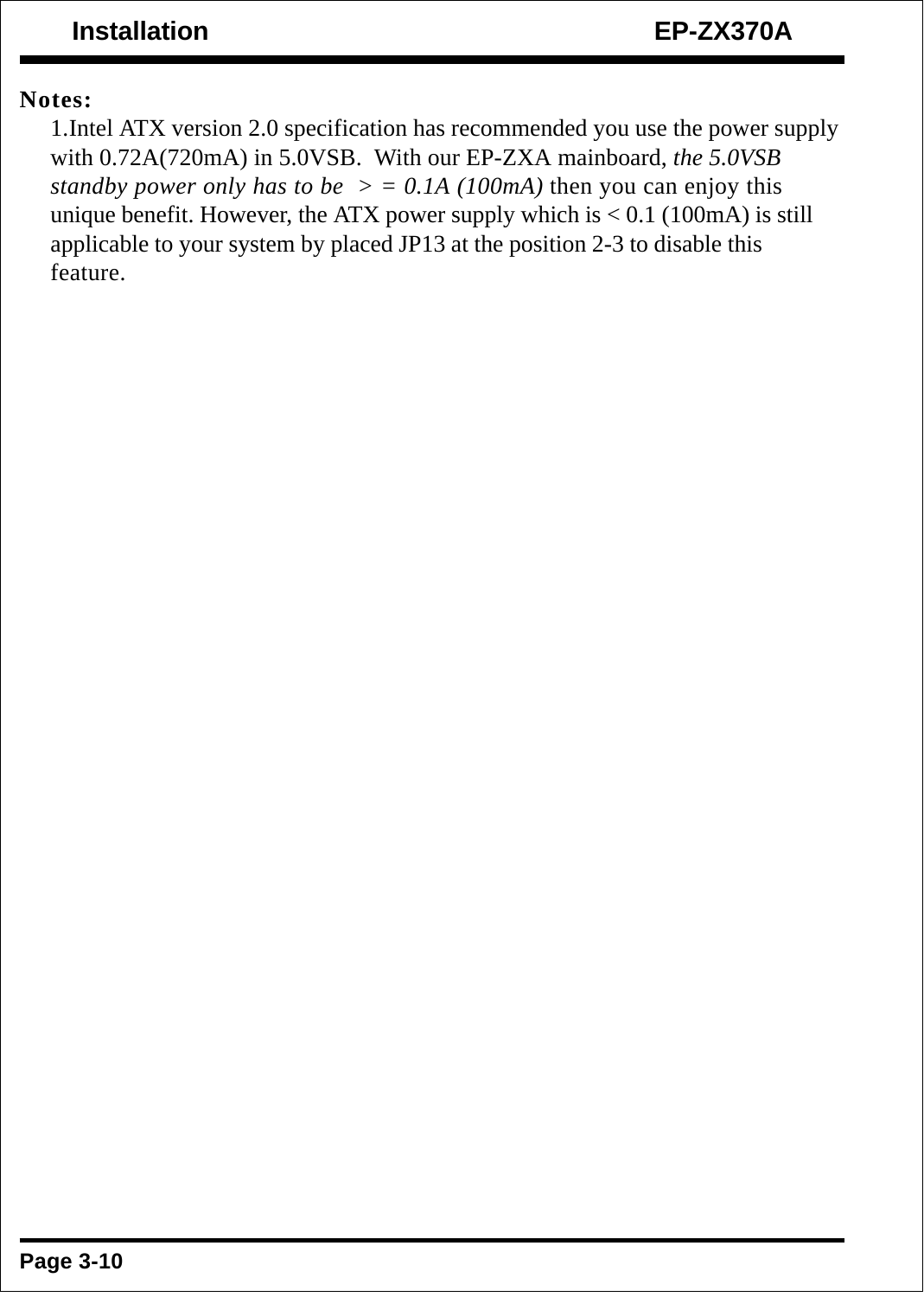**Notes:**

1.Intel ATX version 2.0 specification has recommended you use the power supply with 0.72A(720mA) in 5.0VSB. With our EP-ZXA mainboard, *the 5.0VSB standby power only has to be > = 0.1A (100mA)* then you can enjoy this unique benefit. However, the ATX power supply which is < 0.1 (100mA) is still applicable to your system by placed JP13 at the position 2-3 to disable this feature.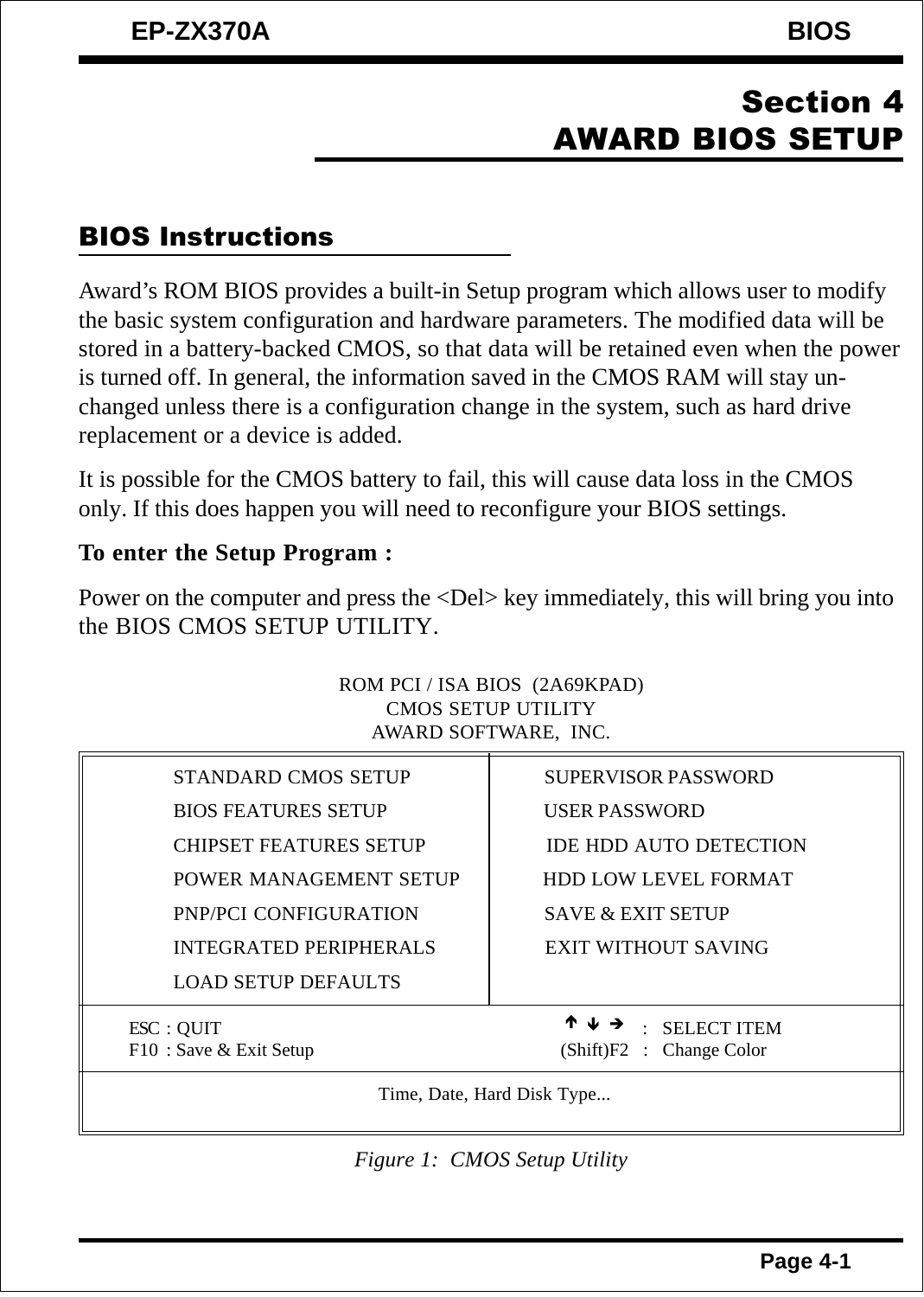# Section 4
# AWARD BIOS SETUP

## BIOS Instructions

Award's ROM BIOS provides a built-in Setup program which allows user to modify the basic system configuration and hardware parameters. The modified data will be stored in a battery-backed CMOS, so that data will be retained even when the power is turned off. In general, the information saved in the CMOS RAM will stay unchanged unless there is a configuration change in the system, such as hard drive replacement or a device is added.

It is possible for the CMOS battery to fail, this will cause data loss in the CMOS only. If this does happen you will need to reconfigure your BIOS settings.

**To enter the Setup Program :**

Power on the computer and press the <Del> key immediately, this will bring you into the BIOS CMOS SETUP UTILITY.

```
                ROM PCI / ISA BIOS (2A69KPAD)
                    CMOS SETUP UTILITY
                   AWARD SOFTWARE, INC.

  STANDARD CMOS SETUP            SUPERVISOR PASSWORD
  BIOS FEATURES SETUP            USER PASSWORD
  CHIPSET FEATURES SETUP         IDE HDD AUTO DETECTION
  POWER MANAGEMENT SETUP         HDD LOW LEVEL FORMAT
  PNP/PCI CONFIGURATION          SAVE & EXIT SETUP
  INTEGRATED PERIPHERALS         EXIT WITHOUT SAVING
  LOAD SETUP DEFAULTS

ESC : QUIT                       ↑ ↓ →     : SELECT ITEM
F10 : Save & Exit Setup          (Shift)F2 : Change Color

                Time, Date, Hard Disk Type...
```

*Figure 1: CMOS Setup Utility*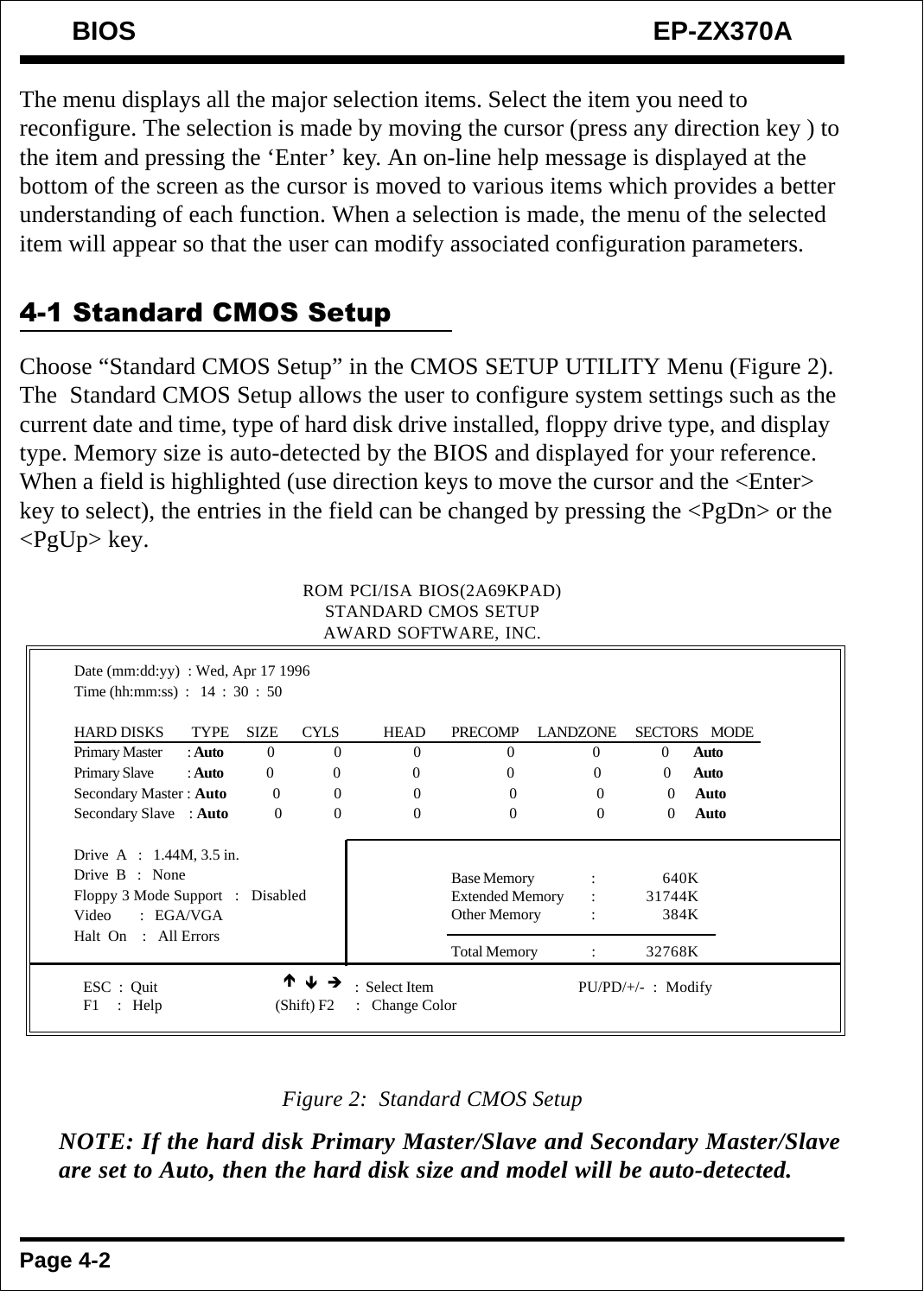The menu displays all the major selection items. Select the item you need to reconfigure. The selection is made by moving the cursor (press any direction key ) to the item and pressing the 'Enter' key. An on-line help message is displayed at the bottom of the screen as the cursor is moved to various items which provides a better understanding of each function. When a selection is made, the menu of the selected item will appear so that the user can modify associated configuration parameters.

## 4-1 Standard CMOS Setup

Choose "Standard CMOS Setup" in the CMOS SETUP UTILITY Menu (Figure 2). The Standard CMOS Setup allows the user to configure system settings such as the current date and time, type of hard disk drive installed, floppy drive type, and display type. Memory size is auto-detected by the BIOS and displayed for your reference. When a field is highlighted (use direction keys to move the cursor and the <Enter> key to select), the entries in the field can be changed by pressing the <PgDn> or the <PgUp> key.

```
                    ROM PCI/ISA BIOS(2A69KPAD)
                       STANDARD CMOS SETUP
                      AWARD SOFTWARE, INC.

 Date (mm:dd:yy)  : Wed, Apr 17 1996
 Time (hh:mm:ss)  :  14 : 30 : 50

 HARD DISKS         TYPE   SIZE   CYLS   HEAD   PRECOMP   LANDZONE   SECTORS   MODE
 Primary Master   : Auto    0      0      0       0          0          0      Auto
 Primary Slave    : Auto    0      0      0       0          0          0      Auto
 Secondary Master : Auto    0      0      0       0          0          0      Auto
 Secondary Slave  : Auto    0      0      0       0          0          0      Auto

 Drive  A  :  1.44M, 3.5 in.
 Drive  B  :  None                           Base Memory      :     640K
 Floppy 3 Mode Support  :  Disabled          Extended Memory  :   31744K
 Video     :  EGA/VGA                        Other Memory     :     384K
 Halt  On  :  All Errors
                                             Total Memory     :   32768K

 ESC : Quit          ↑ ↓ →  : Select Item          PU/PD/+/-  :  Modify
 F1  : Help       (Shift) F2 : Change Color
```

*Figure 2: Standard CMOS Setup*

***NOTE: If the hard disk Primary Master/Slave and Secondary Master/Slave are set to Auto, then the hard disk size and model will be auto-detected.***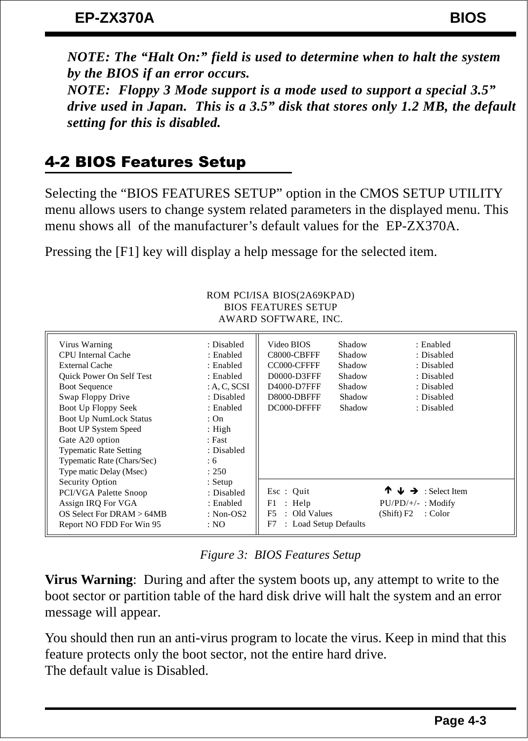***NOTE: The "Halt On:" field is used to determine when to halt the system by the BIOS if an error occurs.***

***NOTE: Floppy 3 Mode support is a mode used to support a special 3.5" drive used in Japan. This is a 3.5" disk that stores only 1.2 MB, the default setting for this is disabled.***

## 4-2 BIOS Features Setup

Selecting the "BIOS FEATURES SETUP" option in the CMOS SETUP UTILITY menu allows users to change system related parameters in the displayed menu. This menu shows all of the manufacturer's default values for the EP-ZX370A.

Pressing the [F1] key will display a help message for the selected item.

```
                         ROM PCI/ISA BIOS(2A69KPAD)
                            BIOS FEATURES SETUP
                           AWARD SOFTWARE, INC.

Virus Warning               : Disabled    | Video BIOS    Shadow    : Enabled
CPU Internal Cache          : Enabled     | C8000-CBFFF   Shadow    : Disabled
External Cache              : Enabled     | CC000-CFFFF   Shadow    : Disabled
Quick Power On Self Test    : Enabled     | D0000-D3FFF   Shadow    : Disabled
Boot Sequence               : A, C, SCSI  | D4000-D7FFF   Shadow    : Disabled
Swap Floppy Drive           : Disabled    | D8000-DBFFF   Shadow    : Disabled
Boot Up Floppy Seek         : Enabled     | DC000-DFFFF   Shadow    : Disabled
Boot Up NumLock Status      : On          |
Boot UP System Speed        : High        |
Gate A20 option             : Fast        |
Typematic Rate Setting      : Disabled    |
Typematic Rate (Chars/Sec)  : 6           |
Type matic Delay (Msec)     : 250         |
Security Option             : Setup       |
PCI/VGA Palette Snoop       : Disabled    | Esc : Quit           ↑ ↓ → : Select Item
Assign IRQ For VGA          : Enabled     | F1  : Help           PU/PD/+/- : Modify
OS Select For DRAM > 64MB   : Non-OS2     | F5  : Old Values     (Shift) F2 : Color
Report NO FDD For Win 95    : NO          | F7  : Load Setup Defaults
```

*Figure 3: BIOS Features Setup*

**Virus Warning**: During and after the system boots up, any attempt to write to the boot sector or partition table of the hard disk drive will halt the system and an error message will appear.

You should then run an anti-virus program to locate the virus. Keep in mind that this feature protects only the boot sector, not the entire hard drive.
The default value is Disabled.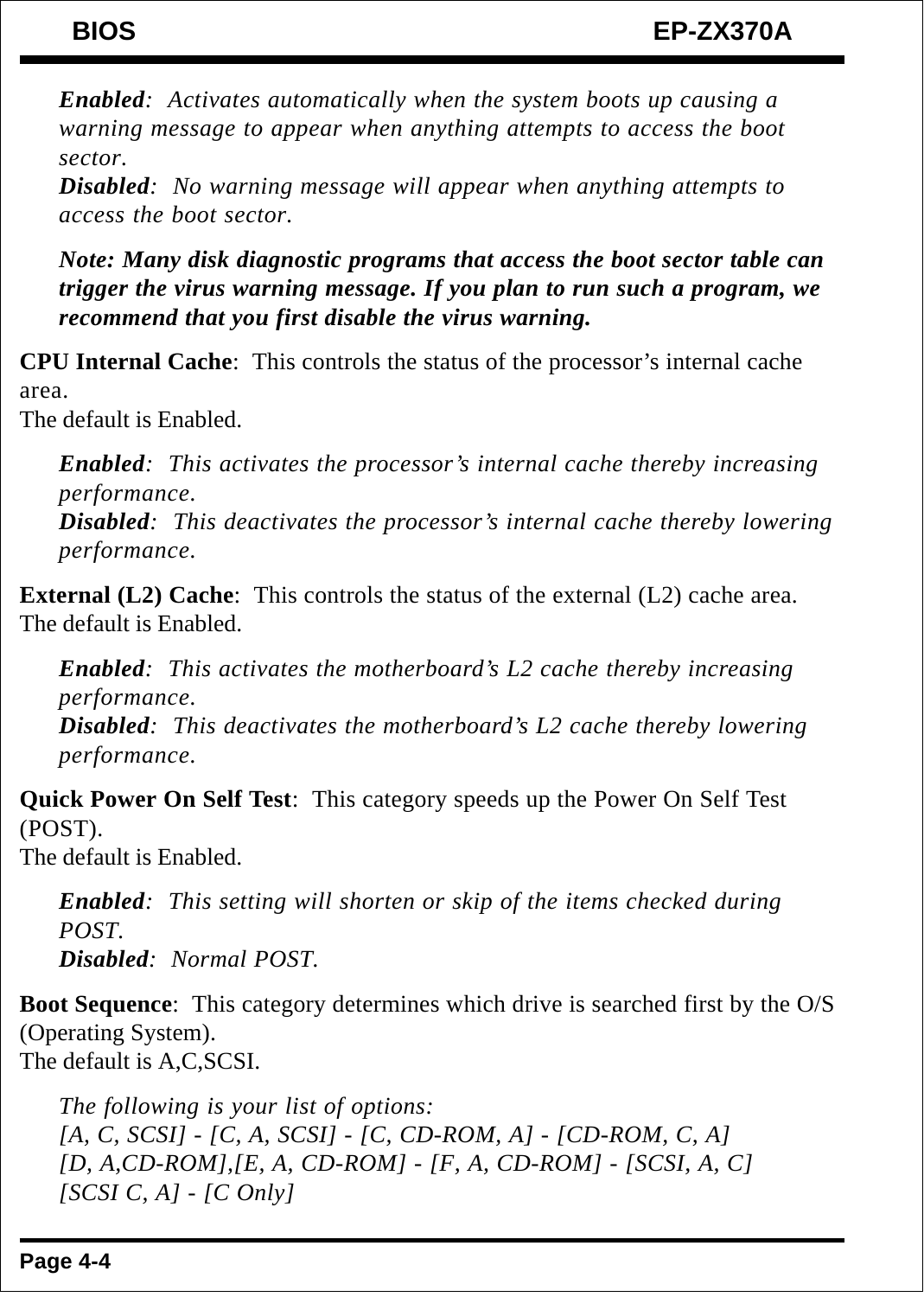*Enabled*: Activates automatically when the system boots up causing a warning message to appear when anything attempts to access the boot sector.
*Disabled*: No warning message will appear when anything attempts to access the boot sector.

***Note: Many disk diagnostic programs that access the boot sector table can trigger the virus warning message. If you plan to run such a program, we recommend that you first disable the virus warning.***

**CPU Internal Cache**: This controls the status of the processor's internal cache area.
The default is Enabled.

*Enabled*: This activates the processor's internal cache thereby increasing performance.
*Disabled*: This deactivates the processor's internal cache thereby lowering performance.

**External (L2) Cache**: This controls the status of the external (L2) cache area.
The default is Enabled.

*Enabled*: This activates the motherboard's L2 cache thereby increasing performance.
*Disabled*: This deactivates the motherboard's L2 cache thereby lowering performance.

**Quick Power On Self Test**: This category speeds up the Power On Self Test (POST).
The default is Enabled.

*Enabled*: This setting will shorten or skip of the items checked during POST.
*Disabled*: Normal POST.

**Boot Sequence**: This category determines which drive is searched first by the O/S (Operating System).
The default is A,C,SCSI.

*The following is your list of options:*
*[A, C, SCSI] - [C, A, SCSI] - [C, CD-ROM, A] - [CD-ROM, C, A]*
*[D, A,CD-ROM],[E, A, CD-ROM] - [F, A, CD-ROM] - [SCSI, A, C]*
*[SCSI C, A] - [C Only]*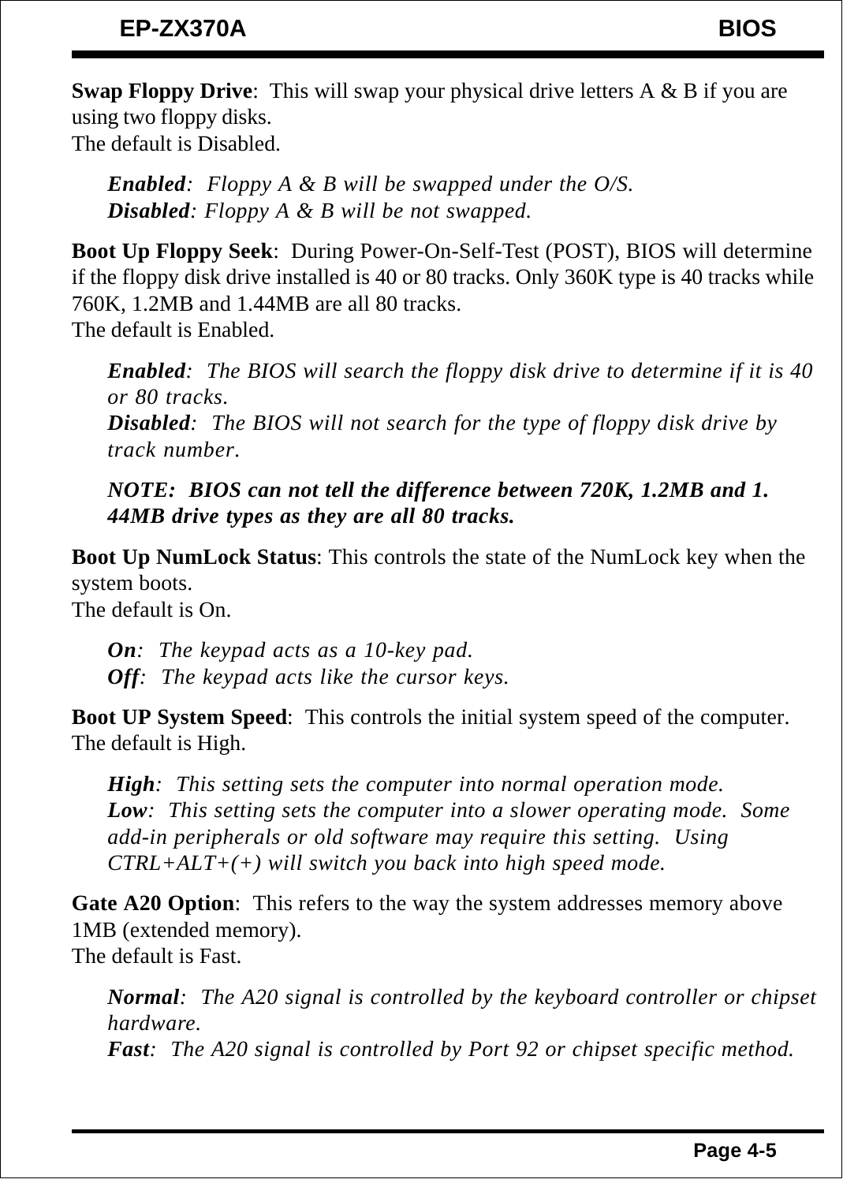**Swap Floppy Drive**: This will swap your physical drive letters A & B if you are using two floppy disks.
The default is Disabled.

*__Enabled__: Floppy A & B will be swapped under the O/S.*
*__Disabled__: Floppy A & B will be not swapped.*

**Boot Up Floppy Seek**: During Power-On-Self-Test (POST), BIOS will determine if the floppy disk drive installed is 40 or 80 tracks. Only 360K type is 40 tracks while 760K, 1.2MB and 1.44MB are all 80 tracks.
The default is Enabled.

*__Enabled__: The BIOS will search the floppy disk drive to determine if it is 40 or 80 tracks.*
*__Disabled__: The BIOS will not search for the type of floppy disk drive by track number.*

***NOTE: BIOS can not tell the difference between 720K, 1.2MB and 1.44MB drive types as they are all 80 tracks.***

**Boot Up NumLock Status**: This controls the state of the NumLock key when the system boots.
The default is On.

*__On__: The keypad acts as a 10-key pad.*
*__Off__: The keypad acts like the cursor keys.*

**Boot UP System Speed**: This controls the initial system speed of the computer.
The default is High.

*__High__: This setting sets the computer into normal operation mode.*
*__Low__: This setting sets the computer into a slower operating mode. Some add-in peripherals or old software may require this setting. Using CTRL+ALT+(+) will switch you back into high speed mode.*

**Gate A20 Option**: This refers to the way the system addresses memory above 1MB (extended memory).
The default is Fast.

*__Normal__: The A20 signal is controlled by the keyboard controller or chipset hardware.*
*__Fast__: The A20 signal is controlled by Port 92 or chipset specific method.*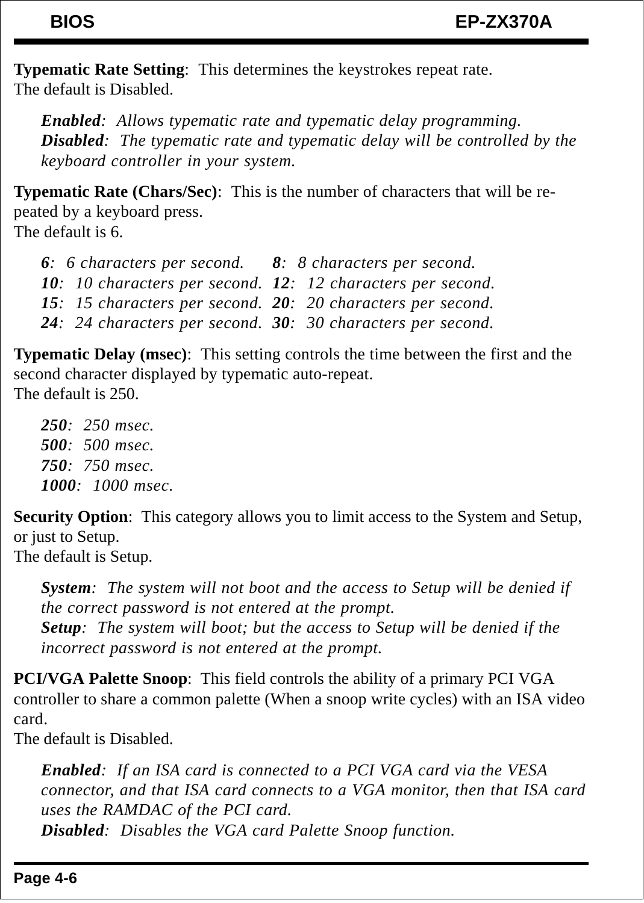**Typematic Rate Setting**:  This determines the keystrokes repeat rate.
The default is Disabled.

> ***Enabled***:  *Allows typematic rate and typematic delay programming.*
> ***Disabled***:  *The typematic rate and typematic delay will be controlled by the keyboard controller in your system.*

**Typematic Rate (Chars/Sec)**:  This is the number of characters that will be repeated by a keyboard press.
The default is 6.

> ***6***:  *6 characters per second.*   ***8***:  *8 characters per second.*
> ***10***:  *10 characters per second.*  ***12***:  *12 characters per second.*
> ***15***:  *15 characters per second.*  ***20***:  *20 characters per second.*
> ***24***:  *24 characters per second.*  ***30***:  *30 characters per second.*

**Typematic Delay (msec)**:  This setting controls the time between the first and the second character displayed by typematic auto-repeat.
The default is 250.

> ***250***:  *250 msec.*
> ***500***:  *500 msec.*
> ***750***:  *750 msec.*
> ***1000***:  *1000 msec.*

**Security Option**:  This category allows you to limit access to the System and Setup, or just to Setup.
The default is Setup.

> ***System***:  *The system will not boot and the access to Setup will be denied if the correct password is not entered at the prompt.*
> ***Setup***:  *The system will boot; but the access to Setup will be denied if the incorrect password is not entered at the prompt.*

**PCI/VGA Palette Snoop**:  This field controls the ability of a primary PCI VGA controller to share a common palette (When a snoop write cycles) with an ISA video card.
The default is Disabled.

> ***Enabled***:  *If an ISA card is connected to a PCI VGA card via the VESA connector, and that ISA card connects to a VGA monitor, then that ISA card uses the RAMDAC of the PCI card.*
> ***Disabled***:  *Disables the VGA card Palette Snoop function.*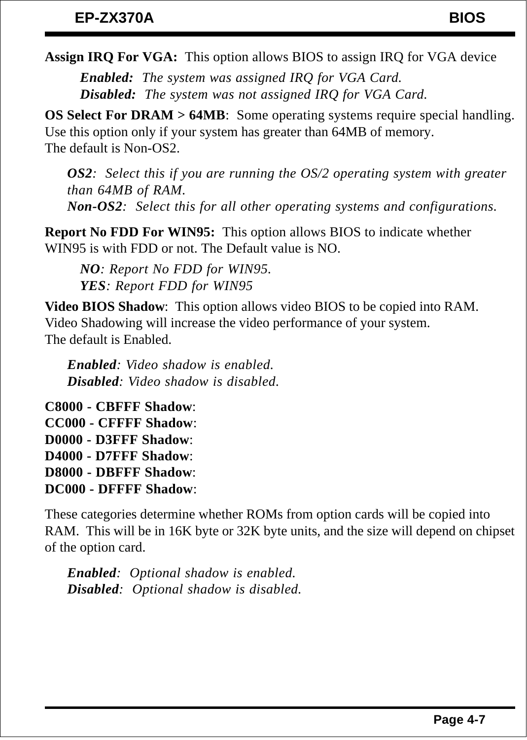**Assign IRQ For VGA:** This option allows BIOS to assign IRQ for VGA device

> ***Enabled:*** *The system was assigned IRQ for VGA Card.*
> ***Disabled:*** *The system was not assigned IRQ for VGA Card.*

**OS Select For DRAM > 64MB**: Some operating systems require special handling. Use this option only if your system has greater than 64MB of memory.
The default is Non-OS2.

> ***OS2****: Select this if you are running the OS/2 operating system with greater than 64MB of RAM.*
> ***Non-OS2****: Select this for all other operating systems and configurations.*

**Report No FDD For WIN95:** This option allows BIOS to indicate whether WIN95 is with FDD or not. The Default value is NO.

> ***NO****: Report No FDD for WIN95.*
> ***YES****: Report FDD for WIN95*

**Video BIOS Shadow**: This option allows video BIOS to be copied into RAM. Video Shadowing will increase the video performance of your system.
The default is Enabled.

> ***Enabled****: Video shadow is enabled.*
> ***Disabled****: Video shadow is disabled.*

**C8000 - CBFFF Shadow**:
**CC000 - CFFFF Shadow**:
**D0000 - D3FFF Shadow**:
**D4000 - D7FFF Shadow**:
**D8000 - DBFFF Shadow**:
**DC000 - DFFFF Shadow**:

These categories determine whether ROMs from option cards will be copied into RAM. This will be in 16K byte or 32K byte units, and the size will depend on chipset of the option card.

> ***Enabled****: Optional shadow is enabled.*
> ***Disabled****: Optional shadow is disabled.*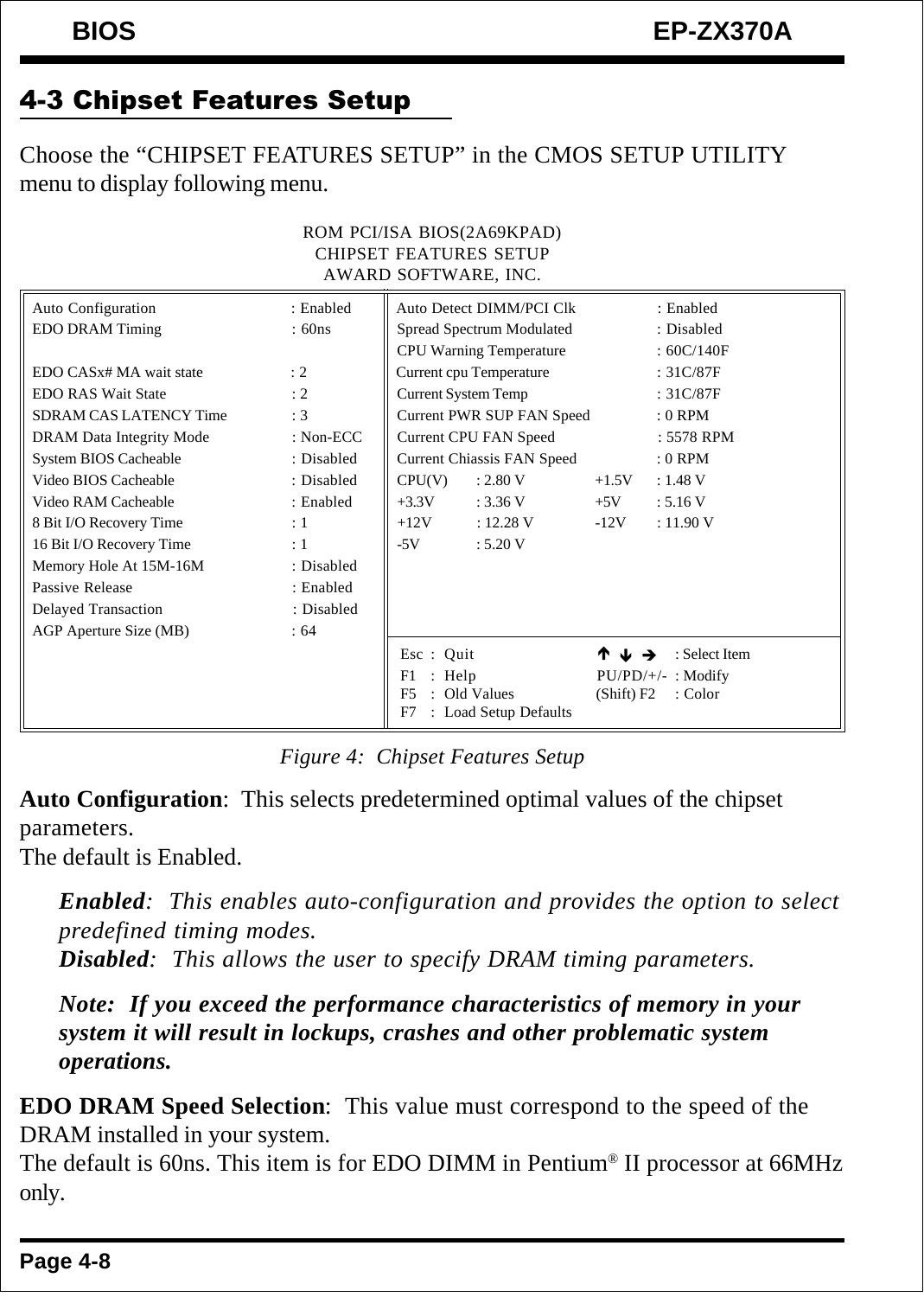## 4-3 Chipset Features Setup

Choose the "CHIPSET FEATURES SETUP" in the CMOS SETUP UTILITY menu to display following menu.

```
                         ROM PCI/ISA BIOS(2A69KPAD)
                          CHIPSET FEATURES SETUP
                           AWARD SOFTWARE, INC.

Auto Configuration           : Enabled    Auto Detect DIMM/PCI Clk        : Enabled
EDO DRAM Timing              : 60ns       Spread Spectrum Modulated       : Disabled
                                          CPU Warning Temperature         : 60C/140F
EDO CASx# MA wait state      : 2          Current cpu Temperature         : 31C/87F
EDO RAS Wait State           : 2          Current System Temp             : 31C/87F
SDRAM CAS LATENCY Time       : 3          Current PWR SUP FAN Speed       : 0 RPM
DRAM Data Integrity Mode     : Non-ECC    Current CPU FAN Speed           : 5578 RPM
System BIOS Cacheable        : Disabled   Current Chiassis FAN Speed      : 0 RPM
Video BIOS Cacheable         : Disabled   CPU(V)   : 2.80 V     +1.5V   : 1.48 V
Video RAM Cacheable          : Enabled    +3.3V    : 3.36 V     +5V     : 5.16 V
8 Bit I/O Recovery Time      : 1          +12V     : 12.28 V    -12V    : 11.90 V
16 Bit I/O Recovery Time     : 1          -5V      : 5.20 V
Memory Hole At 15M-16M       : Disabled
Passive Release              : Enabled
Delayed Transaction          : Disabled
AGP Aperture Size (MB)       : 64
                                          Esc : Quit                 ↑ ↓ →     : Select Item
                                          F1  : Help                 PU/PD/+/- : Modify
                                          F5  : Old Values           (Shift) F2 : Color
                                          F7  : Load Setup Defaults
```

*Figure 4: Chipset Features Setup*

**Auto Configuration**: This selects predetermined optimal values of the chipset parameters.
The default is Enabled.

> ***Enabled***: *This enables auto-configuration and provides the option to select predefined timing modes.*
> ***Disabled***: *This allows the user to specify DRAM timing parameters.*
>
> ***Note: If you exceed the performance characteristics of memory in your system it will result in lockups, crashes and other problematic system operations.***

**EDO DRAM Speed Selection**: This value must correspond to the speed of the DRAM installed in your system.
The default is 60ns. This item is for EDO DIMM in Pentium® II processor at 66MHz only.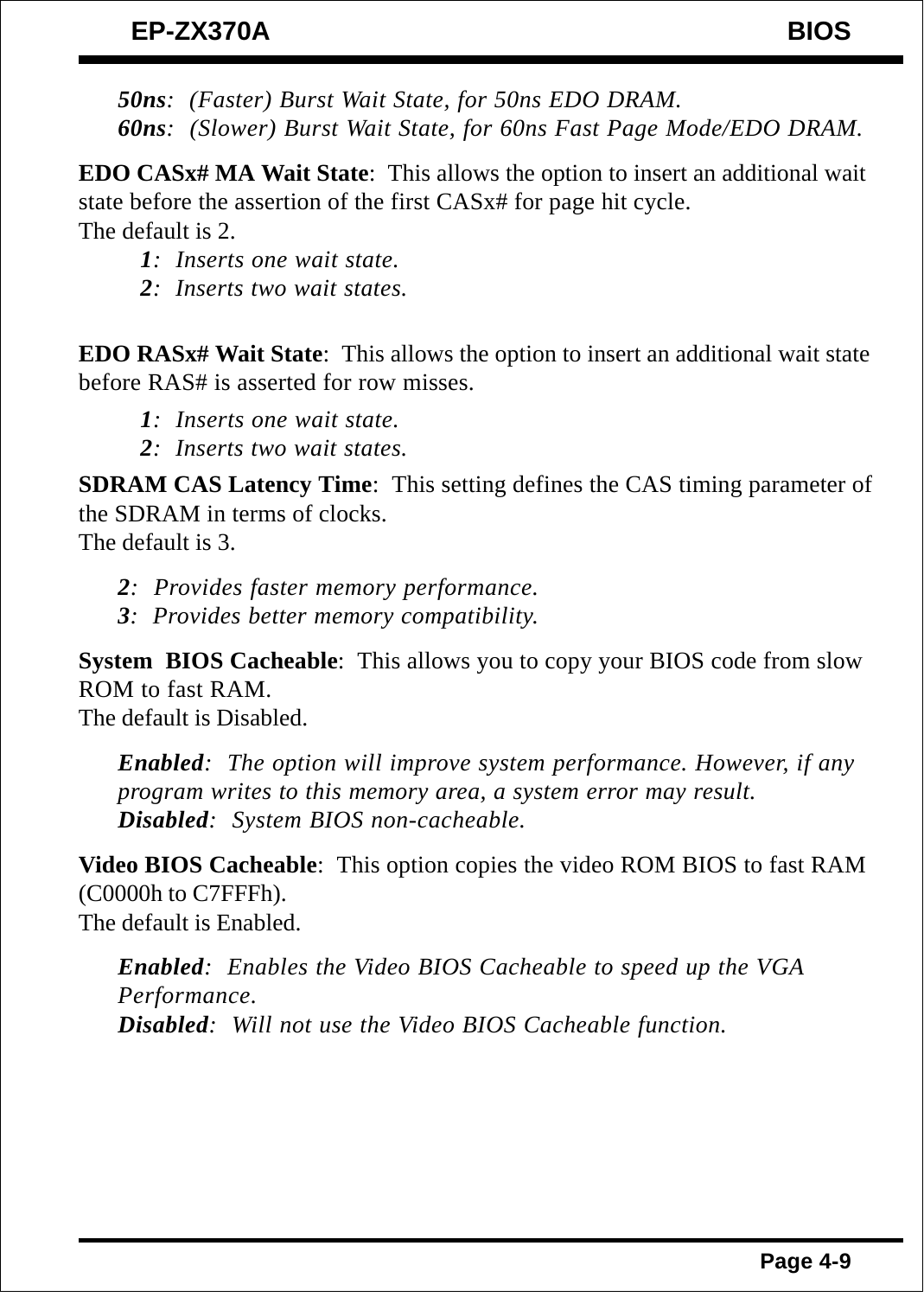*50ns*: *(Faster) Burst Wait State, for 50ns EDO DRAM.*
*60ns*: *(Slower) Burst Wait State, for 60ns Fast Page Mode/EDO DRAM.*

**EDO CASx# MA Wait State**: This allows the option to insert an additional wait state before the assertion of the first CASx# for page hit cycle.
The default is 2.

*1*: *Inserts one wait state.*
*2*: *Inserts two wait states.*

**EDO RASx# Wait State**: This allows the option to insert an additional wait state before RAS# is asserted for row misses.

*1*: *Inserts one wait state.*
*2*: *Inserts two wait states.*

**SDRAM CAS Latency Time**: This setting defines the CAS timing parameter of the SDRAM in terms of clocks.
The default is 3.

*2*: *Provides faster memory performance.*
*3*: *Provides better memory compatibility.*

**System BIOS Cacheable**: This allows you to copy your BIOS code from slow ROM to fast RAM.
The default is Disabled.

*Enabled*: *The option will improve system performance. However, if any program writes to this memory area, a system error may result.*
*Disabled*: *System BIOS non-cacheable.*

**Video BIOS Cacheable**: This option copies the video ROM BIOS to fast RAM (C0000h to C7FFFh).
The default is Enabled.

*Enabled*: *Enables the Video BIOS Cacheable to speed up the VGA Performance.*
*Disabled*: *Will not use the Video BIOS Cacheable function.*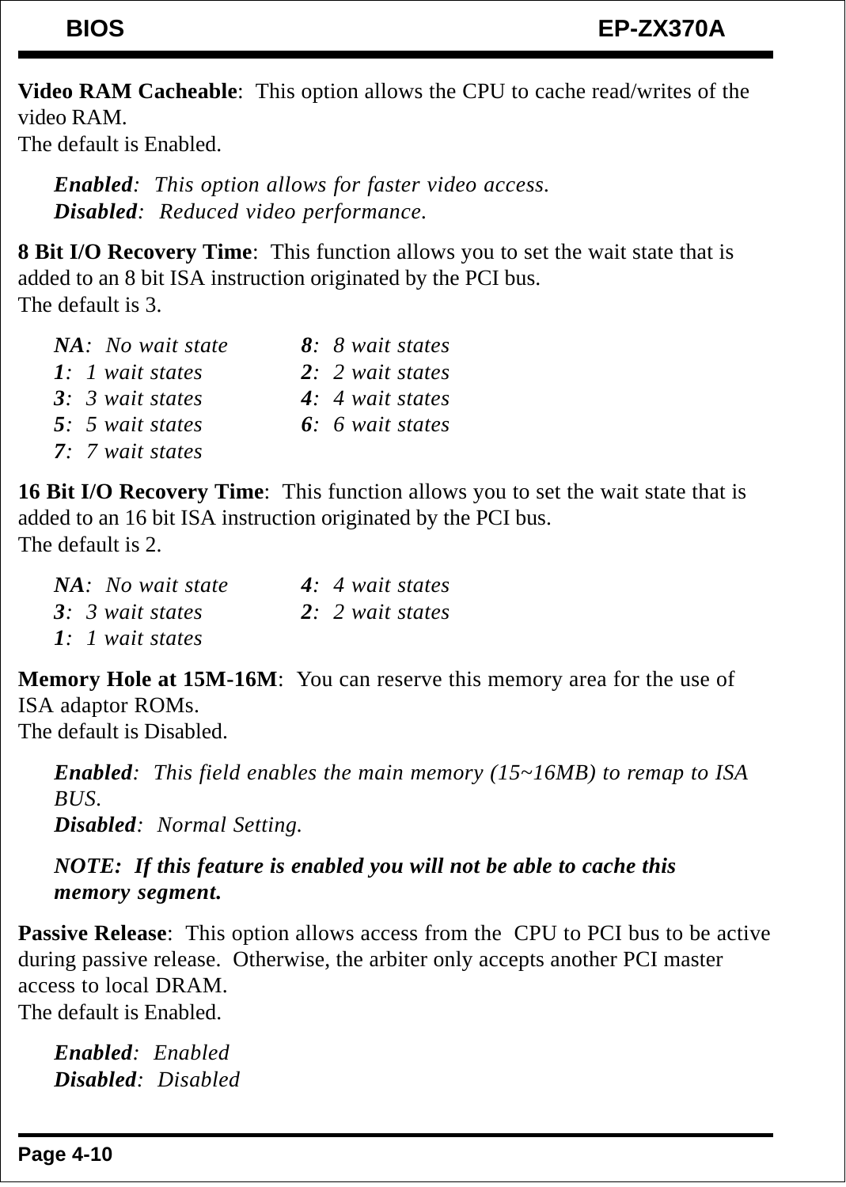**Video RAM Cacheable**: This option allows the CPU to cache read/writes of the video RAM.
The default is Enabled.

> ***Enabled***: *This option allows for faster video access.*
> ***Disabled***: *Reduced video performance.*

**8 Bit I/O Recovery Time**: This function allows you to set the wait state that is added to an 8 bit ISA instruction originated by the PCI bus.
The default is 3.

| | |
|---|---|
| ***NA***: *No wait state* | ***8***: *8 wait states* |
| ***1***: *1 wait states* | ***2***: *2 wait states* |
| ***3***: *3 wait states* | ***4***: *4 wait states* |
| ***5***: *5 wait states* | ***6***: *6 wait states* |
| ***7***: *7 wait states* | |

**16 Bit I/O Recovery Time**: This function allows you to set the wait state that is added to an 16 bit ISA instruction originated by the PCI bus.
The default is 2.

| | |
|---|---|
| ***NA***: *No wait state* | ***4***: *4 wait states* |
| ***3***: *3 wait states* | ***2***: *2 wait states* |
| ***1***: *1 wait states* | |

**Memory Hole at 15M-16M**: You can reserve this memory area for the use of ISA adaptor ROMs.
The default is Disabled.

> ***Enabled***: *This field enables the main memory (15~16MB) to remap to ISA BUS.*
> ***Disabled***: *Normal Setting.*
>
> ***NOTE: If this feature is enabled you will not be able to cache this memory segment.***

**Passive Release**: This option allows access from the CPU to PCI bus to be active during passive release. Otherwise, the arbiter only accepts another PCI master access to local DRAM.
The default is Enabled.

> ***Enabled***: *Enabled*
> ***Disabled***: *Disabled*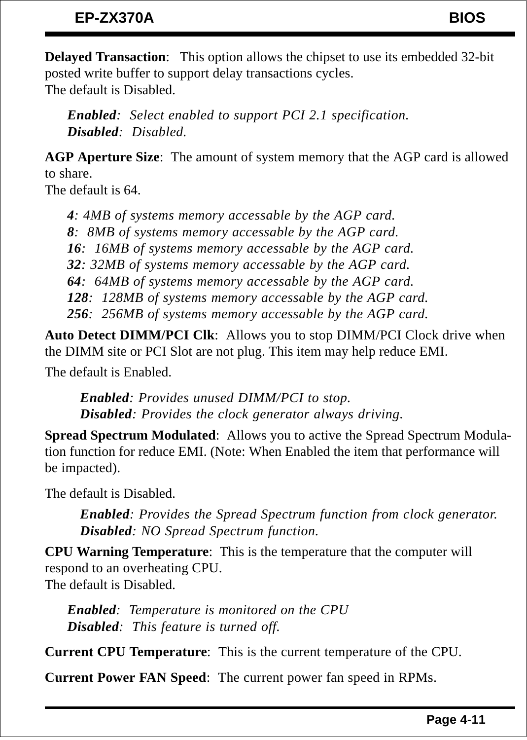**Delayed Transaction**: This option allows the chipset to use its embedded 32-bit posted write buffer to support delay transactions cycles.
The default is Disabled.

*__Enabled__: Select enabled to support PCI 2.1 specification.*
*__Disabled__: Disabled.*

**AGP Aperture Size**: The amount of system memory that the AGP card is allowed to share.
The default is 64.

*__4__: 4MB of systems memory accessable by the AGP card.*
*__8__: 8MB of systems memory accessable by the AGP card.*
*__16__: 16MB of systems memory accessable by the AGP card.*
*__32__: 32MB of systems memory accessable by the AGP card.*
*__64__: 64MB of systems memory accessable by the AGP card.*
*__128__: 128MB of systems memory accessable by the AGP card.*
*__256__: 256MB of systems memory accessable by the AGP card.*

**Auto Detect DIMM/PCI Clk**: Allows you to stop DIMM/PCI Clock drive when the DIMM site or PCI Slot are not plug. This item may help reduce EMI.

The default is Enabled.

*__Enabled__: Provides unused DIMM/PCI to stop.*
*__Disabled__: Provides the clock generator always driving.*

**Spread Spectrum Modulated**: Allows you to active the Spread Spectrum Modulation function for reduce EMI. (Note: When Enabled the item that performance will be impacted).

The default is Disabled.

*__Enabled__: Provides the Spread Spectrum function from clock generator.*
*__Disabled__: NO Spread Spectrum function.*

**CPU Warning Temperature**: This is the temperature that the computer will respond to an overheating CPU.
The default is Disabled.

*__Enabled__: Temperature is monitored on the CPU*
*__Disabled__: This feature is turned off.*

**Current CPU Temperature**: This is the current temperature of the CPU.

**Current Power FAN Speed**: The current power fan speed in RPMs.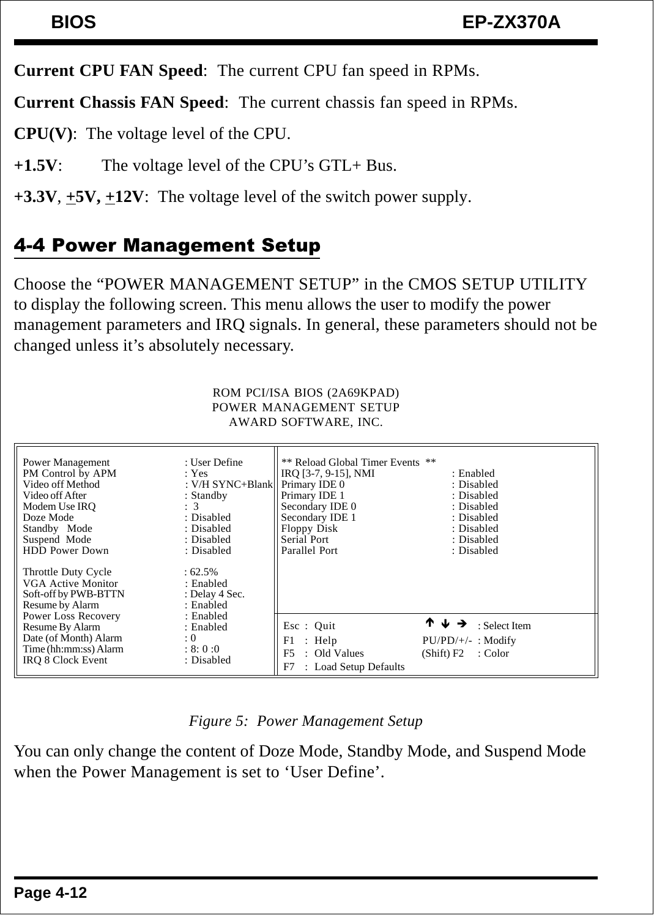**Current CPU FAN Speed**: The current CPU fan speed in RPMs.

**Current Chassis FAN Speed**: The current chassis fan speed in RPMs.

**CPU(V)**: The voltage level of the CPU.

**+1.5V**: The voltage level of the CPU's GTL+ Bus.

**+3.3V**, **+5V, +12V**: The voltage level of the switch power supply.

## 4-4 Power Management Setup

Choose the "POWER MANAGEMENT SETUP" in the CMOS SETUP UTILITY to display the following screen. This menu allows the user to modify the power management parameters and IRQ signals. In general, these parameters should not be changed unless it's absolutely necessary.

```
ROM PCI/ISA BIOS (2A69KPAD)
POWER MANAGEMENT SETUP
AWARD SOFTWARE, INC.

Power Management         : User Define      ** Reload Global Timer Events **
PM Control by APM        : Yes              IRQ [3-7, 9-15], NMI     : Enabled
Video off Method         : V/H SYNC+Blank   Primary IDE 0            : Disabled
Video off After          : Standby          Primary IDE 1            : Disabled
Modem Use IRQ            :  3               Secondary IDE 0          : Disabled
Doze Mode                : Disabled         Secondary IDE 1          : Disabled
Standby  Mode            : Disabled         Floppy Disk              : Disabled
Suspend  Mode            : Disabled         Serial Port              : Disabled
HDD Power Down           : Disabled         Parallel Port            : Disabled

Throttle Duty Cycle      : 62.5%
VGA Active Monitor       : Enabled
Soft-off by PWB-BTTN     : Delay 4 Sec.
Resume by Alarm          : Enabled
Power Loss Recovery      : Enabled
Resume By Alarm          : Enabled          Esc : Quit           ↑ ↓ →    : Select Item
Date (of Month) Alarm    : 0                F1  : Help           PU/PD/+/- : Modify
Time (hh:mm:ss) Alarm    : 8: 0 :0          F5  : Old Values     (Shift) F2 : Color
IRQ 8 Clock Event        : Disabled         F7  : Load Setup Defaults
```

*Figure 5: Power Management Setup*

You can only change the content of Doze Mode, Standby Mode, and Suspend Mode when the Power Management is set to 'User Define'.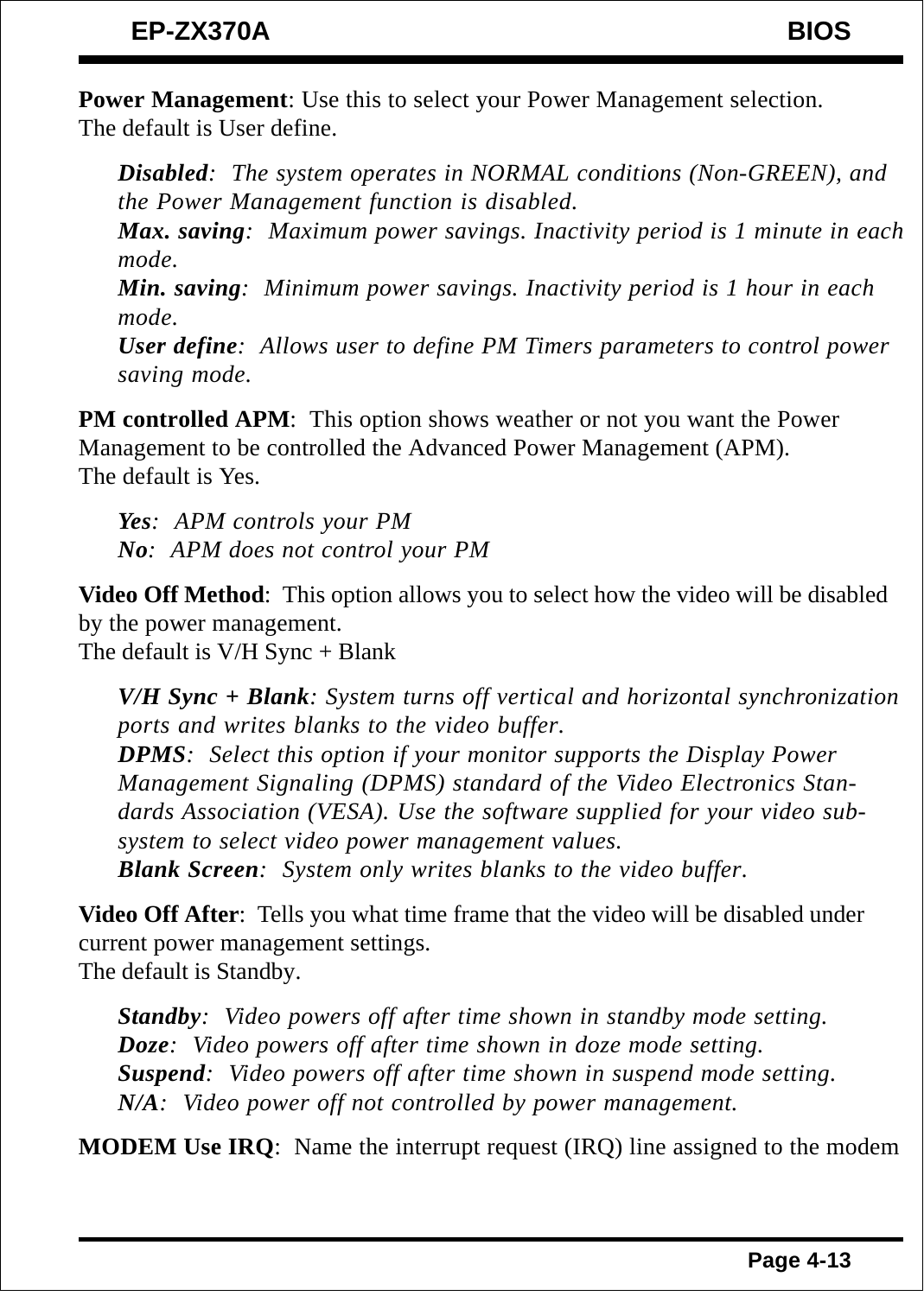**Power Management**: Use this to select your Power Management selection.
The default is User define.

> ***Disabled***: *The system operates in NORMAL conditions (Non-GREEN), and the Power Management function is disabled.*
> ***Max. saving***: *Maximum power savings. Inactivity period is 1 minute in each mode.*
> ***Min. saving***: *Minimum power savings. Inactivity period is 1 hour in each mode.*
> ***User define***: *Allows user to define PM Timers parameters to control power saving mode.*

**PM controlled APM**: This option shows weather or not you want the Power Management to be controlled the Advanced Power Management (APM).
The default is Yes.

> ***Yes***: *APM controls your PM*
> ***No***: *APM does not control your PM*

**Video Off Method**: This option allows you to select how the video will be disabled by the power management.
The default is V/H Sync + Blank

> ***V/H Sync + Blank***: *System turns off vertical and horizontal synchronization ports and writes blanks to the video buffer.*
> ***DPMS***: *Select this option if your monitor supports the Display Power Management Signaling (DPMS) standard of the Video Electronics Standards Association (VESA). Use the software supplied for your video subsystem to select video power management values.*
> ***Blank Screen***: *System only writes blanks to the video buffer.*

**Video Off After**: Tells you what time frame that the video will be disabled under current power management settings.
The default is Standby.

> ***Standby***: *Video powers off after time shown in standby mode setting.*
> ***Doze***: *Video powers off after time shown in doze mode setting.*
> ***Suspend***: *Video powers off after time shown in suspend mode setting.*
> ***N/A***: *Video power off not controlled by power management.*

**MODEM Use IRQ**: Name the interrupt request (IRQ) line assigned to the modem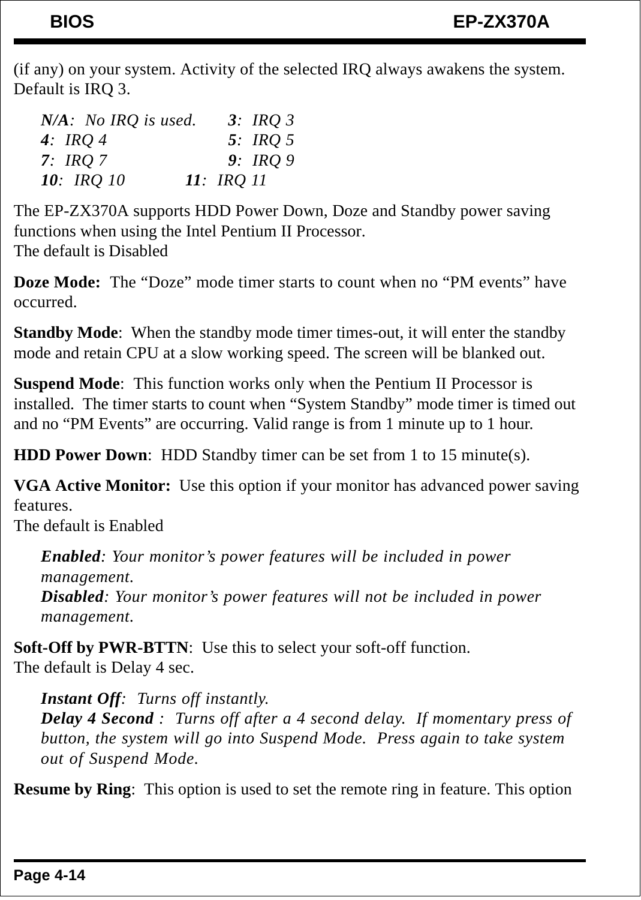(if any) on your system. Activity of the selected IRQ always awakens the system. Default is IRQ 3.

*N/A*: *No IRQ is used.* *3*: *IRQ 3*
*4*: *IRQ 4* *5*: *IRQ 5*
*7*: *IRQ 7* *9*: *IRQ 9*
*10*: *IRQ 10* *11*: *IRQ 11*

The EP-ZX370A supports HDD Power Down, Doze and Standby power saving functions when using the Intel Pentium II Processor.
The default is Disabled

**Doze Mode:** The “Doze” mode timer starts to count when no “PM events” have occurred.

**Standby Mode**: When the standby mode timer times-out, it will enter the standby mode and retain CPU at a slow working speed. The screen will be blanked out.

**Suspend Mode**: This function works only when the Pentium II Processor is installed. The timer starts to count when “System Standby” mode timer is timed out and no “PM Events” are occurring. Valid range is from 1 minute up to 1 hour.

**HDD Power Down**: HDD Standby timer can be set from 1 to 15 minute(s).

**VGA Active Monitor:** Use this option if your monitor has advanced power saving features.
The default is Enabled

***Enabled****: Your monitor’s power features will be included in power management.*
***Disabled****: Your monitor’s power features will not be included in power management.*

**Soft-Off by PWR-BTTN**: Use this to select your soft-off function.
The default is Delay 4 sec.

***Instant Off****: Turns off instantly.*
***Delay 4 Second*** *: Turns off after a 4 second delay. If momentary press of button, the system will go into Suspend Mode. Press again to take system out of Suspend Mode.*

**Resume by Ring**: This option is used to set the remote ring in feature. This option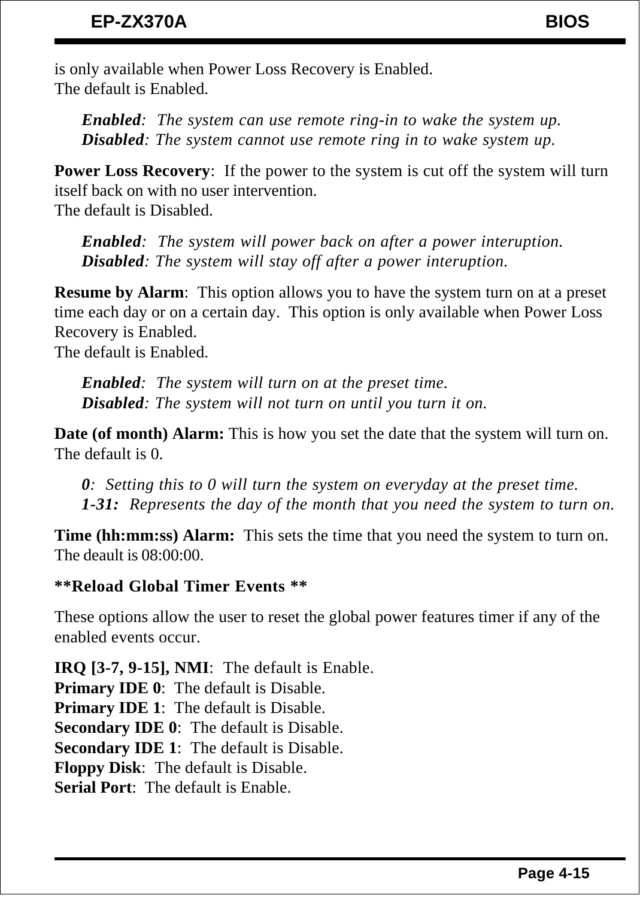is only available when Power Loss Recovery is Enabled.
The default is Enabled.

*Enabled*: The system can use remote ring-in to wake the system up.
*Disabled*: The system cannot use remote ring in to wake system up.

**Power Loss Recovery**: If the power to the system is cut off the system will turn itself back on with no user intervention.
The default is Disabled.

*Enabled*: The system will power back on after a power interuption.
*Disabled*: The system will stay off after a power interuption.

**Resume by Alarm**: This option allows you to have the system turn on at a preset time each day or on a certain day. This option is only available when Power Loss Recovery is Enabled.
The default is Enabled.

*Enabled*: The system will turn on at the preset time.
*Disabled*: The system will not turn on until you turn it on.

**Date (of month) Alarm:** This is how you set the date that the system will turn on.
The default is 0.

*0*: Setting this to 0 will turn the system on everyday at the preset time.
*1-31:* Represents the day of the month that you need the system to turn on.

**Time (hh:mm:ss) Alarm:** This sets the time that you need the system to turn on.
The deault is 08:00:00.

**\*\*Reload Global Timer Events \*\***

These options allow the user to reset the global power features timer if any of the enabled events occur.

**IRQ [3-7, 9-15], NMI**: The default is Enable.
**Primary IDE 0**: The default is Disable.
**Primary IDE 1**: The default is Disable.
**Secondary IDE 0**: The default is Disable.
**Secondary IDE 1**: The default is Disable.
**Floppy Disk**: The default is Disable.
**Serial Port**: The default is Enable.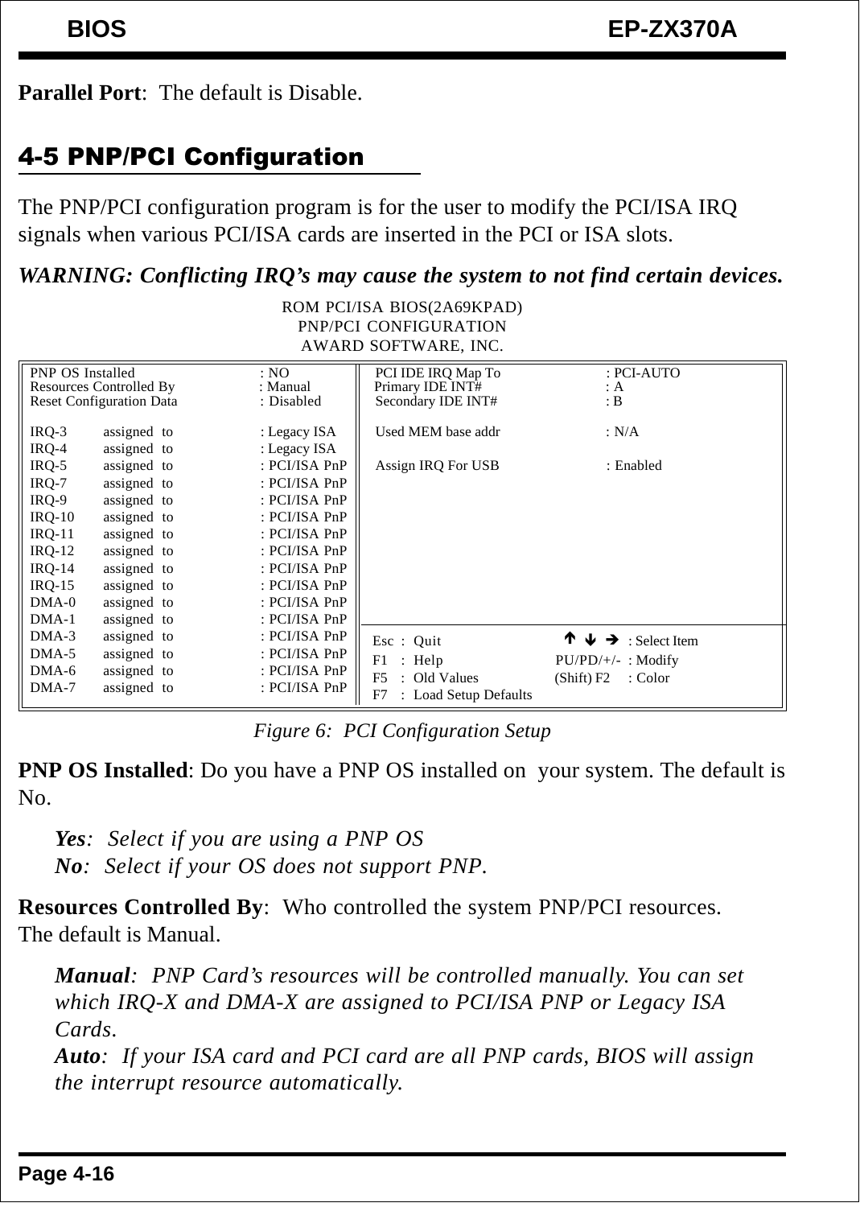**Parallel Port**: The default is Disable.

## 4-5 PNP/PCI Configuration

The PNP/PCI configuration program is for the user to modify the PCI/ISA IRQ signals when various PCI/ISA cards are inserted in the PCI or ISA slots.

***WARNING: Conflicting IRQ's may cause the system to not find certain devices.***

```
                         ROM PCI/ISA BIOS(2A69KPAD)
                          PNP/PCI CONFIGURATION
                          AWARD SOFTWARE, INC.

PNP OS Installed            : NO            PCI IDE IRQ Map To     : PCI-AUTO
Resources Controlled By     : Manual        Primary IDE INT#       : A
Reset Configuration Data    : Disabled      Secondary IDE INT#     : B

IRQ-3    assigned  to       : Legacy ISA    Used MEM base addr     : N/A
IRQ-4    assigned  to       : Legacy ISA
IRQ-5    assigned  to       : PCI/ISA PnP   Assign IRQ For USB     : Enabled
IRQ-7    assigned  to       : PCI/ISA PnP
IRQ-9    assigned  to       : PCI/ISA PnP
IRQ-10   assigned  to       : PCI/ISA PnP
IRQ-11   assigned  to       : PCI/ISA PnP
IRQ-12   assigned  to       : PCI/ISA PnP
IRQ-14   assigned  to       : PCI/ISA PnP
IRQ-15   assigned  to       : PCI/ISA PnP
DMA-0    assigned  to       : PCI/ISA PnP
DMA-1    assigned  to       : PCI/ISA PnP
DMA-3    assigned  to       : PCI/ISA PnP   Esc : Quit                ↑ ↓ → : Select Item
DMA-5    assigned  to       : PCI/ISA PnP   F1  : Help                PU/PD/+/- : Modify
DMA-6    assigned  to       : PCI/ISA PnP   F5  : Old Values          (Shift) F2 : Color
DMA-7    assigned  to       : PCI/ISA PnP   F7  : Load Setup Defaults
```

*Figure 6: PCI Configuration Setup*

**PNP OS Installed**: Do you have a PNP OS installed on your system. The default is No.

> ***Yes***: *Select if you are using a PNP OS*
> ***No***: *Select if your OS does not support PNP.*

**Resources Controlled By**: Who controlled the system PNP/PCI resources. The default is Manual.

> ***Manual***: *PNP Card's resources will be controlled manually. You can set which IRQ-X and DMA-X are assigned to PCI/ISA PNP or Legacy ISA Cards.*
> ***Auto***: *If your ISA card and PCI card are all PNP cards, BIOS will assign the interrupt resource automatically.*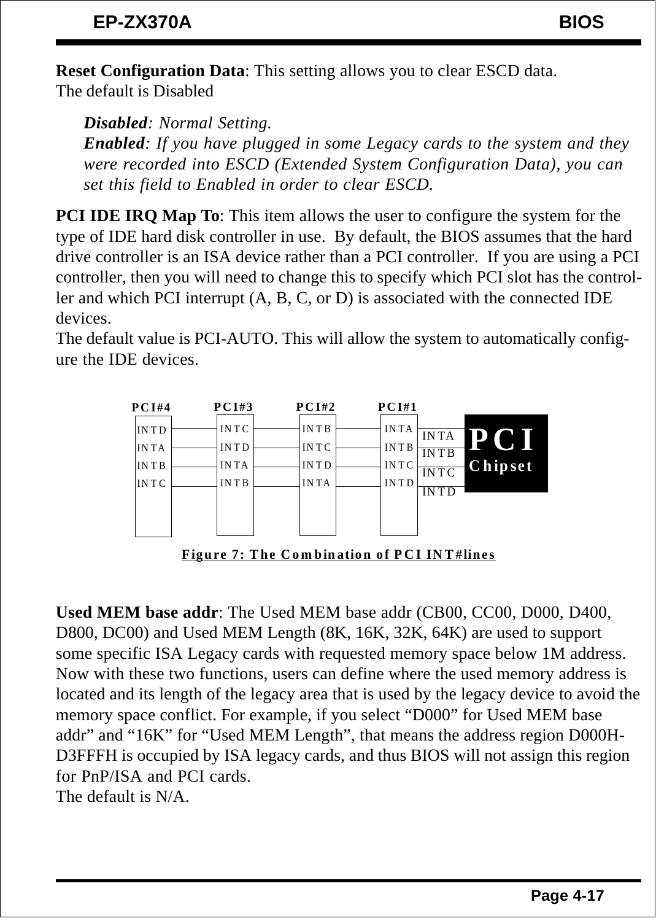**Reset Configuration Data**: This setting allows you to clear ESCD data.
The default is Disabled

> ***Disabled**: Normal Setting.*
> ***Enabled**: If you have plugged in some Legacy cards to the system and they were recorded into ESCD (Extended System Configuration Data), you can set this field to Enabled in order to clear ESCD.*

**PCI IDE IRQ Map To**: This item allows the user to configure the system for the type of IDE hard disk controller in use. By default, the BIOS assumes that the hard drive controller is an ISA device rather than a PCI controller. If you are using a PCI controller, then you will need to change this to specify which PCI slot has the controller and which PCI interrupt (A, B, C, or D) is associated with the connected IDE devices.
The default value is PCI-AUTO. This will allow the system to automatically configure the IDE devices.

| PCI#4 | PCI#3 | PCI#2 | PCI#1 | PCI Chipset |
|---|---|---|---|---|
| INTD | INTC | INTB | INTA | INTA |
| INTA | INTD | INTC | INTB | INTB |
| INTB | INTA | INTD | INTC | INTC |
| INTC | INTB | INTA | INTD | INTD |

**Figure 7: The Combination of PCI INT#lines**

**Used MEM base addr**: The Used MEM base addr (CB00, CC00, D000, D400, D800, DC00) and Used MEM Length (8K, 16K, 32K, 64K) are used to support some specific ISA Legacy cards with requested memory space below 1M address. Now with these two functions, users can define where the used memory address is located and its length of the legacy area that is used by the legacy device to avoid the memory space conflict. For example, if you select "D000" for Used MEM base addr" and "16K" for "Used MEM Length", that means the address region D000H-D3FFFH is occupied by ISA legacy cards, and thus BIOS will not assign this region for PnP/ISA and PCI cards.
The default is N/A.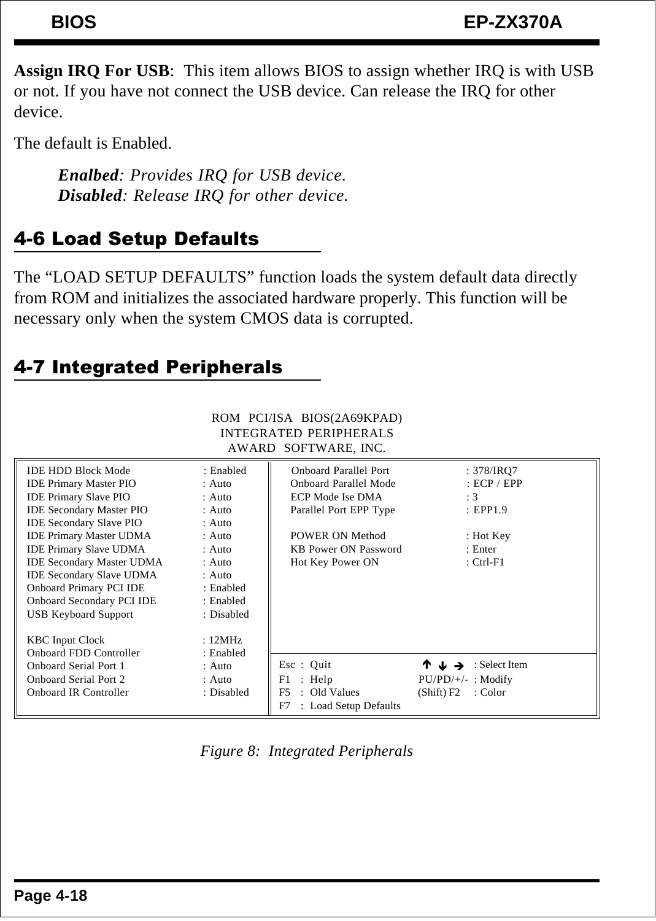**Assign IRQ For USB**: This item allows BIOS to assign whether IRQ is with USB or not. If you have not connect the USB device. Can release the IRQ for other device.

The default is Enabled.

> ***Enalbed***: *Provides IRQ for USB device.*
> ***Disabled***: *Release IRQ for other device.*

## 4-6 Load Setup Defaults

The “LOAD SETUP DEFAULTS” function loads the system default data directly from ROM and initializes the associated hardware properly. This function will be necessary only when the system CMOS data is corrupted.

## 4-7 Integrated Peripherals

ROM PCI/ISA BIOS(2A69KPAD)
INTEGRATED PERIPHERALS
AWARD SOFTWARE, INC.

| | | | |
|---|---|---|---|
| IDE HDD Block Mode | : Enabled | Onboard Parallel Port | : 378/IRQ7 |
| IDE Primary Master PIO | : Auto | Onboard Parallel Mode | : ECP / EPP |
| IDE Primary Slave PIO | : Auto | ECP Mode Ise DMA | : 3 |
| IDE Secondary Master PIO | : Auto | Parallel Port EPP Type | : EPP1.9 |
| IDE Secondary Slave PIO | : Auto | | |
| IDE Primary Master UDMA | : Auto | POWER ON Method | : Hot Key |
| IDE Primary Slave UDMA | : Auto | KB Power ON Password | : Enter |
| IDE Secondary Master UDMA | : Auto | Hot Key Power ON | : Ctrl-F1 |
| IDE Secondary Slave UDMA | : Auto | | |
| Onboard Primary PCI IDE | : Enabled | | |
| Onboard Secondary PCI IDE | : Enabled | | |
| USB Keyboard Support | : Disabled | | |
| | | | |
| KBC Input Clock | : 12MHz | | |
| Onboard FDD Controller | : Enabled | | |
| Onboard Serial Port 1 | : Auto | Esc : Quit | ↑ ↓ → : Select Item |
| Onboard Serial Port 2 | : Auto | F1 : Help | PU/PD/+/- : Modify |
| Onboard IR Controller | : Disabled | F5 : Old Values | (Shift) F2 : Color |
| | | F7 : Load Setup Defaults | |

*Figure 8: Integrated Peripherals*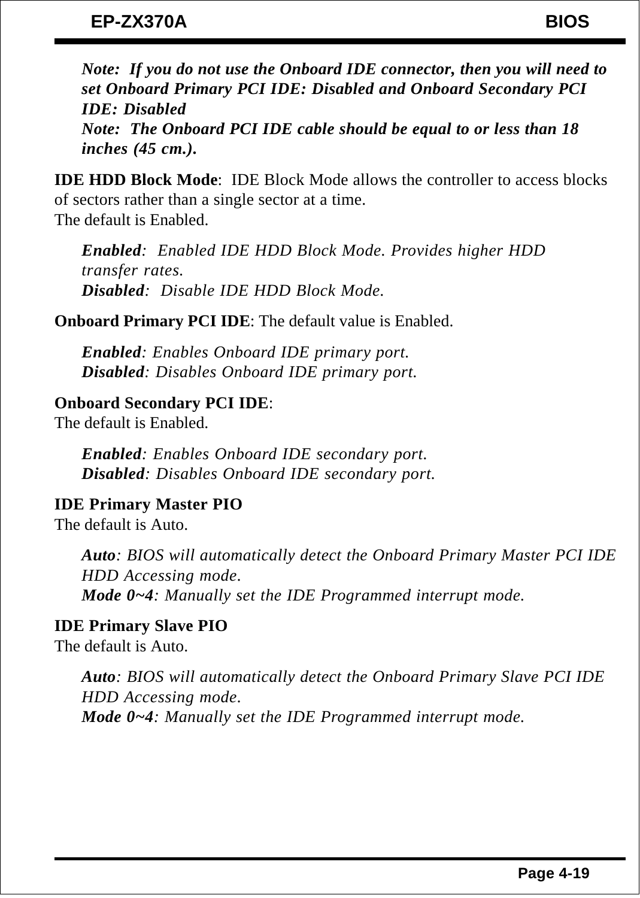***Note: If you do not use the Onboard IDE connector, then you will need to set Onboard Primary PCI IDE: Disabled and Onboard Secondary PCI IDE: Disabled***
***Note: The Onboard PCI IDE cable should be equal to or less than 18 inches (45 cm.).***

**IDE HDD Block Mode**: IDE Block Mode allows the controller to access blocks of sectors rather than a single sector at a time.
The default is Enabled.

> ***Enabled***: *Enabled IDE HDD Block Mode. Provides higher HDD transfer rates.*
> ***Disabled***: *Disable IDE HDD Block Mode.*

**Onboard Primary PCI IDE**: The default value is Enabled.

> ***Enabled***: *Enables Onboard IDE primary port.*
> ***Disabled***: *Disables Onboard IDE primary port.*

**Onboard Secondary PCI IDE**:
The default is Enabled.

> ***Enabled***: *Enables Onboard IDE secondary port.*
> ***Disabled***: *Disables Onboard IDE secondary port.*

**IDE Primary Master PIO**
The default is Auto.

> ***Auto***: *BIOS will automatically detect the Onboard Primary Master PCI IDE HDD Accessing mode.*
> ***Mode 0~4***: *Manually set the IDE Programmed interrupt mode.*

**IDE Primary Slave PIO**
The default is Auto.

> ***Auto***: *BIOS will automatically detect the Onboard Primary Slave PCI IDE HDD Accessing mode.*
> ***Mode 0~4***: *Manually set the IDE Programmed interrupt mode.*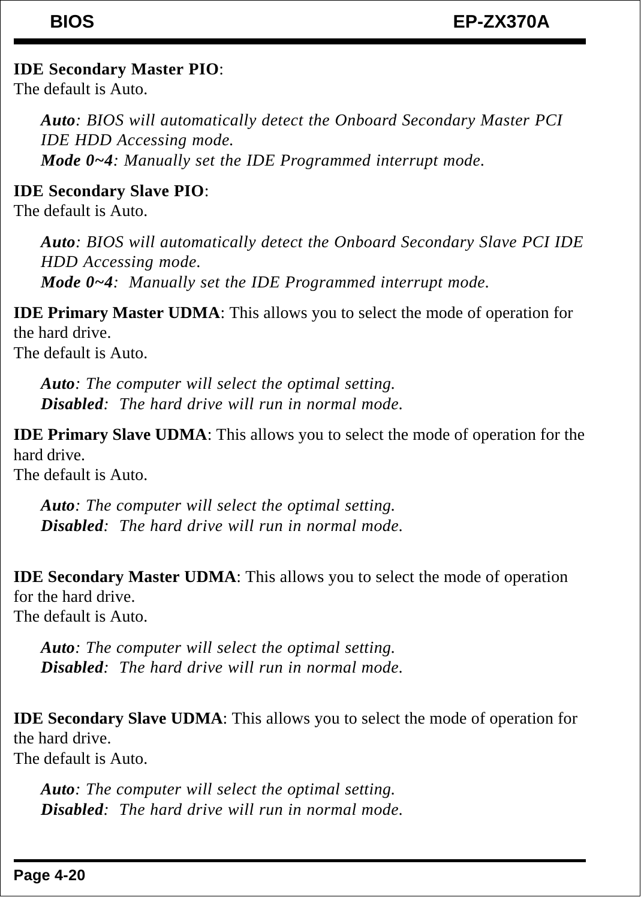**IDE Secondary Master PIO**:
The default is Auto.

> *__Auto__: BIOS will automatically detect the Onboard Secondary Master PCI IDE HDD Accessing mode.*
> *__Mode 0~4__: Manually set the IDE Programmed interrupt mode.*

**IDE Secondary Slave PIO**:
The default is Auto.

> *__Auto__: BIOS will automatically detect the Onboard Secondary Slave PCI IDE HDD Accessing mode.*
> *__Mode 0~4__: Manually set the IDE Programmed interrupt mode.*

**IDE Primary Master UDMA**: This allows you to select the mode of operation for the hard drive.
The default is Auto.

> *__Auto__: The computer will select the optimal setting.*
> *__Disabled__: The hard drive will run in normal mode.*

**IDE Primary Slave UDMA**: This allows you to select the mode of operation for the hard drive.
The default is Auto.

> *__Auto__: The computer will select the optimal setting.*
> *__Disabled__: The hard drive will run in normal mode.*

**IDE Secondary Master UDMA**: This allows you to select the mode of operation for the hard drive.
The default is Auto.

> *__Auto__: The computer will select the optimal setting.*
> *__Disabled__: The hard drive will run in normal mode.*

**IDE Secondary Slave UDMA**: This allows you to select the mode of operation for the hard drive.
The default is Auto.

> *__Auto__: The computer will select the optimal setting.*
> *__Disabled__: The hard drive will run in normal mode.*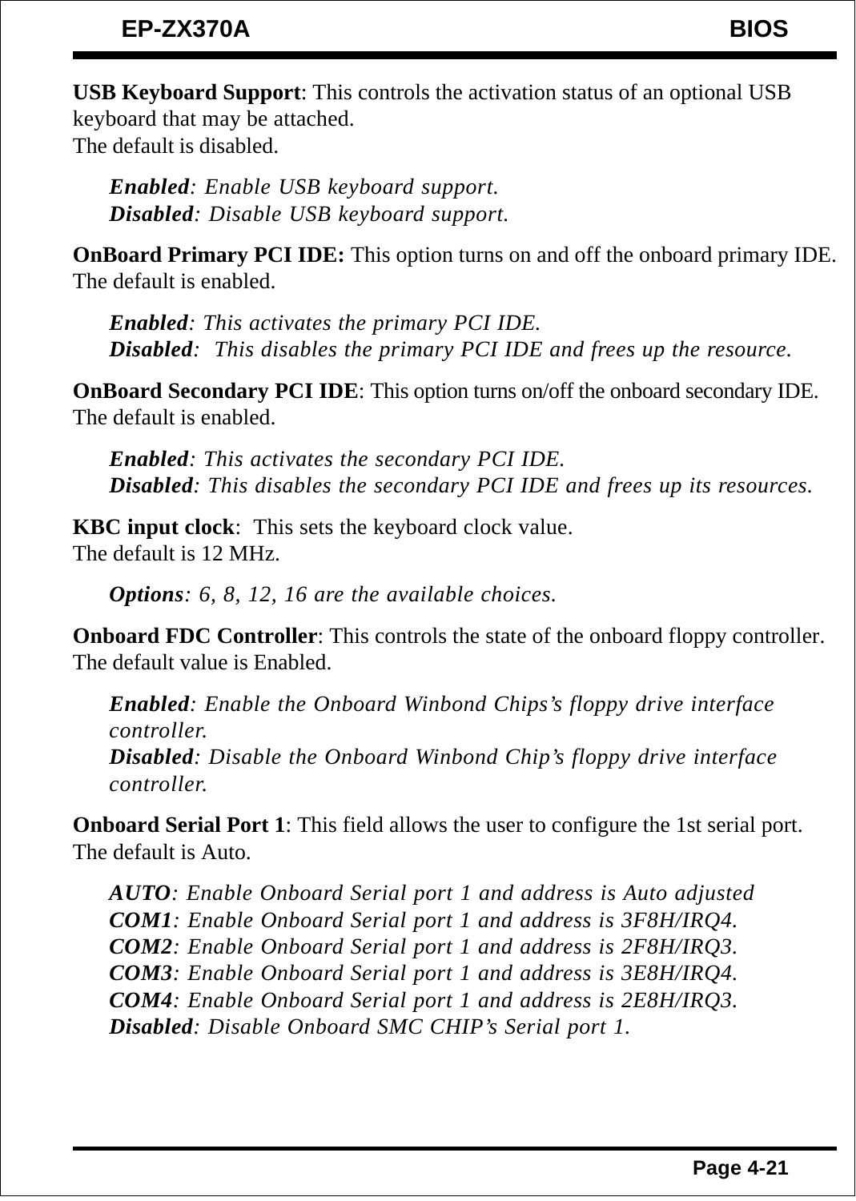**USB Keyboard Support**: This controls the activation status of an optional USB keyboard that may be attached.
The default is disabled.

> ***Enabled****: Enable USB keyboard support.*
> ***Disabled****: Disable USB keyboard support.*

**OnBoard Primary PCI IDE:** This option turns on and off the onboard primary IDE.
The default is enabled.

> ***Enabled****: This activates the primary PCI IDE.*
> ***Disabled****:  This disables the primary PCI IDE and frees up the resource.*

**OnBoard Secondary PCI IDE**: This option turns on/off the onboard secondary IDE.
The default is enabled.

> ***Enabled****: This activates the secondary PCI IDE.*
> ***Disabled****: This disables the secondary PCI IDE and frees up its resources.*

**KBC input clock**:  This sets the keyboard clock value.
The default is 12 MHz.

> ***Options****: 6, 8, 12, 16 are the available choices.*

**Onboard FDC Controller**: This controls the state of the onboard floppy controller.
The default value is Enabled.

> ***Enabled****: Enable the Onboard Winbond Chips's floppy drive interface controller.*
> ***Disabled****: Disable the Onboard Winbond Chip's floppy drive interface controller.*

**Onboard Serial Port 1**: This field allows the user to configure the 1st serial port.
The default is Auto.

> ***AUTO****: Enable Onboard Serial port 1 and address is Auto adjusted*
> ***COM1****: Enable Onboard Serial port 1 and address is 3F8H/IRQ4.*
> ***COM2****: Enable Onboard Serial port 1 and address is 2F8H/IRQ3.*
> ***COM3****: Enable Onboard Serial port 1 and address is 3E8H/IRQ4.*
> ***COM4****: Enable Onboard Serial port 1 and address is 2E8H/IRQ3.*
> ***Disabled****: Disable Onboard SMC CHIP's Serial port 1.*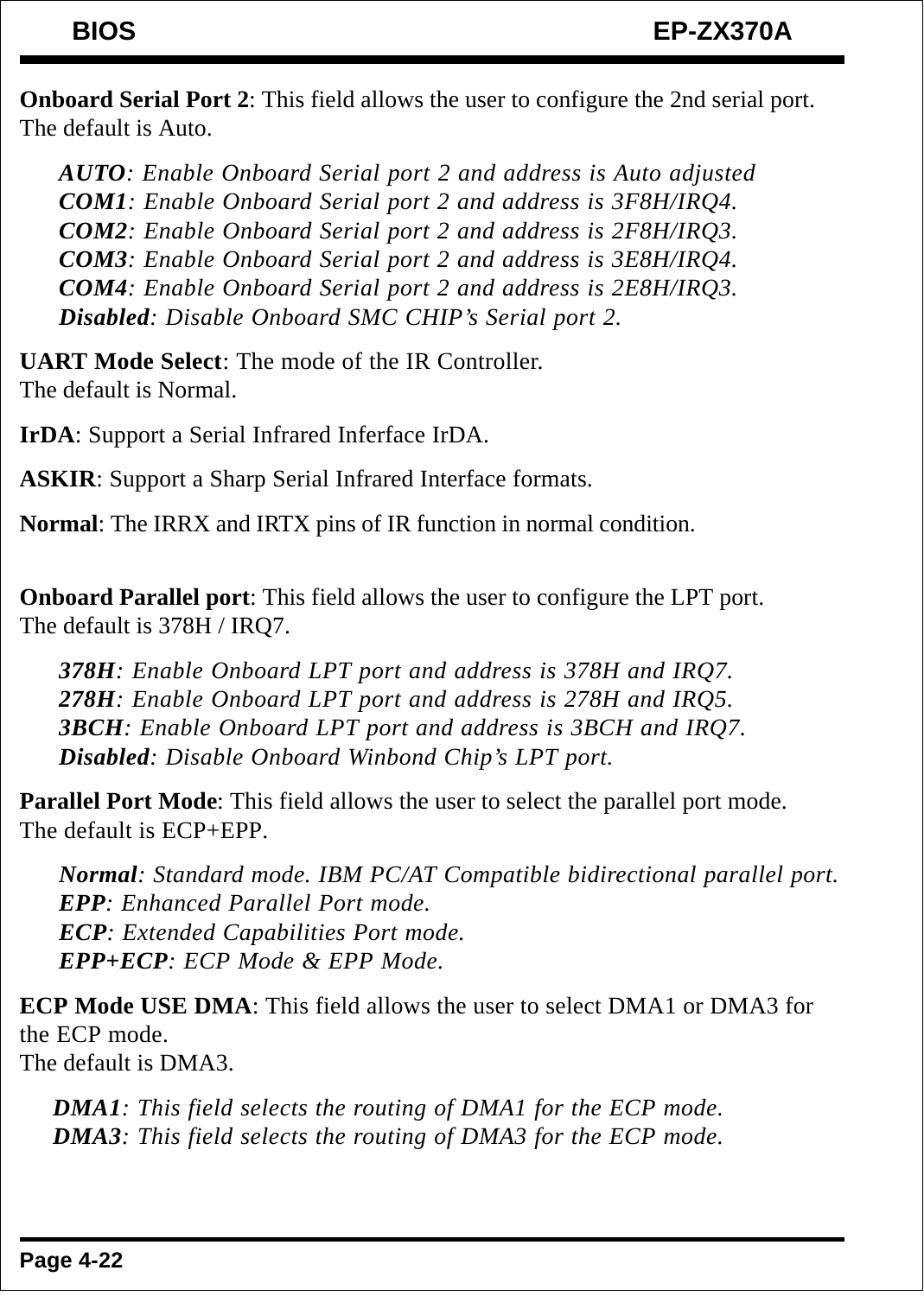**Onboard Serial Port 2**: This field allows the user to configure the 2nd serial port. The default is Auto.

> ***AUTO****: Enable Onboard Serial port 2 and address is Auto adjusted*
> ***COM1****: Enable Onboard Serial port 2 and address is 3F8H/IRQ4.*
> ***COM2****: Enable Onboard Serial port 2 and address is 2F8H/IRQ3.*
> ***COM3****: Enable Onboard Serial port 2 and address is 3E8H/IRQ4.*
> ***COM4****: Enable Onboard Serial port 2 and address is 2E8H/IRQ3.*
> ***Disabled****: Disable Onboard SMC CHIP's Serial port 2.*

**UART Mode Select**: The mode of the IR Controller.
The default is Normal.

**IrDA**: Support a Serial Infrared Inferface IrDA.

**ASKIR**: Support a Sharp Serial Infrared Interface formats.

**Normal**: The IRRX and IRTX pins of IR function in normal condition.

**Onboard Parallel port**: This field allows the user to configure the LPT port.
The default is 378H / IRQ7.

> ***378H****: Enable Onboard LPT port and address is 378H and IRQ7.*
> ***278H****: Enable Onboard LPT port and address is 278H and IRQ5.*
> ***3BCH****: Enable Onboard LPT port and address is 3BCH and IRQ7.*
> ***Disabled****: Disable Onboard Winbond Chip's LPT port.*

**Parallel Port Mode**: This field allows the user to select the parallel port mode.
The default is ECP+EPP.

> ***Normal****: Standard mode. IBM PC/AT Compatible bidirectional parallel port.*
> ***EPP****: Enhanced Parallel Port mode.*
> ***ECP****: Extended Capabilities Port mode.*
> ***EPP+ECP****: ECP Mode & EPP Mode.*

**ECP Mode USE DMA**: This field allows the user to select DMA1 or DMA3 for the ECP mode.
The default is DMA3.

> ***DMA1****: This field selects the routing of DMA1 for the ECP mode.*
> ***DMA3****: This field selects the routing of DMA3 for the ECP mode.*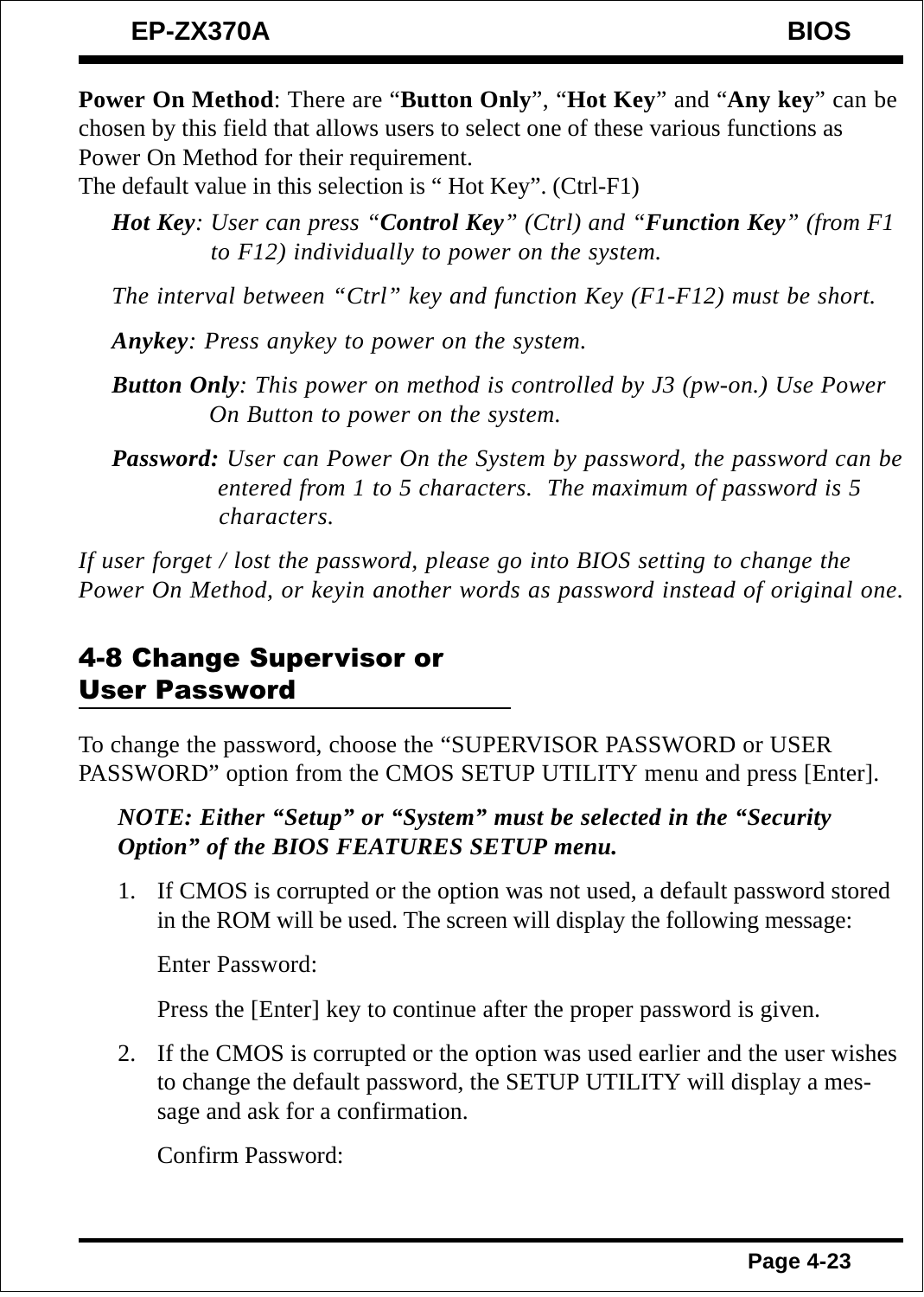**Power On Method**: There are “**Button Only**”, “**Hot Key**” and “**Any key**” can be chosen by this field that allows users to select one of these various functions as Power On Method for their requirement.
The default value in this selection is “ Hot Key”. (Ctrl-F1)

*Hot Key*: *User can press “**Control Key**” (Ctrl) and “**Function Key**” (from F1 to F12) individually to power on the system.*

*The interval between “Ctrl” key and function Key (F1-F12) must be short.*

*Anykey*: *Press anykey to power on the system.*

*Button Only*: *This power on method is controlled by J3 (pw-on.) Use Power On Button to power on the system.*

*Password:* *User can Power On the System by password, the password can be entered from 1 to 5 characters. The maximum of password is 5 characters.*

*If user forget / lost the password, please go into BIOS setting to change the Power On Method, or keyin another words as password instead of original one.*

## 4-8 Change Supervisor or User Password

To change the password, choose the “SUPERVISOR PASSWORD or USER PASSWORD” option from the CMOS SETUP UTILITY menu and press [Enter].

***NOTE: Either “Setup” or “System” must be selected in the “Security Option” of the BIOS FEATURES SETUP menu.***

1. If CMOS is corrupted or the option was not used, a default password stored in the ROM will be used. The screen will display the following message:

   Enter Password:

   Press the [Enter] key to continue after the proper password is given.

2. If the CMOS is corrupted or the option was used earlier and the user wishes to change the default password, the SETUP UTILITY will display a message and ask for a confirmation.

   Confirm Password: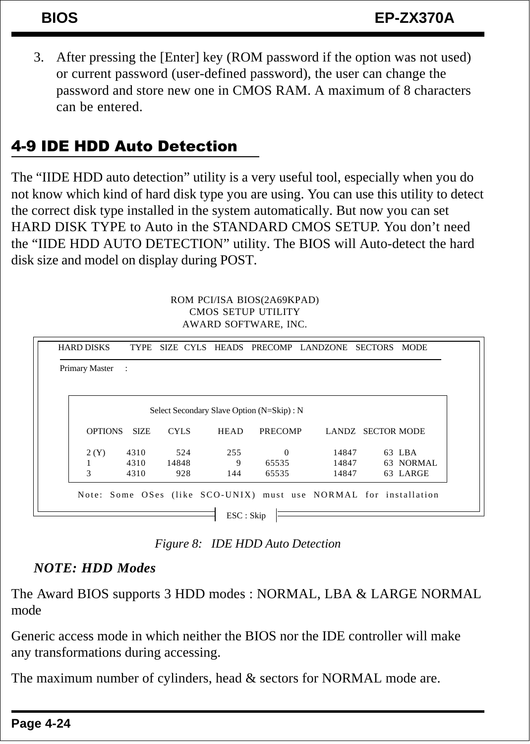3. After pressing the [Enter] key (ROM password if the option was not used) or current password (user-defined password), the user can change the password and store new one in CMOS RAM. A maximum of 8 characters can be entered.

## 4-9 IDE HDD Auto Detection

The “IIDE HDD auto detection” utility is a very useful tool, especially when you do not know which kind of hard disk type you are using. You can use this utility to detect the correct disk type installed in the system automatically. But now you can set HARD DISK TYPE to Auto in the STANDARD CMOS SETUP. You don’t need the “IIDE HDD AUTO DETECTION” utility. The BIOS will Auto-detect the hard disk size and model on display during POST.

```
                    ROM PCI/ISA BIOS(2A69KPAD)
                        CMOS SETUP UTILITY
                      AWARD SOFTWARE, INC.

HARD DISKS     TYPE   SIZE  CYLS   HEADS   PRECOMP   LANDZONE   SECTORS   MODE

Primary Master   :

              Select Secondary Slave Option (N=Skip) : N

   OPTIONS   SIZE    CYLS    HEAD    PRECOMP    LANDZ   SECTOR MODE

   2 (Y)     4310     524     255         0     14847     63  LBA
   1         4310   14848       9     65535     14847     63  NORMAL
   3         4310     928     144     65535     14847     63  LARGE

   Note: Some OSes (like SCO-UNIX) must use NORMAL for installation

                              ESC : Skip
```

*Figure 8: IDE HDD Auto Detection*

***NOTE: HDD Modes***

The Award BIOS supports 3 HDD modes : NORMAL, LBA & LARGE NORMAL mode

Generic access mode in which neither the BIOS nor the IDE controller will make any transformations during accessing.

The maximum number of cylinders, head & sectors for NORMAL mode are.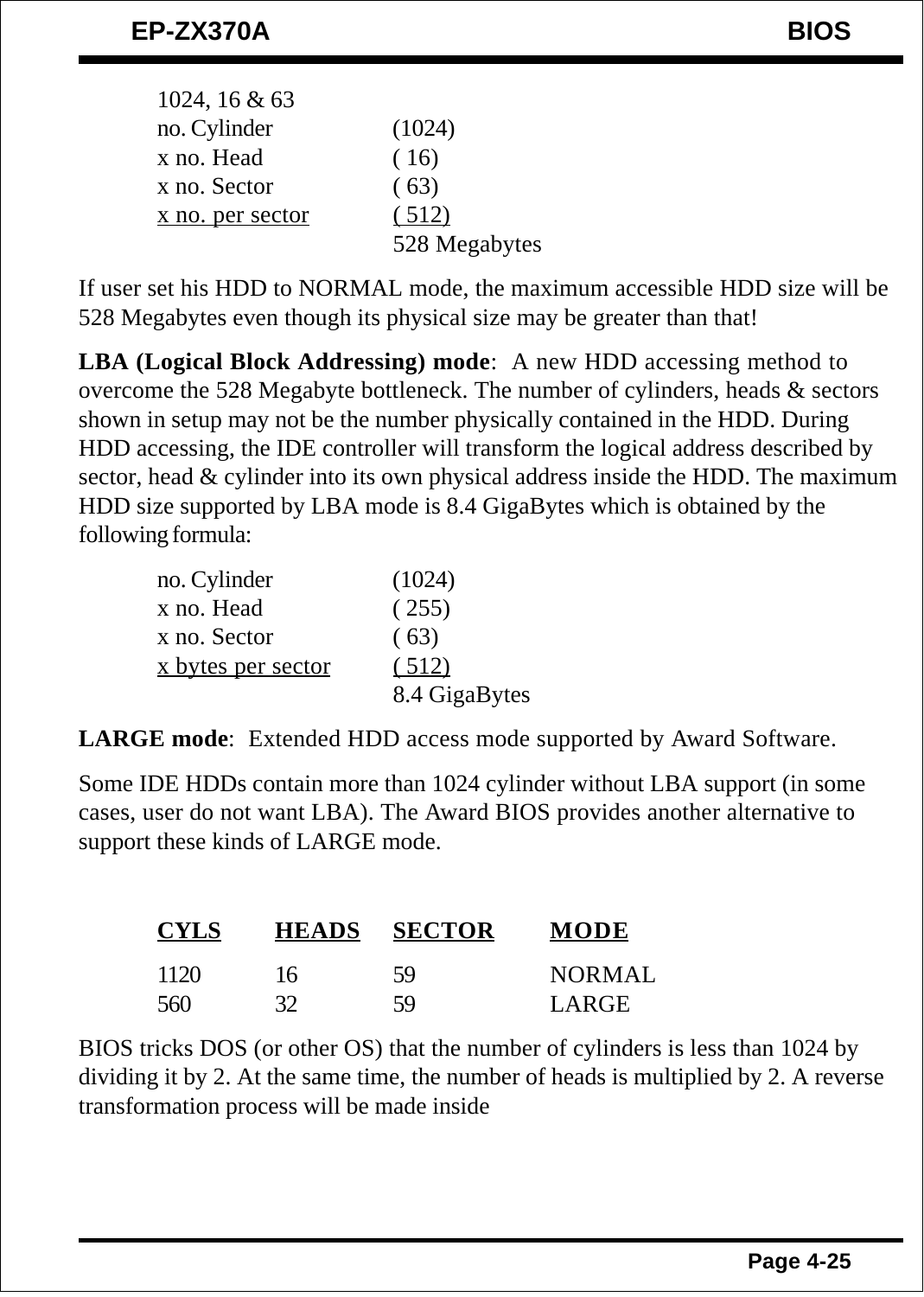1024, 16 & 63

| | |
|---|---|
| no. Cylinder | (1024) |
| x no. Head | ( 16) |
| x no. Sector | ( 63) |
| x no. per sector | ( 512) |
| | 528 Megabytes |

If user set his HDD to NORMAL mode, the maximum accessible HDD size will be 528 Megabytes even though its physical size may be greater than that!

**LBA (Logical Block Addressing) mode**: A new HDD accessing method to overcome the 528 Megabyte bottleneck. The number of cylinders, heads & sectors shown in setup may not be the number physically contained in the HDD. During HDD accessing, the IDE controller will transform the logical address described by sector, head & cylinder into its own physical address inside the HDD. The maximum HDD size supported by LBA mode is 8.4 GigaBytes which is obtained by the following formula:

| | |
|---|---|
| no. Cylinder | (1024) |
| x no. Head | ( 255) |
| x no. Sector | ( 63) |
| x bytes per sector | ( 512) |
| | 8.4 GigaBytes |

**LARGE mode**: Extended HDD access mode supported by Award Software.

Some IDE HDDs contain more than 1024 cylinder without LBA support (in some cases, user do not want LBA). The Award BIOS provides another alternative to support these kinds of LARGE mode.

| CYLS | HEADS | SECTOR | MODE |
|---|---|---|---|
| 1120 | 16 | 59 | NORMAL |
| 560 | 32 | 59 | LARGE |

BIOS tricks DOS (or other OS) that the number of cylinders is less than 1024 by dividing it by 2. At the same time, the number of heads is multiplied by 2. A reverse transformation process will be made inside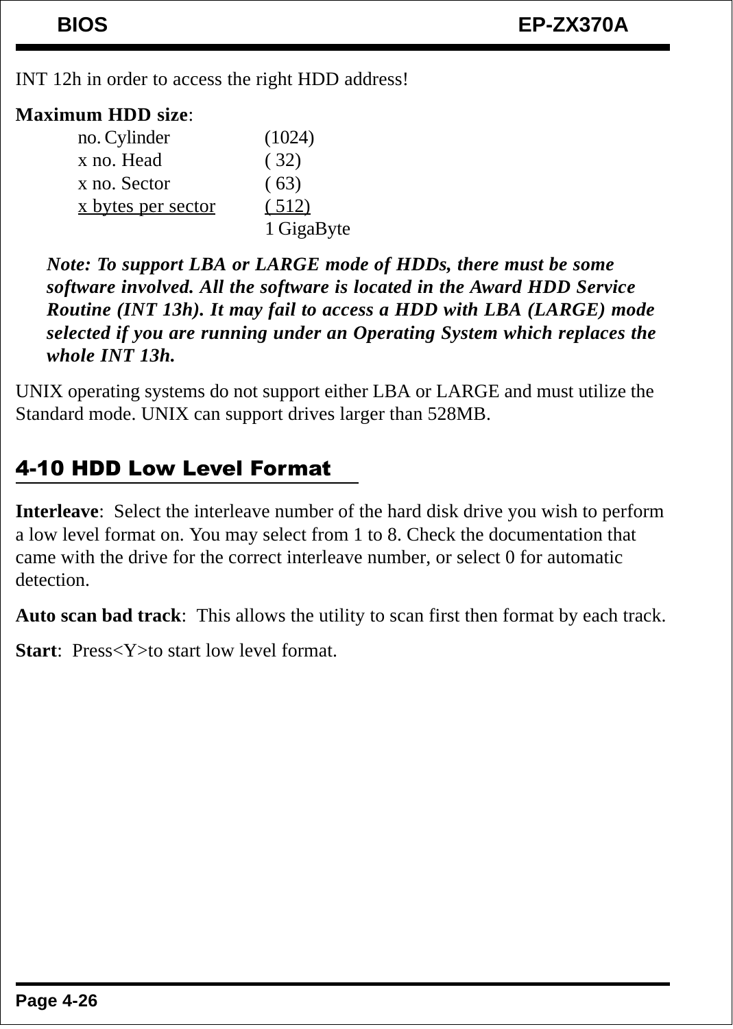INT 12h in order to access the right HDD address!

**Maximum HDD size**:

| | |
|---|---|
| no. Cylinder | (1024) |
| x no. Head | ( 32) |
| x no. Sector | ( 63) |
| x bytes per sector | ( 512) |
| | 1 GigaByte |

***Note: To support LBA or LARGE mode of HDDs, there must be some software involved. All the software is located in the Award HDD Service Routine (INT 13h). It may fail to access a HDD with LBA (LARGE) mode selected if you are running under an Operating System which replaces the whole INT 13h.***

UNIX operating systems do not support either LBA or LARGE and must utilize the Standard mode. UNIX can support drives larger than 528MB.

## 4-10 HDD Low Level Format

**Interleave**: Select the interleave number of the hard disk drive you wish to perform a low level format on. You may select from 1 to 8. Check the documentation that came with the drive for the correct interleave number, or select 0 for automatic detection.

**Auto scan bad track**: This allows the utility to scan first then format by each track.

**Start**: Press<Y>to start low level format.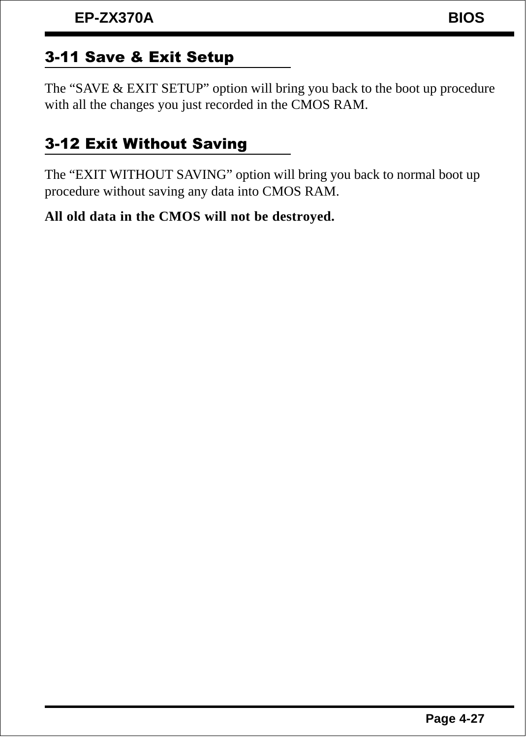## 3-11 Save & Exit Setup

The “SAVE & EXIT SETUP” option will bring you back to the boot up procedure with all the changes you just recorded in the CMOS RAM.

## 3-12 Exit Without Saving

The “EXIT WITHOUT SAVING” option will bring you back to normal boot up procedure without saving any data into CMOS RAM.

**All old data in the CMOS will not be destroyed.**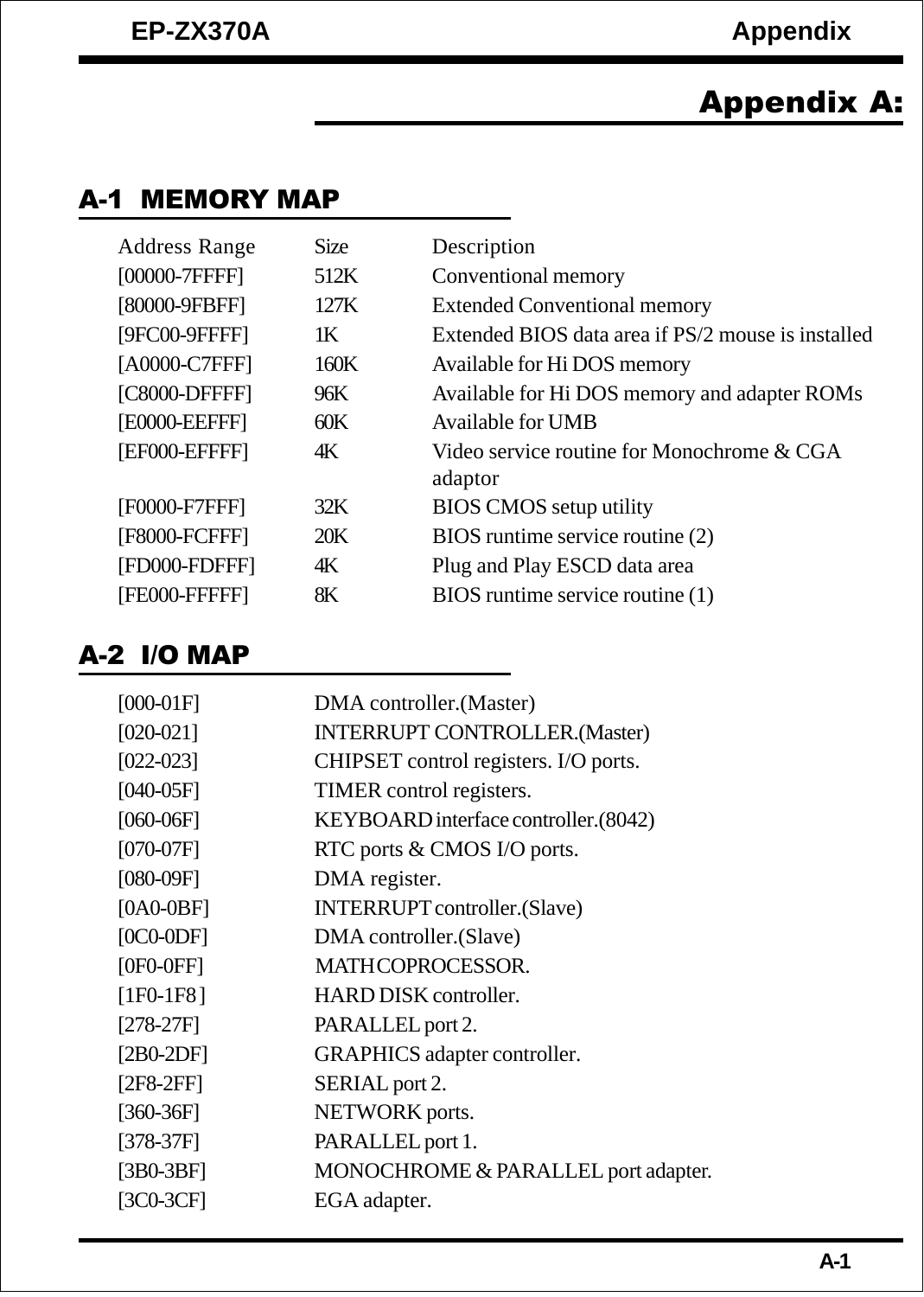# Appendix A:

## A-1 MEMORY MAP

| Address Range | Size | Description |
| --- | --- | --- |
| [00000-7FFFF] | 512K | Conventional memory |
| [80000-9FBFF] | 127K | Extended Conventional memory |
| [9FC00-9FFFF] | 1K | Extended BIOS data area if PS/2 mouse is installed |
| [A0000-C7FFF] | 160K | Available for Hi DOS memory |
| [C8000-DFFFF] | 96K | Available for Hi DOS memory and adapter ROMs |
| [E0000-EEFFF] | 60K | Available for UMB |
| [EF000-EFFFF] | 4K | Video service routine for Monochrome & CGA adaptor |
| [F0000-F7FFF] | 32K | BIOS CMOS setup utility |
| [F8000-FCFFF] | 20K | BIOS runtime service routine (2) |
| [FD000-FDFFF] | 4K | Plug and Play ESCD data area |
| [FE000-FFFFF] | 8K | BIOS runtime service routine (1) |

## A-2 I/O MAP

| | |
| --- | --- |
| [000-01F] | DMA controller.(Master) |
| [020-021] | INTERRUPT CONTROLLER.(Master) |
| [022-023] | CHIPSET control registers. I/O ports. |
| [040-05F] | TIMER control registers. |
| [060-06F] | KEYBOARD interface controller.(8042) |
| [070-07F] | RTC ports & CMOS I/O ports. |
| [080-09F] | DMA register. |
| [0A0-0BF] | INTERRUPT controller.(Slave) |
| [0C0-0DF] | DMA controller.(Slave) |
| [0F0-0FF] | MATH COPROCESSOR. |
| [1F0-1F8] | HARD DISK controller. |
| [278-27F] | PARALLEL port 2. |
| [2B0-2DF] | GRAPHICS adapter controller. |
| [2F8-2FF] | SERIAL port 2. |
| [360-36F] | NETWORK ports. |
| [378-37F] | PARALLEL port 1. |
| [3B0-3BF] | MONOCHROME & PARALLEL port adapter. |
| [3C0-3CF] | EGA adapter. |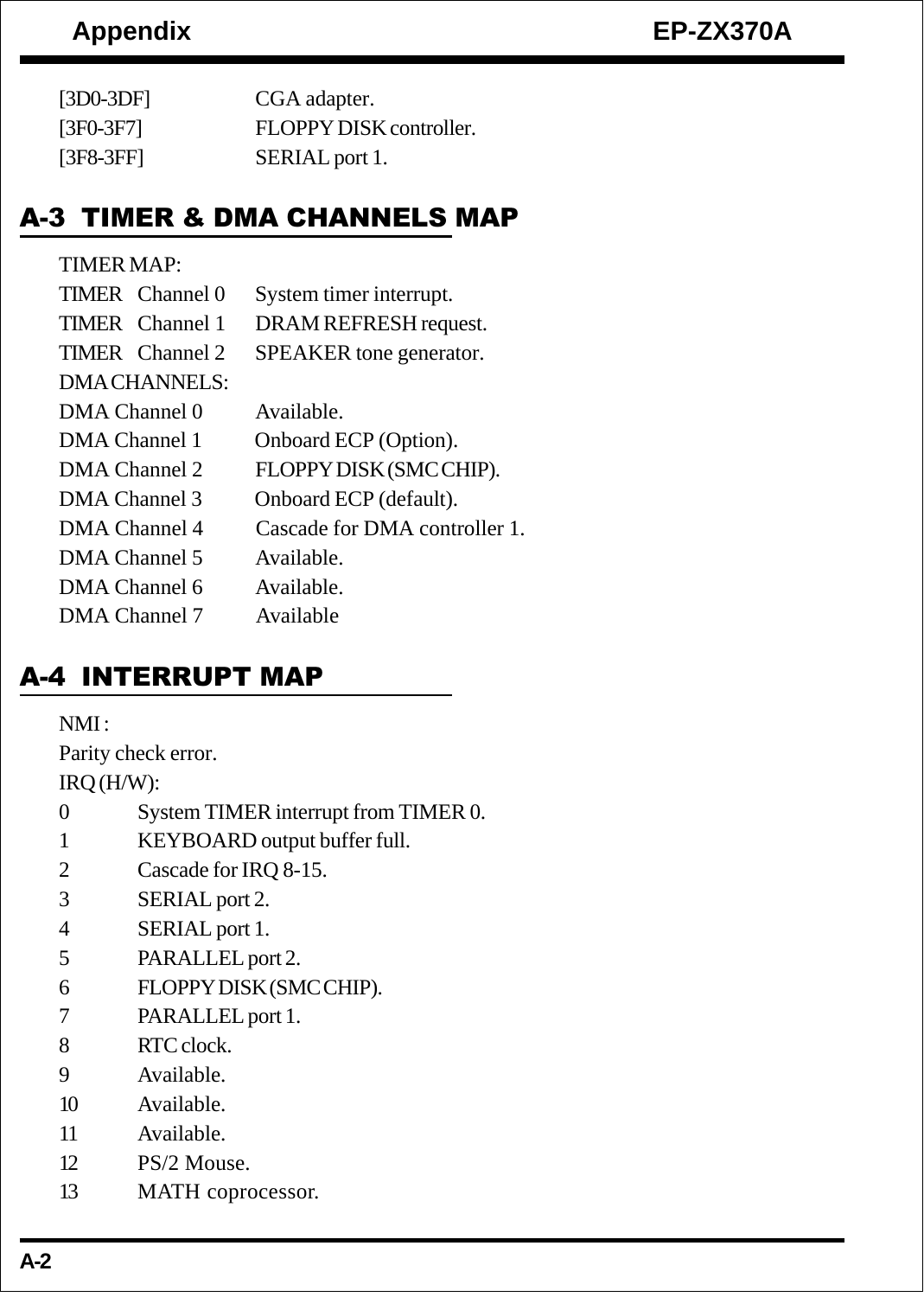| | |
|---|---|
| [3D0-3DF] | CGA adapter. |
| [3F0-3F7] | FLOPPY DISK controller. |
| [3F8-3FF] | SERIAL port 1. |

## A-3 TIMER & DMA CHANNELS MAP

TIMER MAP:

| | |
|---|---|
| TIMER Channel 0 | System timer interrupt. |
| TIMER Channel 1 | DRAM REFRESH request. |
| TIMER Channel 2 | SPEAKER tone generator. |

DMA CHANNELS:

| | |
|---|---|
| DMA Channel 0 | Available. |
| DMA Channel 1 | Onboard ECP (Option). |
| DMA Channel 2 | FLOPPY DISK (SMC CHIP). |
| DMA Channel 3 | Onboard ECP (default). |
| DMA Channel 4 | Cascade for DMA controller 1. |
| DMA Channel 5 | Available. |
| DMA Channel 6 | Available. |
| DMA Channel 7 | Available |

## A-4 INTERRUPT MAP

NMI :

Parity check error.

IRQ (H/W):

| | |
|---|---|
| 0 | System TIMER interrupt from TIMER 0. |
| 1 | KEYBOARD output buffer full. |
| 2 | Cascade for IRQ 8-15. |
| 3 | SERIAL port 2. |
| 4 | SERIAL port 1. |
| 5 | PARALLEL port 2. |
| 6 | FLOPPY DISK (SMC CHIP). |
| 7 | PARALLEL port 1. |
| 8 | RTC clock. |
| 9 | Available. |
| 10 | Available. |
| 11 | Available. |
| 12 | PS/2 Mouse. |
| 13 | MATH coprocessor. |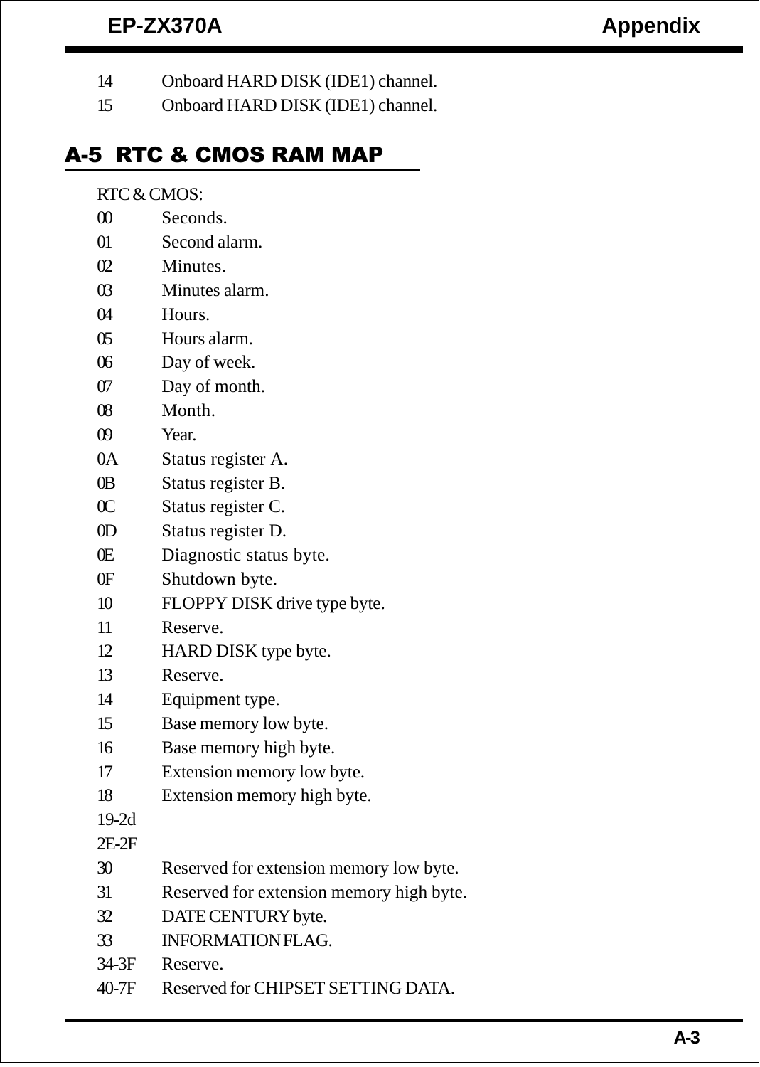| | |
|---|---|
| 14 | Onboard HARD DISK (IDE1) channel. |
| 15 | Onboard HARD DISK (IDE1) channel. |

## A-5 RTC & CMOS RAM MAP

RTC & CMOS:

| | |
|---|---|
| 00 | Seconds. |
| 01 | Second alarm. |
| 02 | Minutes. |
| 03 | Minutes alarm. |
| 04 | Hours. |
| 05 | Hours alarm. |
| 06 | Day of week. |
| 07 | Day of month. |
| 08 | Month. |
| 09 | Year. |
| 0A | Status register A. |
| 0B | Status register B. |
| 0C | Status register C. |
| 0D | Status register D. |
| 0E | Diagnostic status byte. |
| 0F | Shutdown byte. |
| 10 | FLOPPY DISK drive type byte. |
| 11 | Reserve. |
| 12 | HARD DISK type byte. |
| 13 | Reserve. |
| 14 | Equipment type. |
| 15 | Base memory low byte. |
| 16 | Base memory high byte. |
| 17 | Extension memory low byte. |
| 18 | Extension memory high byte. |
| 19-2d | |
| 2E-2F | |
| 30 | Reserved for extension memory low byte. |
| 31 | Reserved for extension memory high byte. |
| 32 | DATE CENTURY byte. |
| 33 | INFORMATION FLAG. |
| 34-3F | Reserve. |
| 40-7F | Reserved for CHIPSET SETTING DATA. |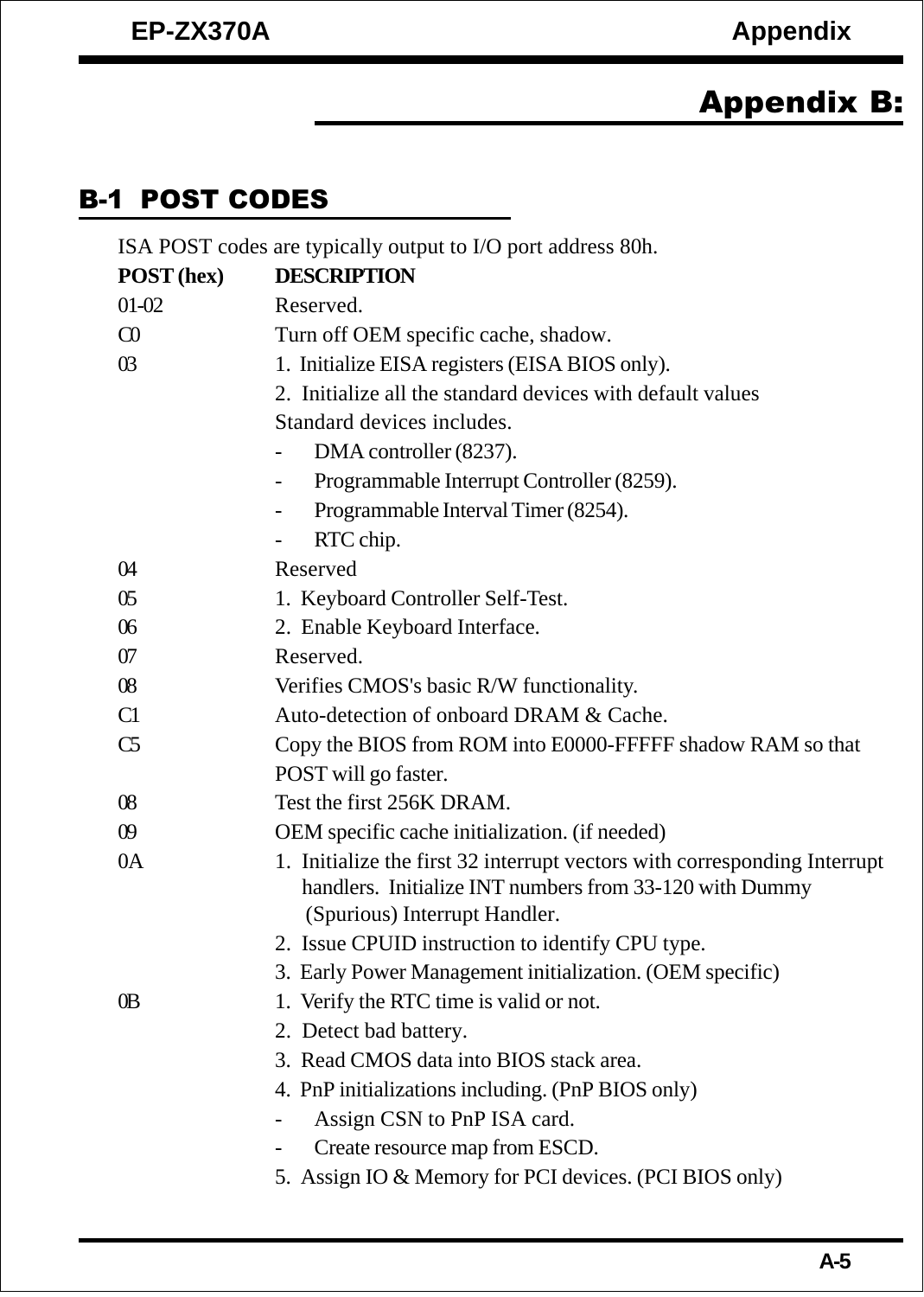# Appendix B:

## B-1 POST CODES

ISA POST codes are typically output to I/O port address 80h.

| POST (hex) | DESCRIPTION |
|---|---|
| 01-02 | Reserved. |
| C0 | Turn off OEM specific cache, shadow. |
| 03 | 1. Initialize EISA registers (EISA BIOS only). |
| | 2. Initialize all the standard devices with default values Standard devices includes. |
| | - DMA controller (8237). |
| | - Programmable Interrupt Controller (8259). |
| | - Programmable Interval Timer (8254). |
| | - RTC chip. |
| 04 | Reserved |
| 05 | 1. Keyboard Controller Self-Test. |
| 06 | 2. Enable Keyboard Interface. |
| 07 | Reserved. |
| 08 | Verifies CMOS's basic R/W functionality. |
| C1 | Auto-detection of onboard DRAM & Cache. |
| C5 | Copy the BIOS from ROM into E0000-FFFFF shadow RAM so that POST will go faster. |
| 08 | Test the first 256K DRAM. |
| 09 | OEM specific cache initialization. (if needed) |
| 0A | 1. Initialize the first 32 interrupt vectors with corresponding Interrupt handlers. Initialize INT numbers from 33-120 with Dummy (Spurious) Interrupt Handler. |
| | 2. Issue CPUID instruction to identify CPU type. |
| | 3. Early Power Management initialization. (OEM specific) |
| 0B | 1. Verify the RTC time is valid or not. |
| | 2. Detect bad battery. |
| | 3. Read CMOS data into BIOS stack area. |
| | 4. PnP initializations including. (PnP BIOS only) |
| | - Assign CSN to PnP ISA card. |
| | - Create resource map from ESCD. |
| | 5. Assign IO & Memory for PCI devices. (PCI BIOS only) |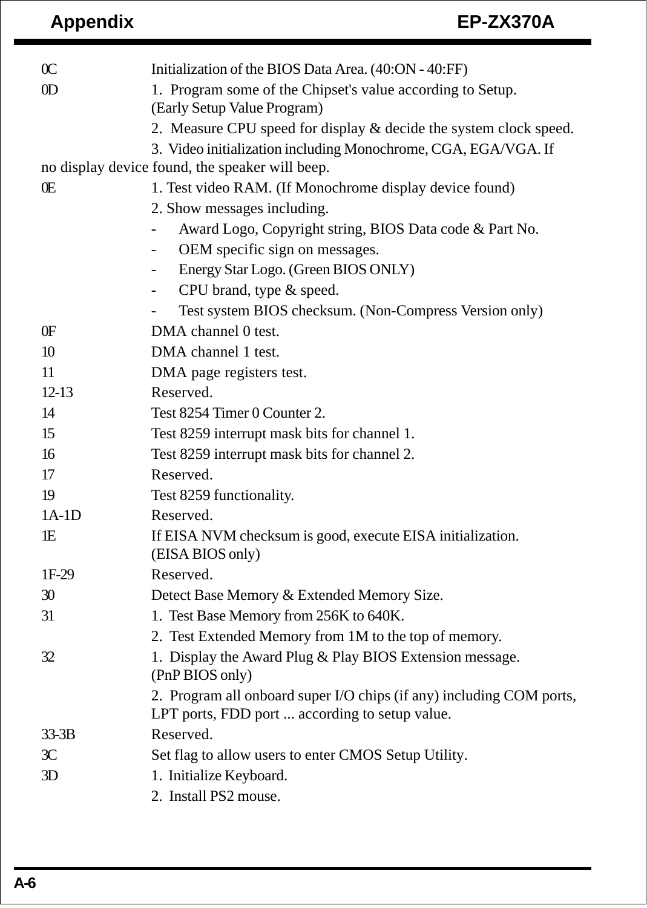| Code | Description |
|---|---|
| 0C | Initialization of the BIOS Data Area. (40:ON - 40:FF) |
| 0D | 1. Program some of the Chipset's value according to Setup. (Early Setup Value Program) |
| | 2. Measure CPU speed for display & decide the system clock speed. |
| | 3. Video initialization including Monochrome, CGA, EGA/VGA. If no display device found, the speaker will beep. |
| 0E | 1. Test video RAM. (If Monochrome display device found) |
| | 2. Show messages including. |
| | - Award Logo, Copyright string, BIOS Data code & Part No. |
| | - OEM specific sign on messages. |
| | - Energy Star Logo. (Green BIOS ONLY) |
| | - CPU brand, type & speed. |
| | - Test system BIOS checksum. (Non-Compress Version only) |
| 0F | DMA channel 0 test. |
| 10 | DMA channel 1 test. |
| 11 | DMA page registers test. |
| 12-13 | Reserved. |
| 14 | Test 8254 Timer 0 Counter 2. |
| 15 | Test 8259 interrupt mask bits for channel 1. |
| 16 | Test 8259 interrupt mask bits for channel 2. |
| 17 | Reserved. |
| 19 | Test 8259 functionality. |
| 1A-1D | Reserved. |
| 1E | If EISA NVM checksum is good, execute EISA initialization. (EISA BIOS only) |
| 1F-29 | Reserved. |
| 30 | Detect Base Memory & Extended Memory Size. |
| 31 | 1. Test Base Memory from 256K to 640K. |
| | 2. Test Extended Memory from 1M to the top of memory. |
| 32 | 1. Display the Award Plug & Play BIOS Extension message. (PnP BIOS only) |
| | 2. Program all onboard super I/O chips (if any) including COM ports, LPT ports, FDD port ... according to setup value. |
| 33-3B | Reserved. |
| 3C | Set flag to allow users to enter CMOS Setup Utility. |
| 3D | 1. Initialize Keyboard. |
| | 2. Install PS2 mouse. |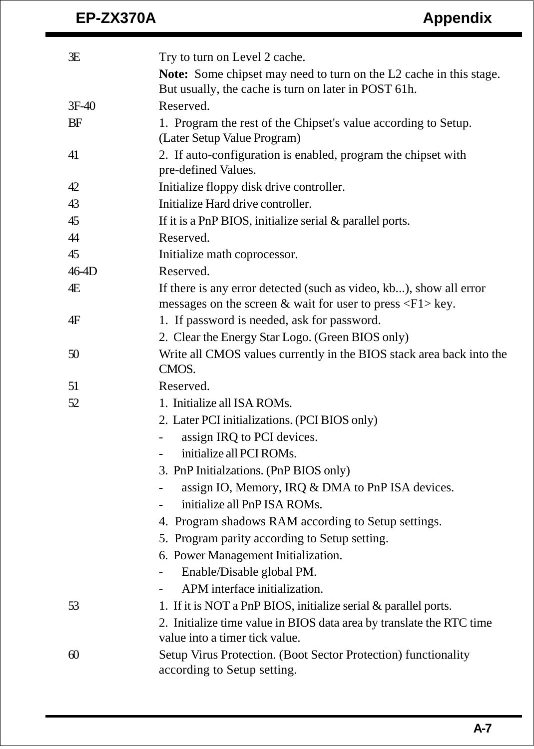| Code | Description |
|---|---|
| 3E | Try to turn on Level 2 cache.<br>**Note:** Some chipset may need to turn on the L2 cache in this stage. But usually, the cache is turn on later in POST 61h. |
| 3F-40 | Reserved. |
| BF | 1. Program the rest of the Chipset's value according to Setup. (Later Setup Value Program) |
| 41 | 2. If auto-configuration is enabled, program the chipset with pre-defined Values. |
| 42 | Initialize floppy disk drive controller. |
| 43 | Initialize Hard drive controller. |
| 45 | If it is a PnP BIOS, initialize serial & parallel ports. |
| 44 | Reserved. |
| 45 | Initialize math coprocessor. |
| 46-4D | Reserved. |
| 4E | If there is any error detected (such as video, kb...), show all error messages on the screen & wait for user to press <F1> key. |
| 4F | 1. If password is needed, ask for password.<br>2. Clear the Energy Star Logo. (Green BIOS only) |
| 50 | Write all CMOS values currently in the BIOS stack area back into the CMOS. |
| 51 | Reserved. |
| 52 | 1. Initialize all ISA ROMs.<br>2. Later PCI initializations. (PCI BIOS only)<br>- assign IRQ to PCI devices.<br>- initialize all PCI ROMs.<br>3. PnP Initialzations. (PnP BIOS only)<br>- assign IO, Memory, IRQ & DMA to PnP ISA devices.<br>- initialize all PnP ISA ROMs.<br>4. Program shadows RAM according to Setup settings.<br>5. Program parity according to Setup setting.<br>6. Power Management Initialization.<br>- Enable/Disable global PM.<br>- APM interface initialization. |
| 53 | 1. If it is NOT a PnP BIOS, initialize serial & parallel ports.<br>2. Initialize time value in BIOS data area by translate the RTC time value into a timer tick value. |
| 60 | Setup Virus Protection. (Boot Sector Protection) functionality according to Setup setting. |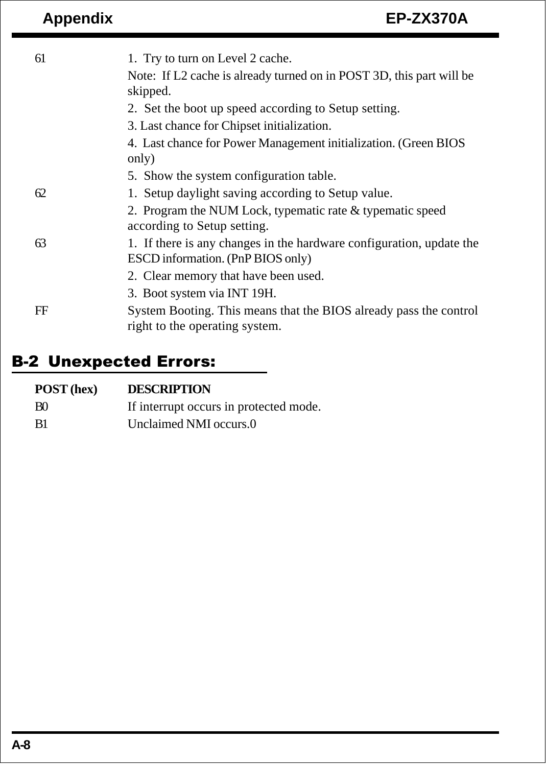| | |
|---|---|
| 61 | 1. Try to turn on Level 2 cache.<br>Note: If L2 cache is already turned on in POST 3D, this part will be skipped.<br>2. Set the boot up speed according to Setup setting.<br>3. Last chance for Chipset initialization.<br>4. Last chance for Power Management initialization. (Green BIOS only)<br>5. Show the system configuration table. |
| 62 | 1. Setup daylight saving according to Setup value.<br>2. Program the NUM Lock, typematic rate & typematic speed according to Setup setting. |
| 63 | 1. If there is any changes in the hardware configuration, update the ESCD information. (PnP BIOS only)<br>2. Clear memory that have been used.<br>3. Boot system via INT 19H. |
| FF | System Booting. This means that the BIOS already pass the control right to the operating system. |

## B-2 Unexpected Errors:

| POST (hex) | DESCRIPTION |
|---|---|
| B0 | If interrupt occurs in protected mode. |
| B1 | Unclaimed NMI occurs.0 |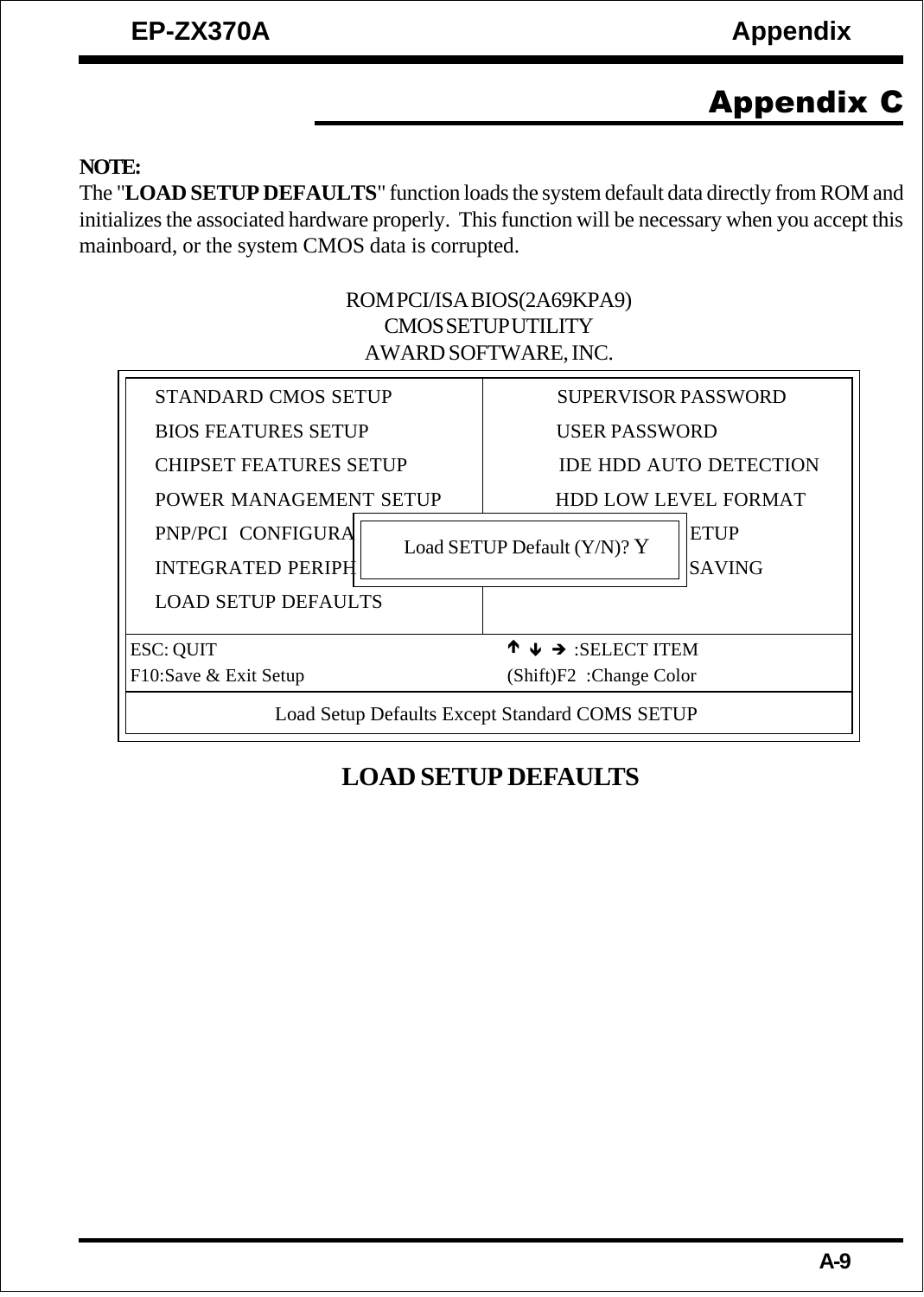# Appendix C

**NOTE:**

The "**LOAD SETUP DEFAULTS**" function loads the system default data directly from ROM and initializes the associated hardware properly. This function will be necessary when you accept this mainboard, or the system CMOS data is corrupted.

ROM PCI/ISA BIOS(2A69KPA9)
CMOS SETUP UTILITY
AWARD SOFTWARE, INC.

```
STANDARD CMOS SETUP              SUPERVISOR PASSWORD
BIOS FEATURES SETUP              USER PASSWORD
CHIPSET FEATURES SETUP           IDE HDD AUTO DETECTION
POWER MANAGEMENT SETUP           HDD LOW LEVEL FORMAT
PNP/PCI  CONFIGURA  Load SETUP Default (Y/N)? Y   ETUP
INTEGRATED PERIPH                                 SAVING
LOAD SETUP DEFAULTS

ESC: QUIT                        ↑ ↓ → :SELECT ITEM
F10:Save & Exit Setup            (Shift)F2  :Change Color

        Load Setup Defaults Except Standard COMS SETUP
```

**LOAD SETUP DEFAULTS**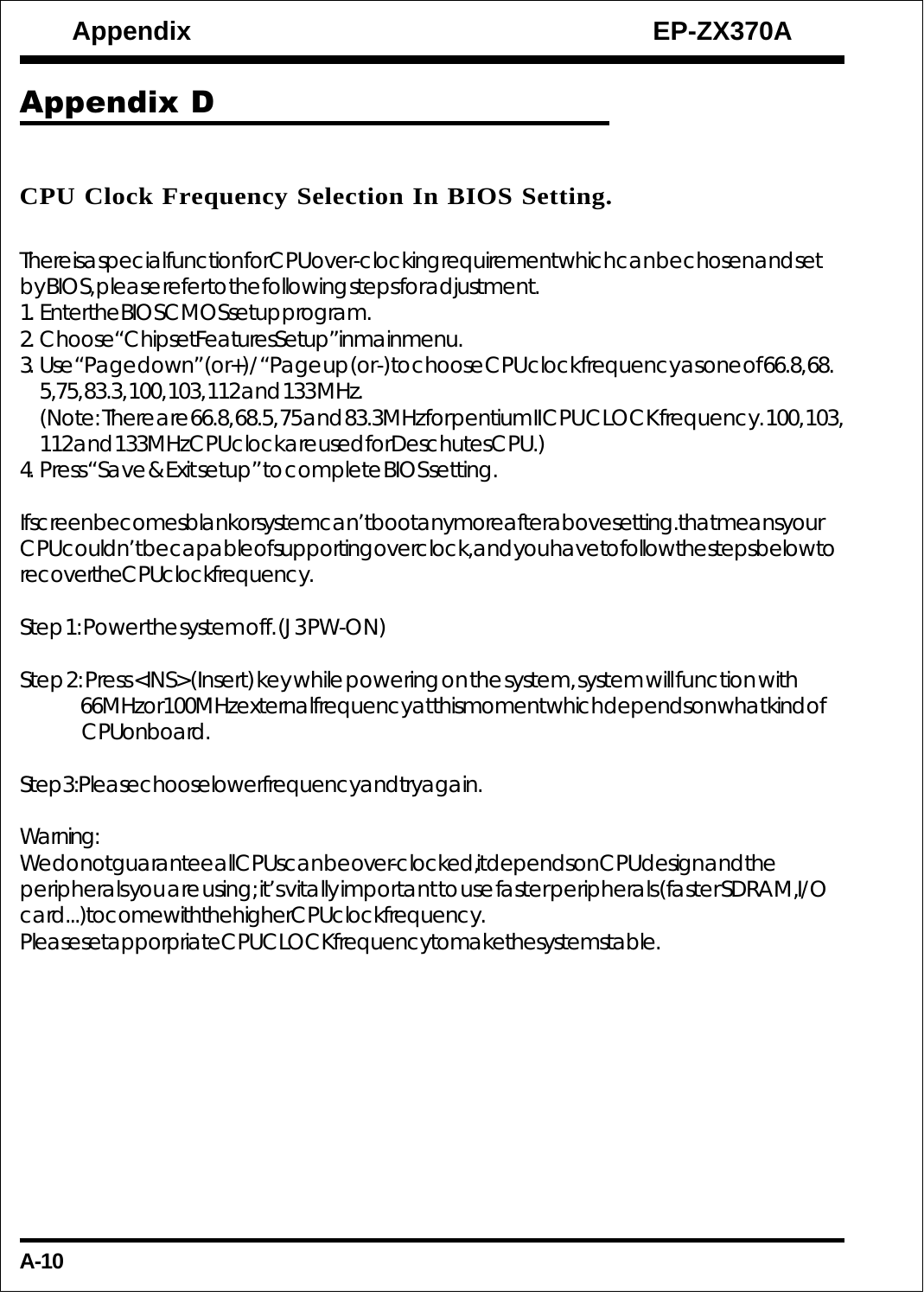# Appendix D

## CPU Clock Frequency Selection In BIOS Setting.

There is a special function for CPU over-clocking requirement which can be chosen and set by BIOS, please refer to the following steps for adjustment.

1. Enter the BIOS CMOS setup program.
2. Choose "Chipset Features Setup" in main menu.
3. Use "Page down" (or+) / "Page up (or-) to choose CPU clock frequency as one of 66.8, 68.5, 75, 83.3, 100, 103, 112 and 133 MHz.
   (Note: There are 66.8, 68.5, 75 and 83.3MHz for pentium II CPU CLOCK frequency. 100, 103, 112 and 133MHz CPU clock are used for Deschutes CPU.)
4. Press "Save & Exit setup" to complete BIOS setting.

If screen becomes blank or system can't boot anymore after above setting. that means your CPU couldn't be capable of supporting overclock, and you have to follow the steps below to recover the CPU clock frequency.

Step 1: Power the system off. (J3 PW-ON)

Step 2: Press <INS> (Insert) key while powering on the system, system will function with 66MHz or 100MHz external frequency at this moment which depends on what kind of CPU onboard.

Step 3: Please choose lower frequency and try again.

Warning:
We do not guarantee all CPUs can be over-clocked, it depends on CPU design and the peripherals you are using; it's vitally important to use faster peripherals (faster SDRAM, I/O card...) to come with the higher CPU clock frequency.
Please set apporpriate CPU CLOCK frequency to make the system stable.